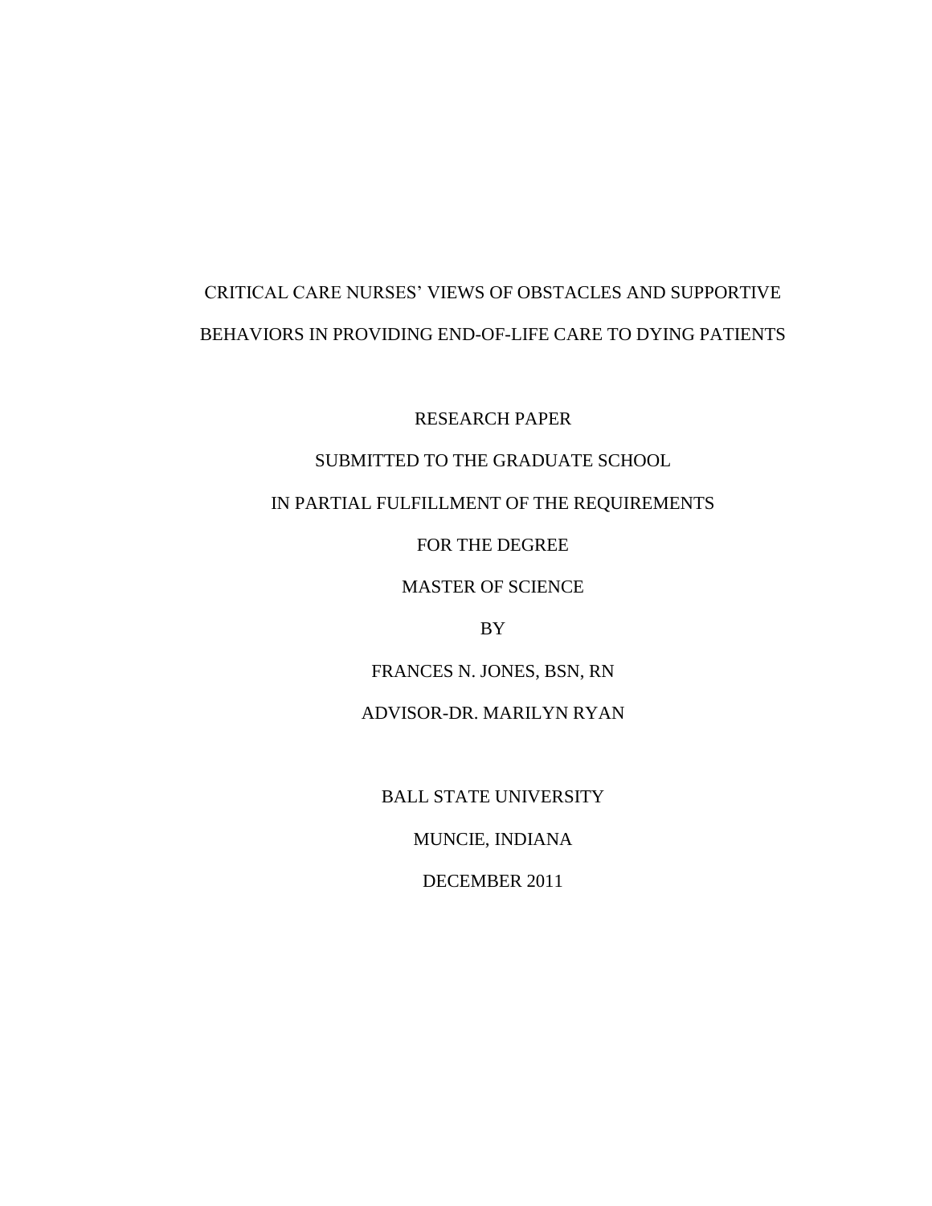# CRITICAL CARE NURSES' VIEWS OF OBSTACLES AND SUPPORTIVE BEHAVIORS IN PROVIDING END-OF-LIFE CARE TO DYING PATIENTS

RESEARCH PAPER

SUBMITTED TO THE GRADUATE SCHOOL

IN PARTIAL FULFILLMENT OF THE REQUIREMENTS

FOR THE DEGREE

MASTER OF SCIENCE

BY

FRANCES N. JONES, BSN, RN

ADVISOR-DR. MARILYN RYAN

BALL STATE UNIVERSITY

MUNCIE, INDIANA

DECEMBER 2011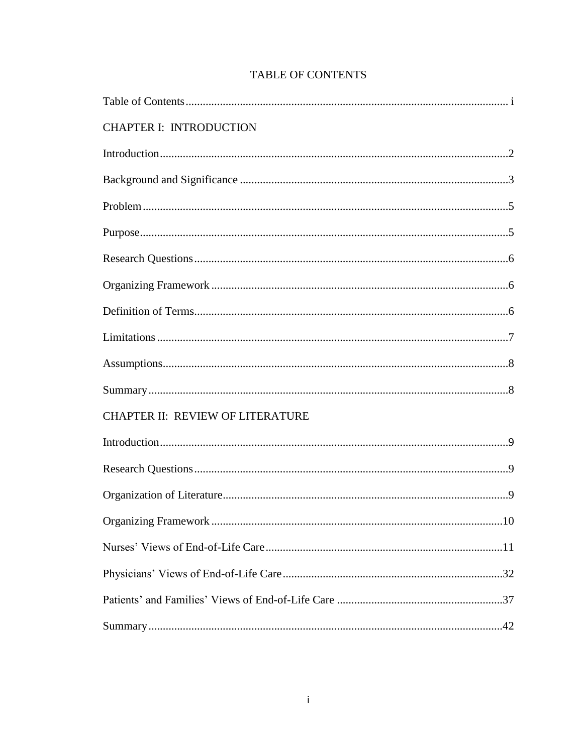# TABLE OF CONTENTS

Table of Contents .......... i

CHAPTER I: INTRODUCTION

Introduction .......... 2

Background and Significance .......... 3

Problem .......... 5

Purpose .......... 5

Research Questions .......... 6

Organizing Framework .......... 6

Definition of Terms .......... 6

Limitations .......... 7

Assumptions .......... 8

Summary .......... 8

CHAPTER II: REVIEW OF LITERATURE

Introduction .......... 9

Research Questions .......... 9

Organization of Literature .......... 9

Organizing Framework .......... 10

Nurses' Views of End-of-Life Care .......... 11

Physicians' Views of End-of-Life Care .......... 32

Patients' and Families' Views of End-of-Life Care .......... 37

Summary .......... 42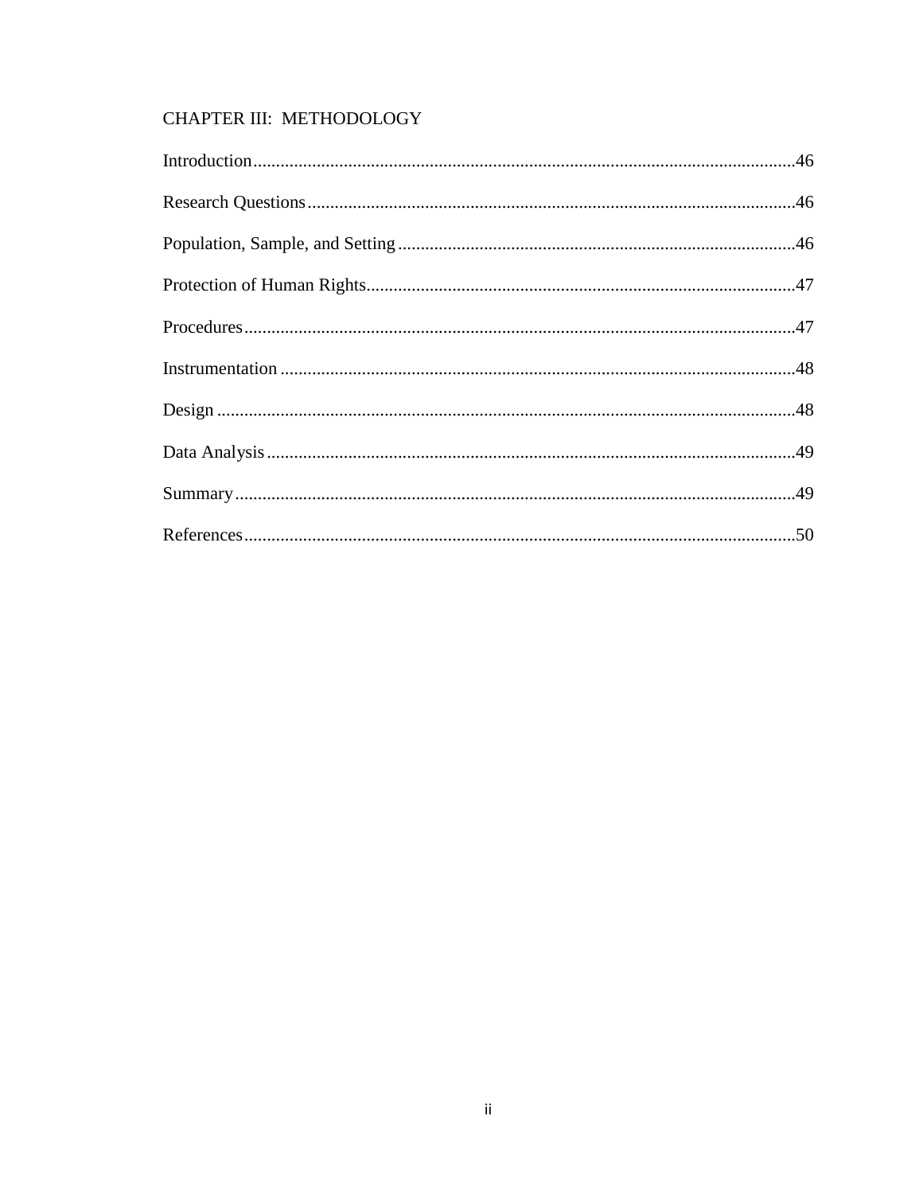CHAPTER III: METHODOLOGY

Introduction......................................................................................................................46

Research Questions..........................................................................................................46

Population, Sample, and Setting......................................................................................46

Protection of Human Rights.............................................................................................47

Procedures........................................................................................................................47

Instrumentation................................................................................................................48

Design..............................................................................................................................48

Data Analysis...................................................................................................................49

Summary..........................................................................................................................49

References........................................................................................................................50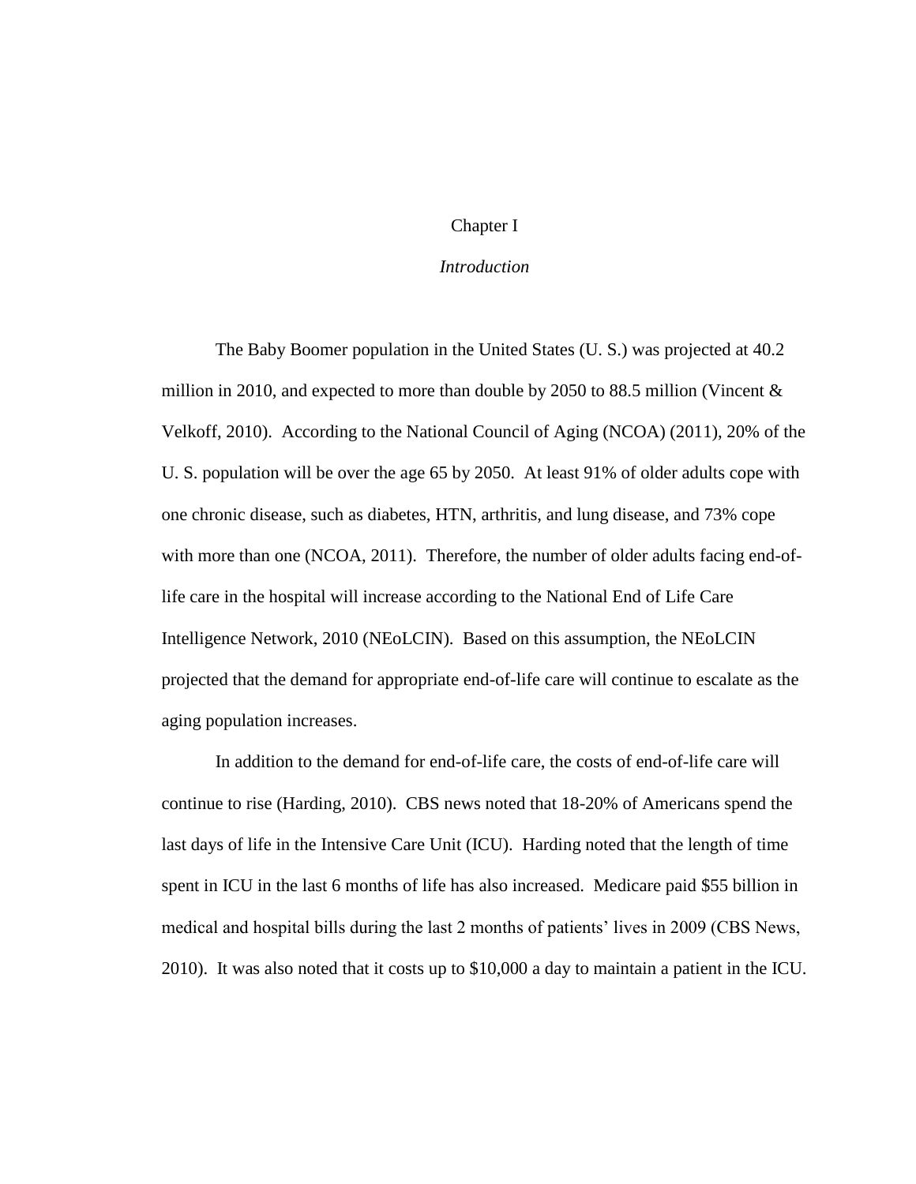# Chapter I

## *Introduction*

The Baby Boomer population in the United States (U. S.) was projected at 40.2 million in 2010, and expected to more than double by 2050 to 88.5 million (Vincent & Velkoff, 2010). According to the National Council of Aging (NCOA) (2011), 20% of the U. S. population will be over the age 65 by 2050. At least 91% of older adults cope with one chronic disease, such as diabetes, HTN, arthritis, and lung disease, and 73% cope with more than one (NCOA, 2011). Therefore, the number of older adults facing end-of-life care in the hospital will increase according to the National End of Life Care Intelligence Network, 2010 (NEoLCIN). Based on this assumption, the NEoLCIN projected that the demand for appropriate end-of-life care will continue to escalate as the aging population increases.

In addition to the demand for end-of-life care, the costs of end-of-life care will continue to rise (Harding, 2010). CBS news noted that 18-20% of Americans spend the last days of life in the Intensive Care Unit (ICU). Harding noted that the length of time spent in ICU in the last 6 months of life has also increased. Medicare paid $55 billion in medical and hospital bills during the last 2 months of patients' lives in 2009 (CBS News, 2010). It was also noted that it costs up to $10,000 a day to maintain a patient in the ICU.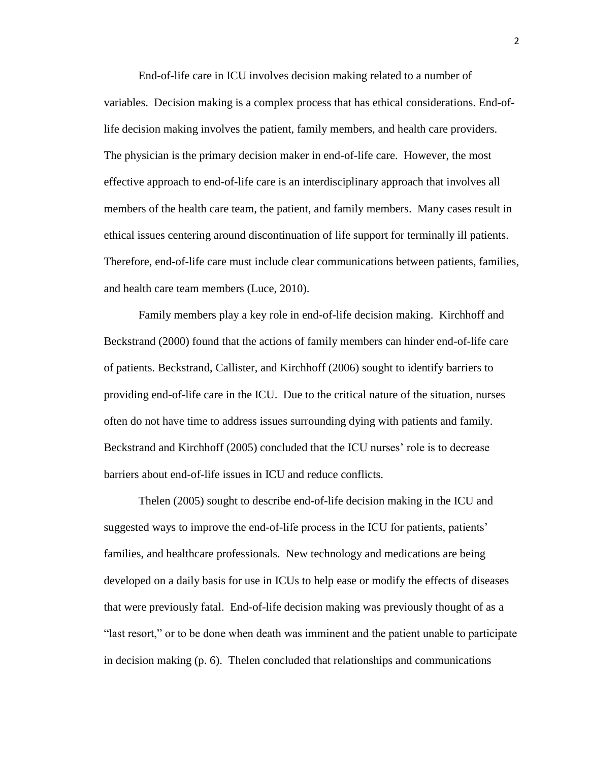End-of-life care in ICU involves decision making related to a number of variables. Decision making is a complex process that has ethical considerations. End-of-life decision making involves the patient, family members, and health care providers. The physician is the primary decision maker in end-of-life care. However, the most effective approach to end-of-life care is an interdisciplinary approach that involves all members of the health care team, the patient, and family members. Many cases result in ethical issues centering around discontinuation of life support for terminally ill patients. Therefore, end-of-life care must include clear communications between patients, families, and health care team members (Luce, 2010).

Family members play a key role in end-of-life decision making. Kirchhoff and Beckstrand (2000) found that the actions of family members can hinder end-of-life care of patients. Beckstrand, Callister, and Kirchhoff (2006) sought to identify barriers to providing end-of-life care in the ICU. Due to the critical nature of the situation, nurses often do not have time to address issues surrounding dying with patients and family. Beckstrand and Kirchhoff (2005) concluded that the ICU nurses' role is to decrease barriers about end-of-life issues in ICU and reduce conflicts.

Thelen (2005) sought to describe end-of-life decision making in the ICU and suggested ways to improve the end-of-life process in the ICU for patients, patients' families, and healthcare professionals. New technology and medications are being developed on a daily basis for use in ICUs to help ease or modify the effects of diseases that were previously fatal. End-of-life decision making was previously thought of as a "last resort," or to be done when death was imminent and the patient unable to participate in decision making (p. 6). Thelen concluded that relationships and communications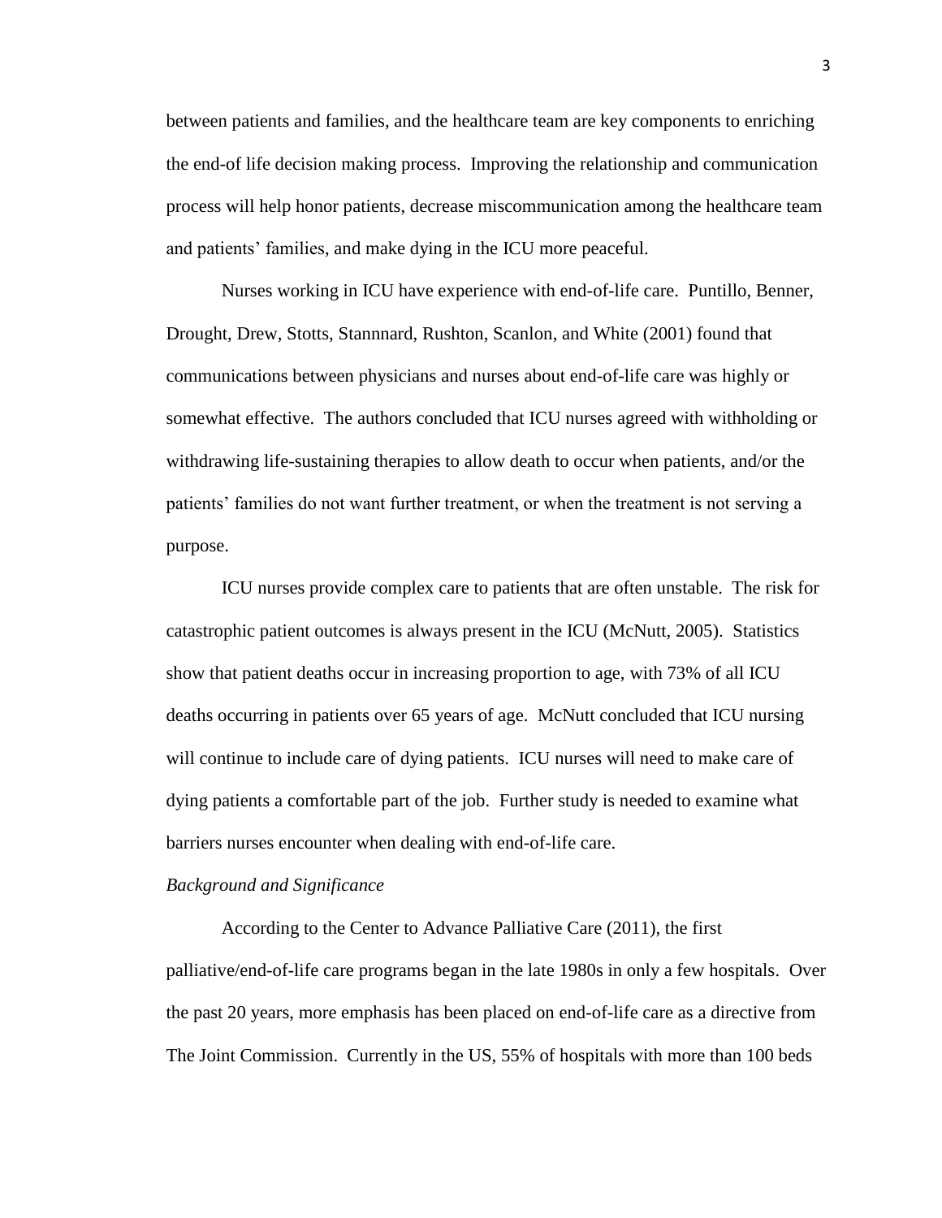between patients and families, and the healthcare team are key components to enriching the end-of life decision making process. Improving the relationship and communication process will help honor patients, decrease miscommunication among the healthcare team and patients' families, and make dying in the ICU more peaceful.

Nurses working in ICU have experience with end-of-life care. Puntillo, Benner, Drought, Drew, Stotts, Stannnard, Rushton, Scanlon, and White (2001) found that communications between physicians and nurses about end-of-life care was highly or somewhat effective. The authors concluded that ICU nurses agreed with withholding or withdrawing life-sustaining therapies to allow death to occur when patients, and/or the patients' families do not want further treatment, or when the treatment is not serving a purpose.

ICU nurses provide complex care to patients that are often unstable. The risk for catastrophic patient outcomes is always present in the ICU (McNutt, 2005). Statistics show that patient deaths occur in increasing proportion to age, with 73% of all ICU deaths occurring in patients over 65 years of age. McNutt concluded that ICU nursing will continue to include care of dying patients. ICU nurses will need to make care of dying patients a comfortable part of the job. Further study is needed to examine what barriers nurses encounter when dealing with end-of-life care.

*Background and Significance*

According to the Center to Advance Palliative Care (2011), the first palliative/end-of-life care programs began in the late 1980s in only a few hospitals. Over the past 20 years, more emphasis has been placed on end-of-life care as a directive from The Joint Commission. Currently in the US, 55% of hospitals with more than 100 beds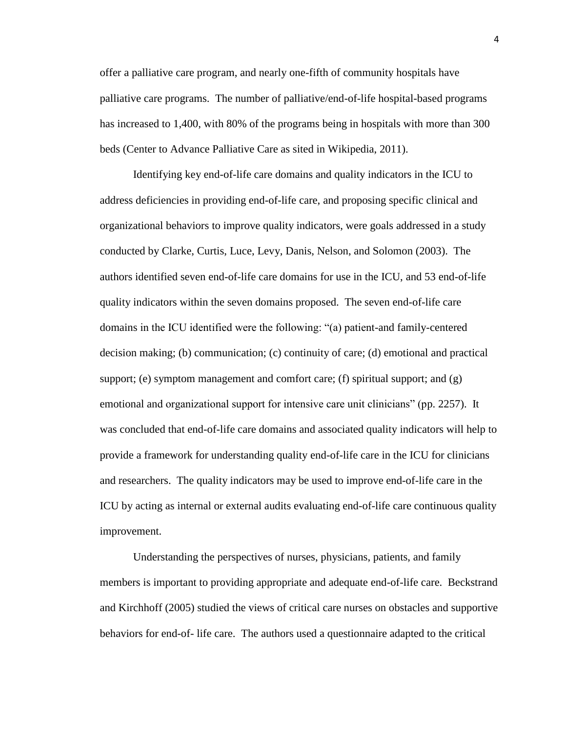offer a palliative care program, and nearly one-fifth of community hospitals have palliative care programs.  The number of palliative/end-of-life hospital-based programs has increased to 1,400, with 80% of the programs being in hospitals with more than 300 beds (Center to Advance Palliative Care as sited in Wikipedia, 2011).

Identifying key end-of-life care domains and quality indicators in the ICU to address deficiencies in providing end-of-life care, and proposing specific clinical and organizational behaviors to improve quality indicators, were goals addressed in a study conducted by Clarke, Curtis, Luce, Levy, Danis, Nelson, and Solomon (2003).  The authors identified seven end-of-life care domains for use in the ICU, and 53 end-of-life quality indicators within the seven domains proposed.  The seven end-of-life care domains in the ICU identified were the following: "(a) patient-and family-centered decision making; (b) communication; (c) continuity of care; (d) emotional and practical support; (e) symptom management and comfort care; (f) spiritual support; and (g) emotional and organizational support for intensive care unit clinicians" (pp. 2257).  It was concluded that end-of-life care domains and associated quality indicators will help to provide a framework for understanding quality end-of-life care in the ICU for clinicians and researchers.  The quality indicators may be used to improve end-of-life care in the ICU by acting as internal or external audits evaluating end-of-life care continuous quality improvement.

Understanding the perspectives of nurses, physicians, patients, and family members is important to providing appropriate and adequate end-of-life care.  Beckstrand and Kirchhoff (2005) studied the views of critical care nurses on obstacles and supportive behaviors for end-of- life care.  The authors used a questionnaire adapted to the critical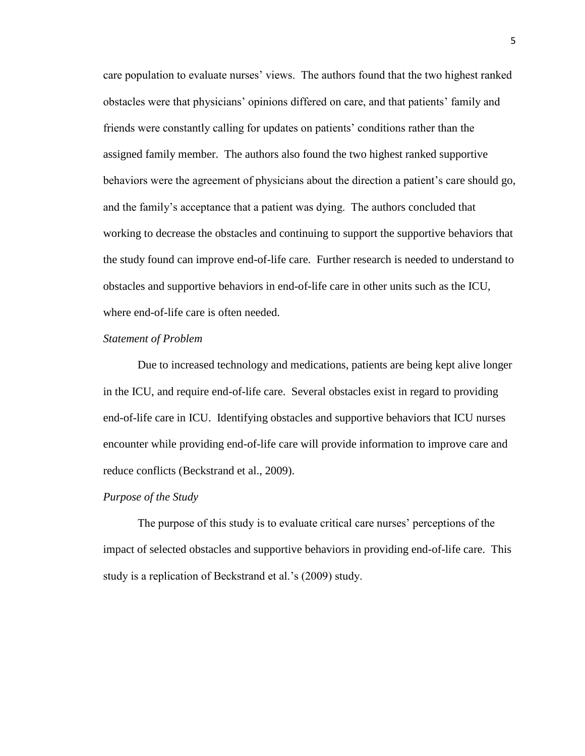care population to evaluate nurses' views. The authors found that the two highest ranked obstacles were that physicians' opinions differed on care, and that patients' family and friends were constantly calling for updates on patients' conditions rather than the assigned family member. The authors also found the two highest ranked supportive behaviors were the agreement of physicians about the direction a patient's care should go, and the family's acceptance that a patient was dying. The authors concluded that working to decrease the obstacles and continuing to support the supportive behaviors that the study found can improve end-of-life care. Further research is needed to understand to obstacles and supportive behaviors in end-of-life care in other units such as the ICU, where end-of-life care is often needed.

### *Statement of Problem*

Due to increased technology and medications, patients are being kept alive longer in the ICU, and require end-of-life care. Several obstacles exist in regard to providing end-of-life care in ICU. Identifying obstacles and supportive behaviors that ICU nurses encounter while providing end-of-life care will provide information to improve care and reduce conflicts (Beckstrand et al., 2009).

### *Purpose of the Study*

The purpose of this study is to evaluate critical care nurses' perceptions of the impact of selected obstacles and supportive behaviors in providing end-of-life care. This study is a replication of Beckstrand et al.'s (2009) study.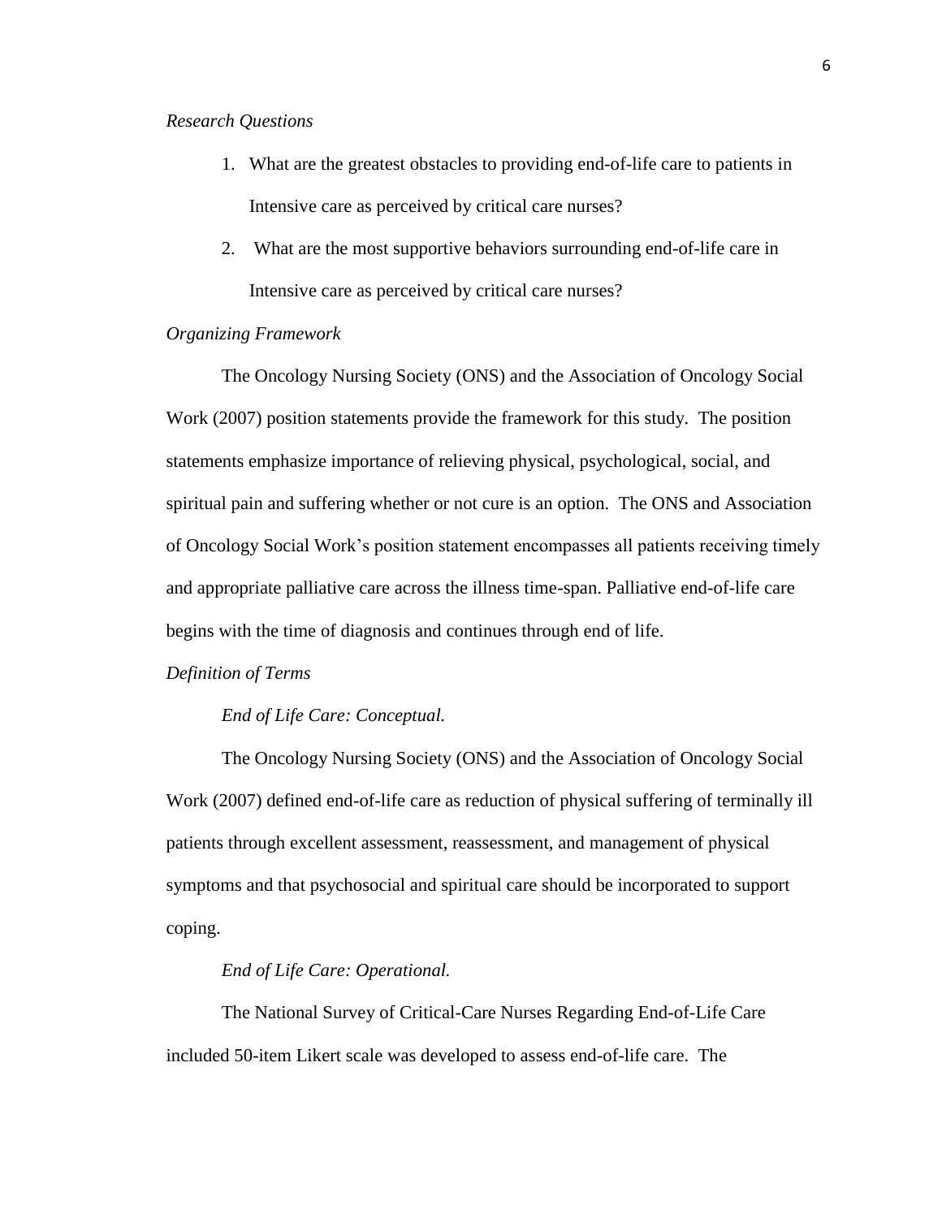*Research Questions*

1. What are the greatest obstacles to providing end-of-life care to patients in Intensive care as perceived by critical care nurses?
2. What are the most supportive behaviors surrounding end-of-life care in Intensive care as perceived by critical care nurses?

*Organizing Framework*

The Oncology Nursing Society (ONS) and the Association of Oncology Social Work (2007) position statements provide the framework for this study. The position statements emphasize importance of relieving physical, psychological, social, and spiritual pain and suffering whether or not cure is an option. The ONS and Association of Oncology Social Work's position statement encompasses all patients receiving timely and appropriate palliative care across the illness time-span. Palliative end-of-life care begins with the time of diagnosis and continues through end of life.

*Definition of Terms*

*End of Life Care: Conceptual.*

The Oncology Nursing Society (ONS) and the Association of Oncology Social Work (2007) defined end-of-life care as reduction of physical suffering of terminally ill patients through excellent assessment, reassessment, and management of physical symptoms and that psychosocial and spiritual care should be incorporated to support coping.

*End of Life Care: Operational.*

The National Survey of Critical-Care Nurses Regarding End-of-Life Care included 50-item Likert scale was developed to assess end-of-life care. The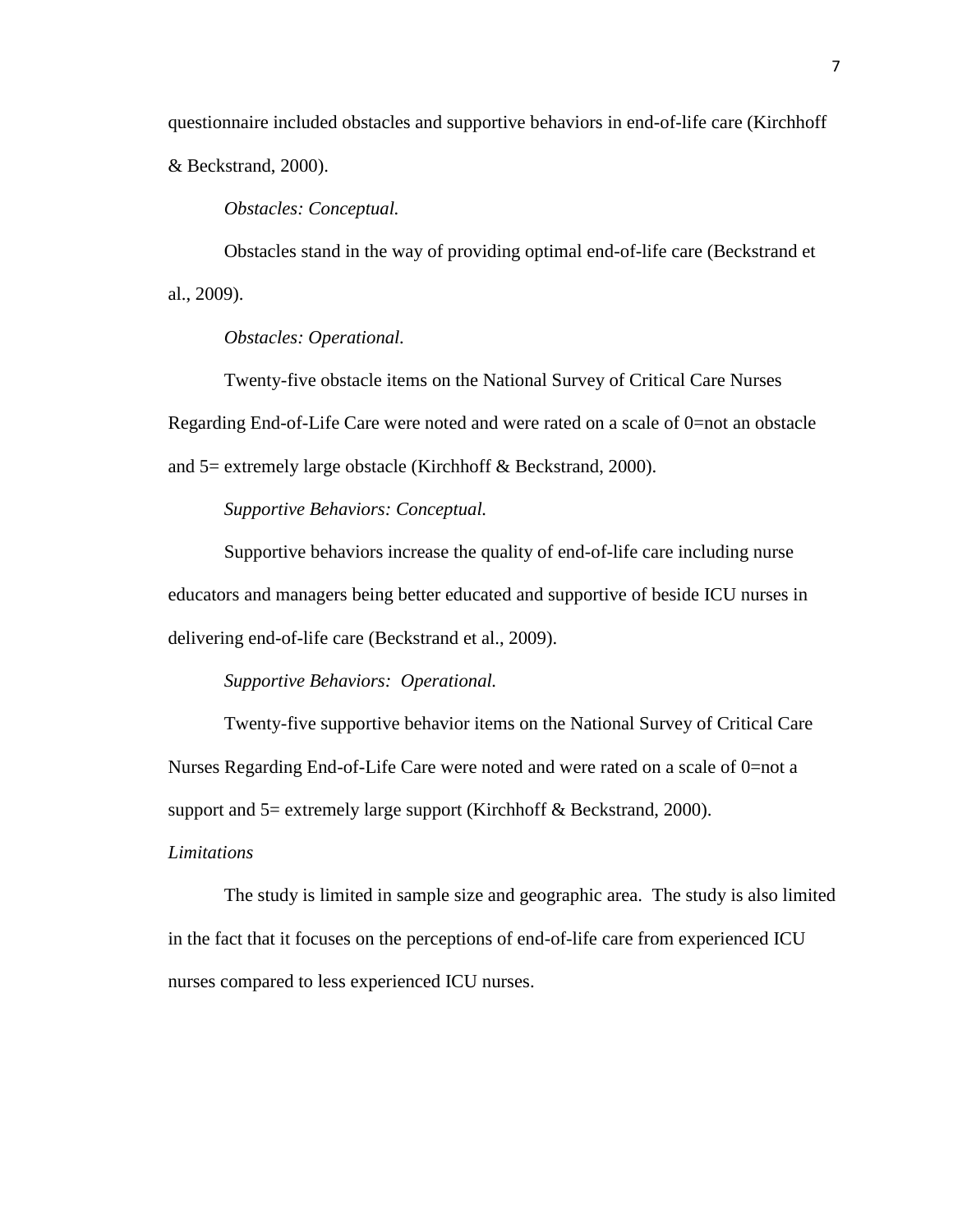questionnaire included obstacles and supportive behaviors in end-of-life care (Kirchhoff & Beckstrand, 2000).

*Obstacles: Conceptual.*

Obstacles stand in the way of providing optimal end-of-life care (Beckstrand et al., 2009).

*Obstacles: Operational.*

Twenty-five obstacle items on the National Survey of Critical Care Nurses Regarding End-of-Life Care were noted and were rated on a scale of 0=not an obstacle and 5= extremely large obstacle (Kirchhoff & Beckstrand, 2000).

*Supportive Behaviors: Conceptual.*

Supportive behaviors increase the quality of end-of-life care including nurse educators and managers being better educated and supportive of beside ICU nurses in delivering end-of-life care (Beckstrand et al., 2009).

*Supportive Behaviors:  Operational.*

Twenty-five supportive behavior items on the National Survey of Critical Care Nurses Regarding End-of-Life Care were noted and were rated on a scale of 0=not a support and 5= extremely large support (Kirchhoff & Beckstrand, 2000).

*Limitations*

The study is limited in sample size and geographic area.  The study is also limited in the fact that it focuses on the perceptions of end-of-life care from experienced ICU nurses compared to less experienced ICU nurses.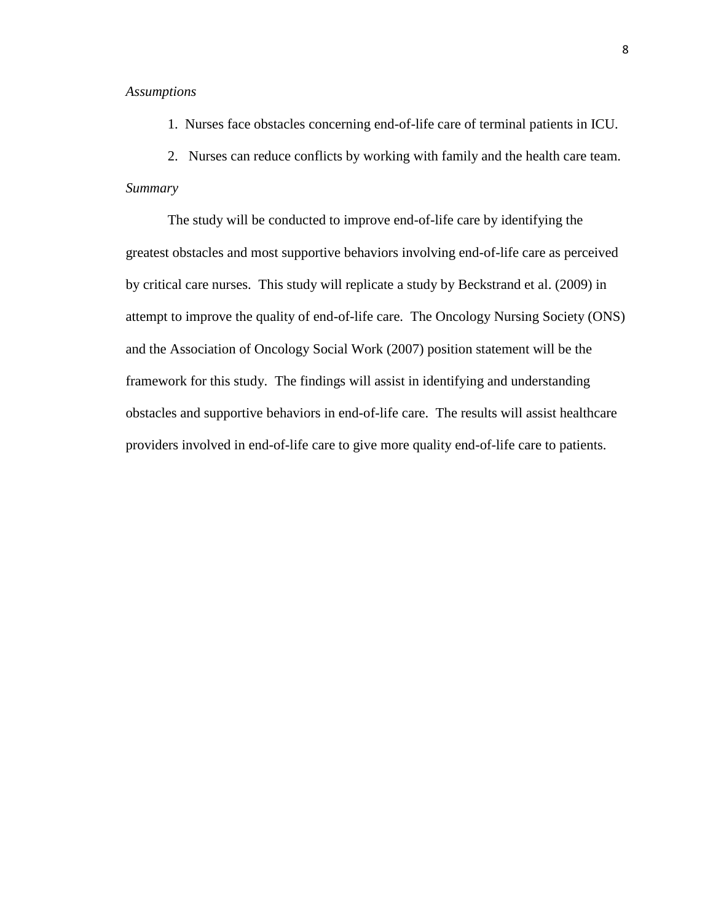*Assumptions*

1. Nurses face obstacles concerning end-of-life care of terminal patients in ICU.
2. Nurses can reduce conflicts by working with family and the health care team.

*Summary*

The study will be conducted to improve end-of-life care by identifying the greatest obstacles and most supportive behaviors involving end-of-life care as perceived by critical care nurses. This study will replicate a study by Beckstrand et al. (2009) in attempt to improve the quality of end-of-life care. The Oncology Nursing Society (ONS) and the Association of Oncology Social Work (2007) position statement will be the framework for this study. The findings will assist in identifying and understanding obstacles and supportive behaviors in end-of-life care. The results will assist healthcare providers involved in end-of-life care to give more quality end-of-life care to patients.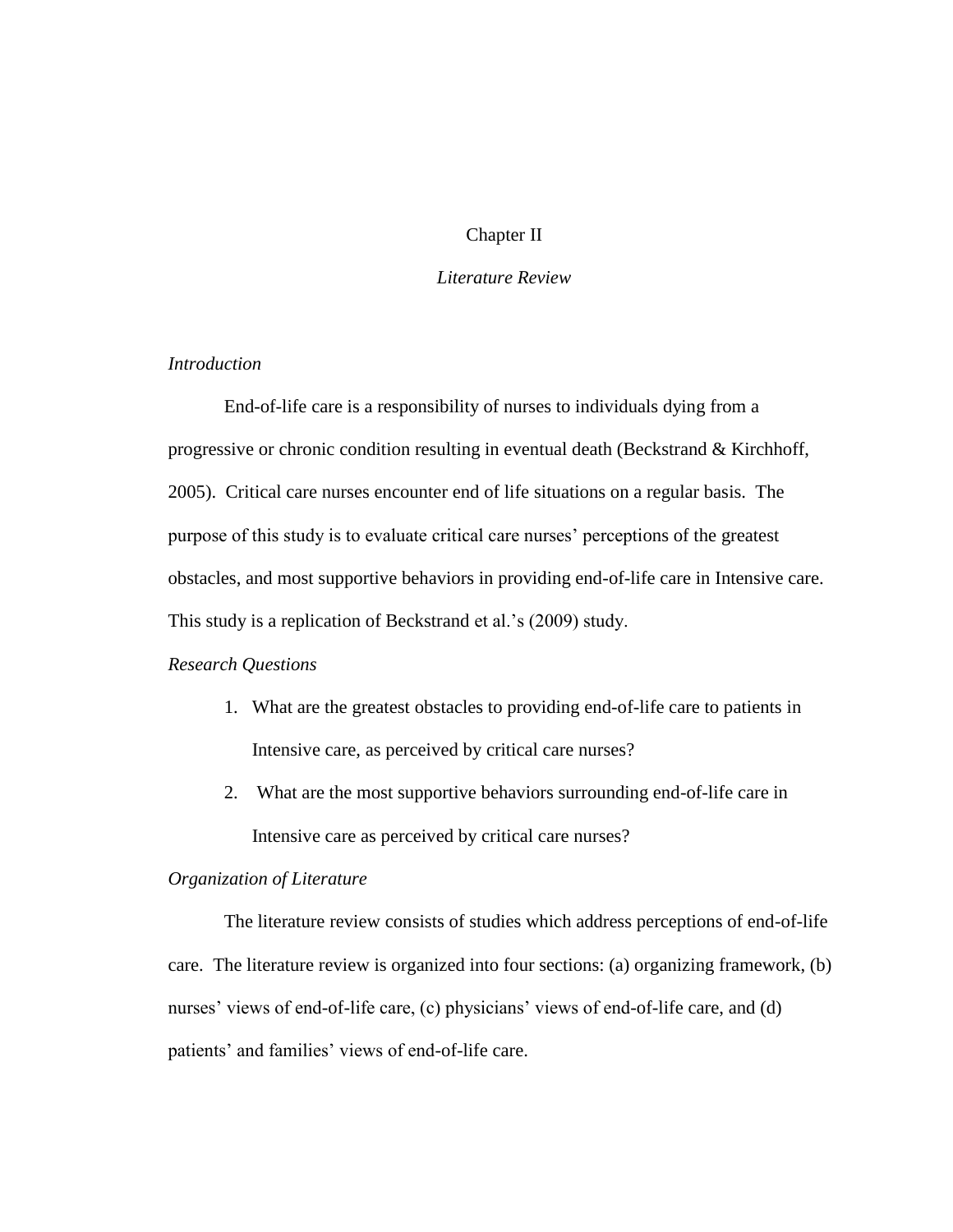# Chapter II

## *Literature Review*

### *Introduction*

End-of-life care is a responsibility of nurses to individuals dying from a progressive or chronic condition resulting in eventual death (Beckstrand & Kirchhoff, 2005). Critical care nurses encounter end of life situations on a regular basis. The purpose of this study is to evaluate critical care nurses' perceptions of the greatest obstacles, and most supportive behaviors in providing end-of-life care in Intensive care. This study is a replication of Beckstrand et al.'s (2009) study.

### *Research Questions*

1. What are the greatest obstacles to providing end-of-life care to patients in Intensive care, as perceived by critical care nurses?
2. What are the most supportive behaviors surrounding end-of-life care in Intensive care as perceived by critical care nurses?

### *Organization of Literature*

The literature review consists of studies which address perceptions of end-of-life care. The literature review is organized into four sections: (a) organizing framework, (b) nurses' views of end-of-life care, (c) physicians' views of end-of-life care, and (d) patients' and families' views of end-of-life care.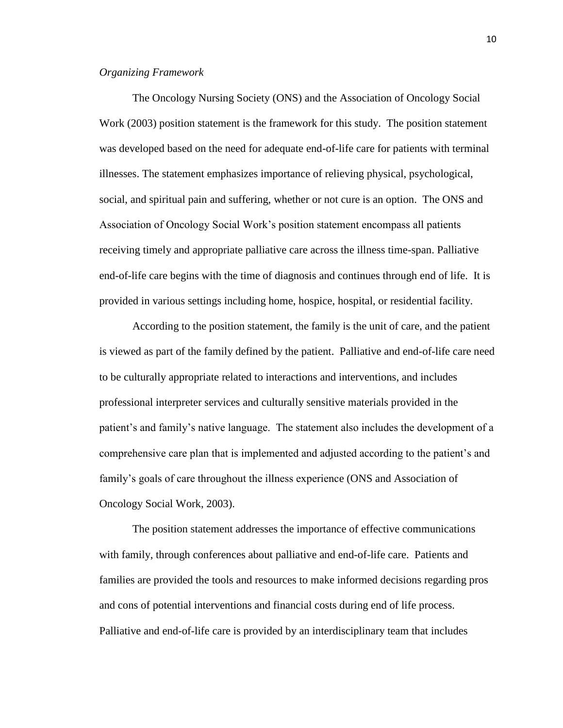*Organizing Framework*

The Oncology Nursing Society (ONS) and the Association of Oncology Social Work (2003) position statement is the framework for this study. The position statement was developed based on the need for adequate end-of-life care for patients with terminal illnesses. The statement emphasizes importance of relieving physical, psychological, social, and spiritual pain and suffering, whether or not cure is an option. The ONS and Association of Oncology Social Work's position statement encompass all patients receiving timely and appropriate palliative care across the illness time-span. Palliative end-of-life care begins with the time of diagnosis and continues through end of life. It is provided in various settings including home, hospice, hospital, or residential facility.

According to the position statement, the family is the unit of care, and the patient is viewed as part of the family defined by the patient. Palliative and end-of-life care need to be culturally appropriate related to interactions and interventions, and includes professional interpreter services and culturally sensitive materials provided in the patient's and family's native language. The statement also includes the development of a comprehensive care plan that is implemented and adjusted according to the patient's and family's goals of care throughout the illness experience (ONS and Association of Oncology Social Work, 2003).

The position statement addresses the importance of effective communications with family, through conferences about palliative and end-of-life care. Patients and families are provided the tools and resources to make informed decisions regarding pros and cons of potential interventions and financial costs during end of life process. Palliative and end-of-life care is provided by an interdisciplinary team that includes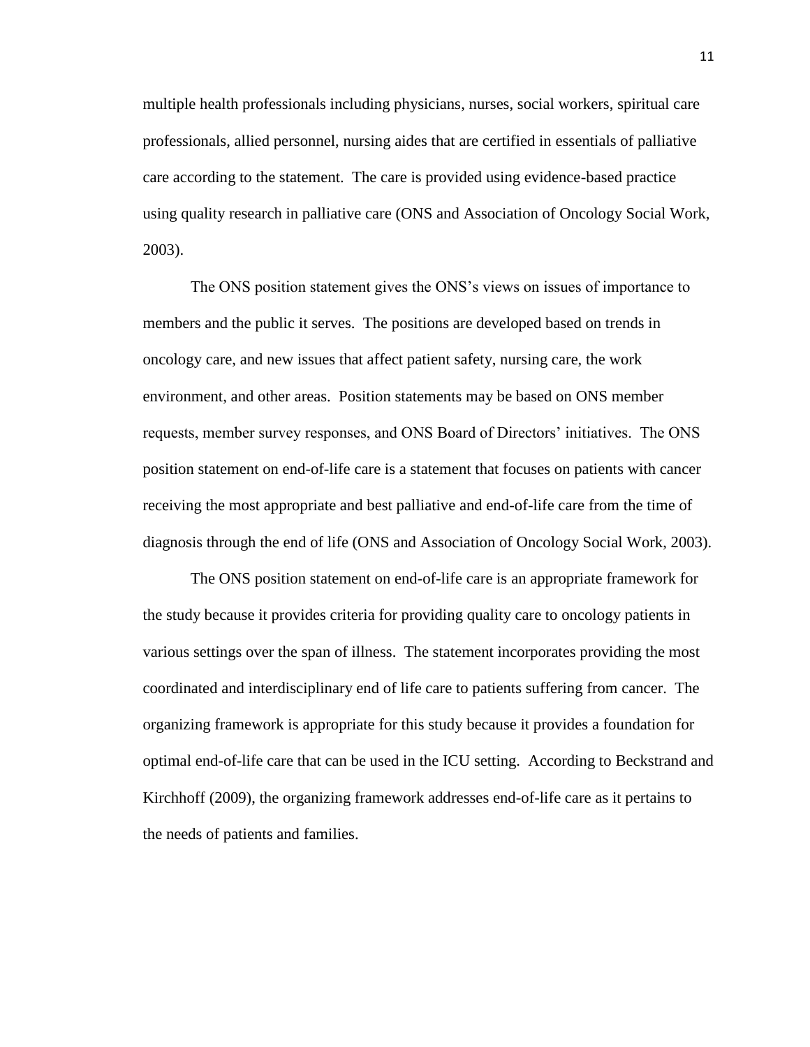multiple health professionals including physicians, nurses, social workers, spiritual care professionals, allied personnel, nursing aides that are certified in essentials of palliative care according to the statement. The care is provided using evidence-based practice using quality research in palliative care (ONS and Association of Oncology Social Work, 2003).

The ONS position statement gives the ONS's views on issues of importance to members and the public it serves. The positions are developed based on trends in oncology care, and new issues that affect patient safety, nursing care, the work environment, and other areas. Position statements may be based on ONS member requests, member survey responses, and ONS Board of Directors' initiatives. The ONS position statement on end-of-life care is a statement that focuses on patients with cancer receiving the most appropriate and best palliative and end-of-life care from the time of diagnosis through the end of life (ONS and Association of Oncology Social Work, 2003).

The ONS position statement on end-of-life care is an appropriate framework for the study because it provides criteria for providing quality care to oncology patients in various settings over the span of illness. The statement incorporates providing the most coordinated and interdisciplinary end of life care to patients suffering from cancer. The organizing framework is appropriate for this study because it provides a foundation for optimal end-of-life care that can be used in the ICU setting. According to Beckstrand and Kirchhoff (2009), the organizing framework addresses end-of-life care as it pertains to the needs of patients and families.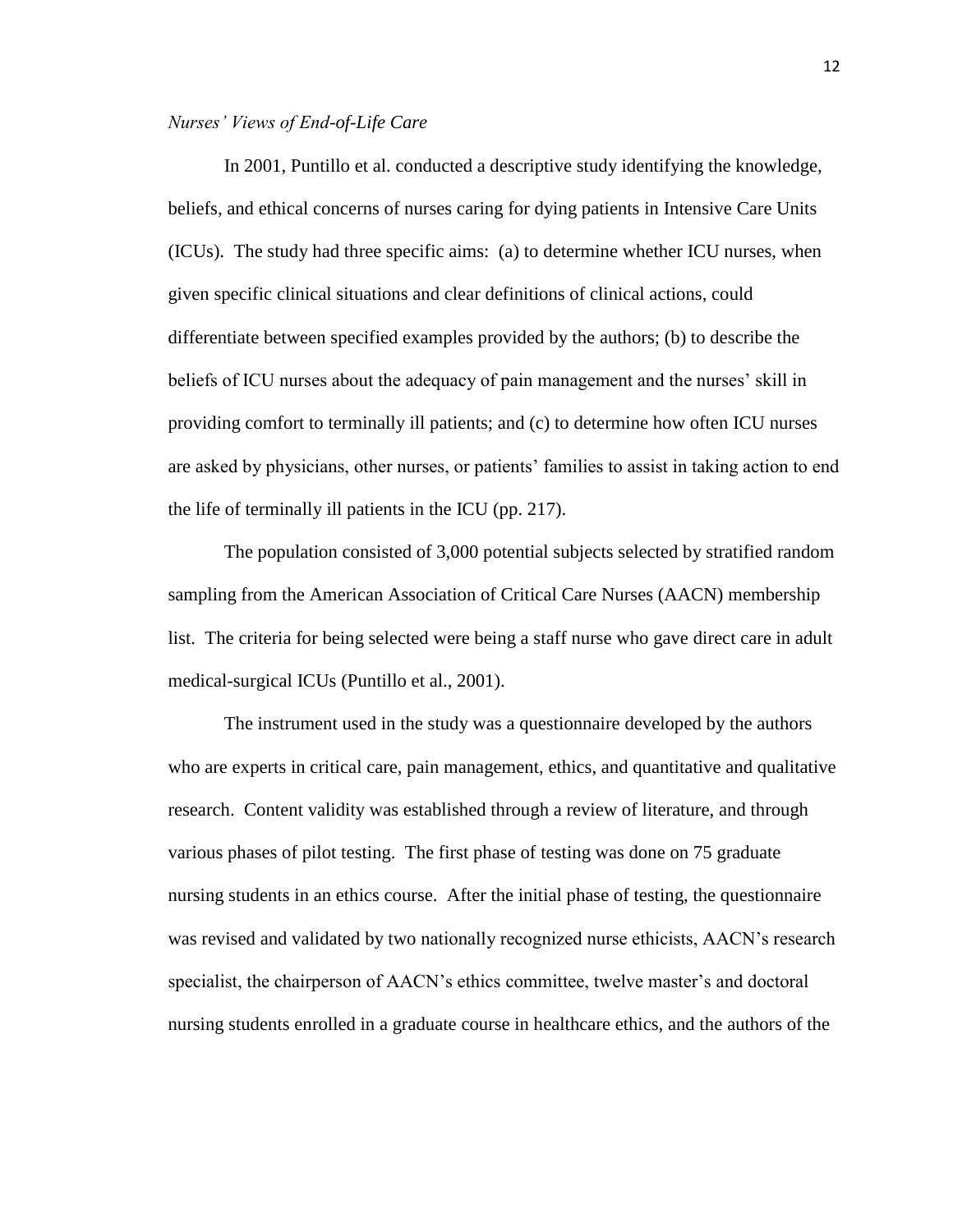*Nurses' Views of End-of-Life Care*

In 2001, Puntillo et al. conducted a descriptive study identifying the knowledge, beliefs, and ethical concerns of nurses caring for dying patients in Intensive Care Units (ICUs). The study had three specific aims: (a) to determine whether ICU nurses, when given specific clinical situations and clear definitions of clinical actions, could differentiate between specified examples provided by the authors; (b) to describe the beliefs of ICU nurses about the adequacy of pain management and the nurses' skill in providing comfort to terminally ill patients; and (c) to determine how often ICU nurses are asked by physicians, other nurses, or patients' families to assist in taking action to end the life of terminally ill patients in the ICU (pp. 217).

The population consisted of 3,000 potential subjects selected by stratified random sampling from the American Association of Critical Care Nurses (AACN) membership list. The criteria for being selected were being a staff nurse who gave direct care in adult medical-surgical ICUs (Puntillo et al., 2001).

The instrument used in the study was a questionnaire developed by the authors who are experts in critical care, pain management, ethics, and quantitative and qualitative research. Content validity was established through a review of literature, and through various phases of pilot testing. The first phase of testing was done on 75 graduate nursing students in an ethics course. After the initial phase of testing, the questionnaire was revised and validated by two nationally recognized nurse ethicists, AACN's research specialist, the chairperson of AACN's ethics committee, twelve master's and doctoral nursing students enrolled in a graduate course in healthcare ethics, and the authors of the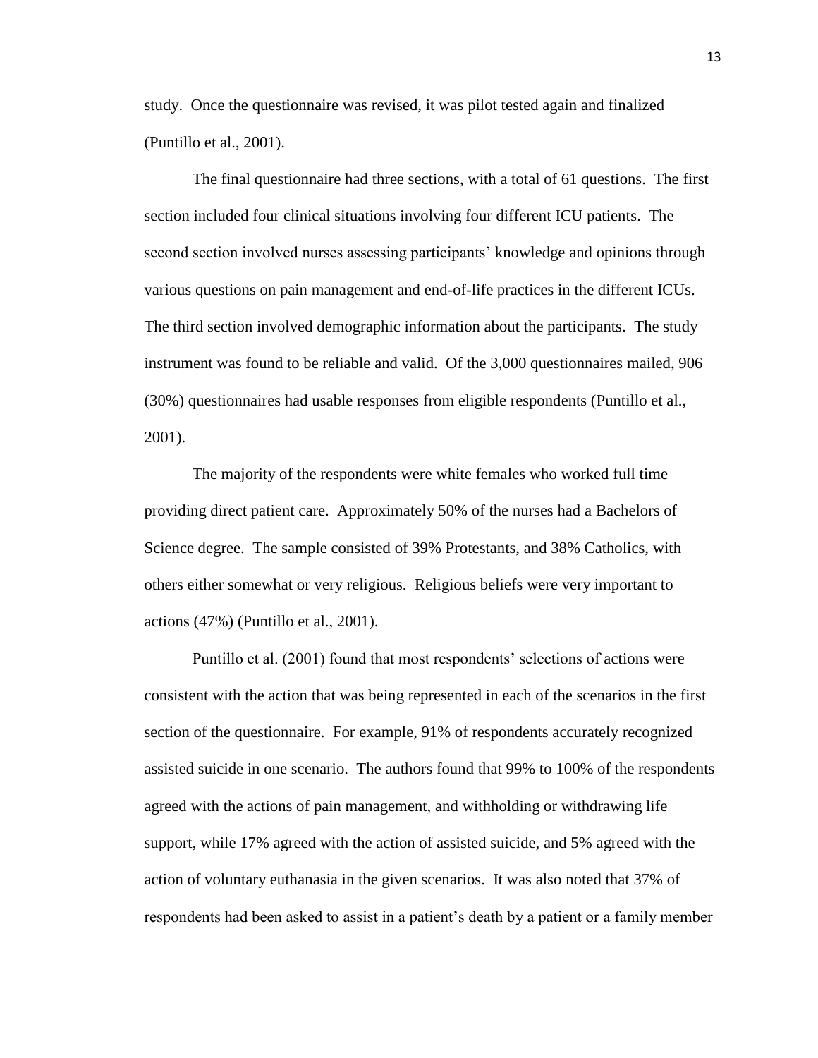study. Once the questionnaire was revised, it was pilot tested again and finalized (Puntillo et al., 2001).

The final questionnaire had three sections, with a total of 61 questions. The first section included four clinical situations involving four different ICU patients. The second section involved nurses assessing participants' knowledge and opinions through various questions on pain management and end-of-life practices in the different ICUs. The third section involved demographic information about the participants. The study instrument was found to be reliable and valid. Of the 3,000 questionnaires mailed, 906 (30%) questionnaires had usable responses from eligible respondents (Puntillo et al., 2001).

The majority of the respondents were white females who worked full time providing direct patient care. Approximately 50% of the nurses had a Bachelors of Science degree. The sample consisted of 39% Protestants, and 38% Catholics, with others either somewhat or very religious. Religious beliefs were very important to actions (47%) (Puntillo et al., 2001).

Puntillo et al. (2001) found that most respondents' selections of actions were consistent with the action that was being represented in each of the scenarios in the first section of the questionnaire. For example, 91% of respondents accurately recognized assisted suicide in one scenario. The authors found that 99% to 100% of the respondents agreed with the actions of pain management, and withholding or withdrawing life support, while 17% agreed with the action of assisted suicide, and 5% agreed with the action of voluntary euthanasia in the given scenarios. It was also noted that 37% of respondents had been asked to assist in a patient's death by a patient or a family member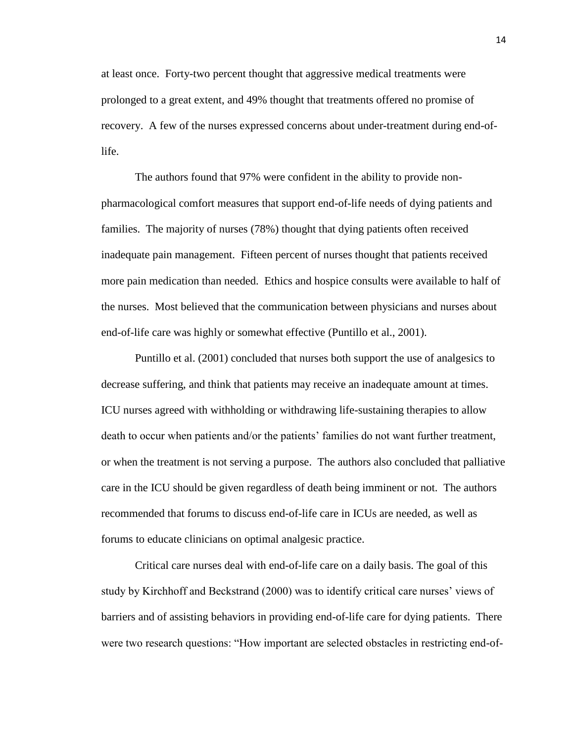at least once. Forty-two percent thought that aggressive medical treatments were prolonged to a great extent, and 49% thought that treatments offered no promise of recovery. A few of the nurses expressed concerns about under-treatment during end-of-life.

The authors found that 97% were confident in the ability to provide non-pharmacological comfort measures that support end-of-life needs of dying patients and families. The majority of nurses (78%) thought that dying patients often received inadequate pain management. Fifteen percent of nurses thought that patients received more pain medication than needed. Ethics and hospice consults were available to half of the nurses. Most believed that the communication between physicians and nurses about end-of-life care was highly or somewhat effective (Puntillo et al., 2001).

Puntillo et al. (2001) concluded that nurses both support the use of analgesics to decrease suffering, and think that patients may receive an inadequate amount at times. ICU nurses agreed with withholding or withdrawing life-sustaining therapies to allow death to occur when patients and/or the patients' families do not want further treatment, or when the treatment is not serving a purpose. The authors also concluded that palliative care in the ICU should be given regardless of death being imminent or not. The authors recommended that forums to discuss end-of-life care in ICUs are needed, as well as forums to educate clinicians on optimal analgesic practice.

Critical care nurses deal with end-of-life care on a daily basis. The goal of this study by Kirchhoff and Beckstrand (2000) was to identify critical care nurses' views of barriers and of assisting behaviors in providing end-of-life care for dying patients. There were two research questions: "How important are selected obstacles in restricting end-of-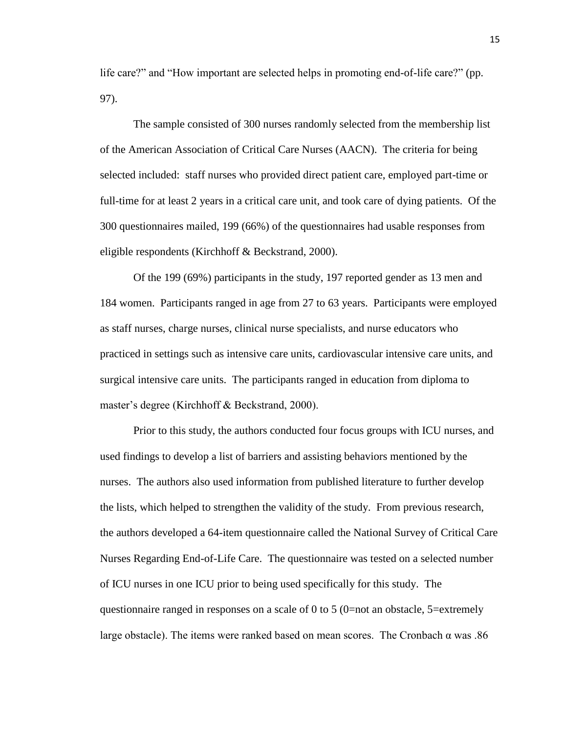life care?" and "How important are selected helps in promoting end-of-life care?" (pp. 97).

The sample consisted of 300 nurses randomly selected from the membership list of the American Association of Critical Care Nurses (AACN). The criteria for being selected included: staff nurses who provided direct patient care, employed part-time or full-time for at least 2 years in a critical care unit, and took care of dying patients. Of the 300 questionnaires mailed, 199 (66%) of the questionnaires had usable responses from eligible respondents (Kirchhoff & Beckstrand, 2000).

Of the 199 (69%) participants in the study, 197 reported gender as 13 men and 184 women. Participants ranged in age from 27 to 63 years. Participants were employed as staff nurses, charge nurses, clinical nurse specialists, and nurse educators who practiced in settings such as intensive care units, cardiovascular intensive care units, and surgical intensive care units. The participants ranged in education from diploma to master's degree (Kirchhoff & Beckstrand, 2000).

Prior to this study, the authors conducted four focus groups with ICU nurses, and used findings to develop a list of barriers and assisting behaviors mentioned by the nurses. The authors also used information from published literature to further develop the lists, which helped to strengthen the validity of the study. From previous research, the authors developed a 64-item questionnaire called the National Survey of Critical Care Nurses Regarding End-of-Life Care. The questionnaire was tested on a selected number of ICU nurses in one ICU prior to being used specifically for this study. The questionnaire ranged in responses on a scale of 0 to 5 (0=not an obstacle, 5=extremely large obstacle). The items were ranked based on mean scores. The Cronbach α was .86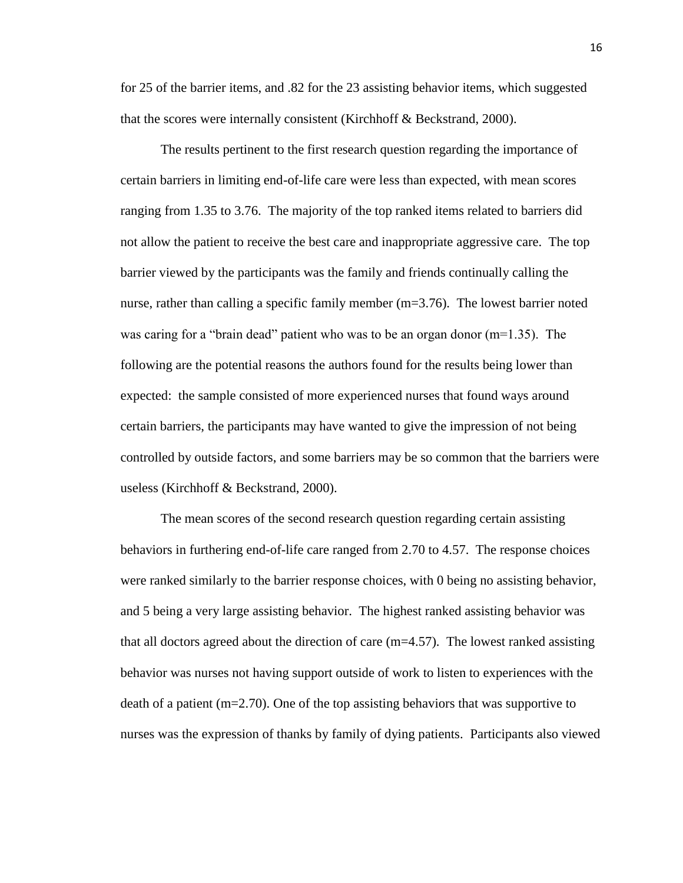for 25 of the barrier items, and .82 for the 23 assisting behavior items, which suggested that the scores were internally consistent (Kirchhoff & Beckstrand, 2000).

The results pertinent to the first research question regarding the importance of certain barriers in limiting end-of-life care were less than expected, with mean scores ranging from 1.35 to 3.76. The majority of the top ranked items related to barriers did not allow the patient to receive the best care and inappropriate aggressive care. The top barrier viewed by the participants was the family and friends continually calling the nurse, rather than calling a specific family member (m=3.76). The lowest barrier noted was caring for a "brain dead" patient who was to be an organ donor (m=1.35). The following are the potential reasons the authors found for the results being lower than expected: the sample consisted of more experienced nurses that found ways around certain barriers, the participants may have wanted to give the impression of not being controlled by outside factors, and some barriers may be so common that the barriers were useless (Kirchhoff & Beckstrand, 2000).

The mean scores of the second research question regarding certain assisting behaviors in furthering end-of-life care ranged from 2.70 to 4.57. The response choices were ranked similarly to the barrier response choices, with 0 being no assisting behavior, and 5 being a very large assisting behavior. The highest ranked assisting behavior was that all doctors agreed about the direction of care (m=4.57). The lowest ranked assisting behavior was nurses not having support outside of work to listen to experiences with the death of a patient (m=2.70). One of the top assisting behaviors that was supportive to nurses was the expression of thanks by family of dying patients. Participants also viewed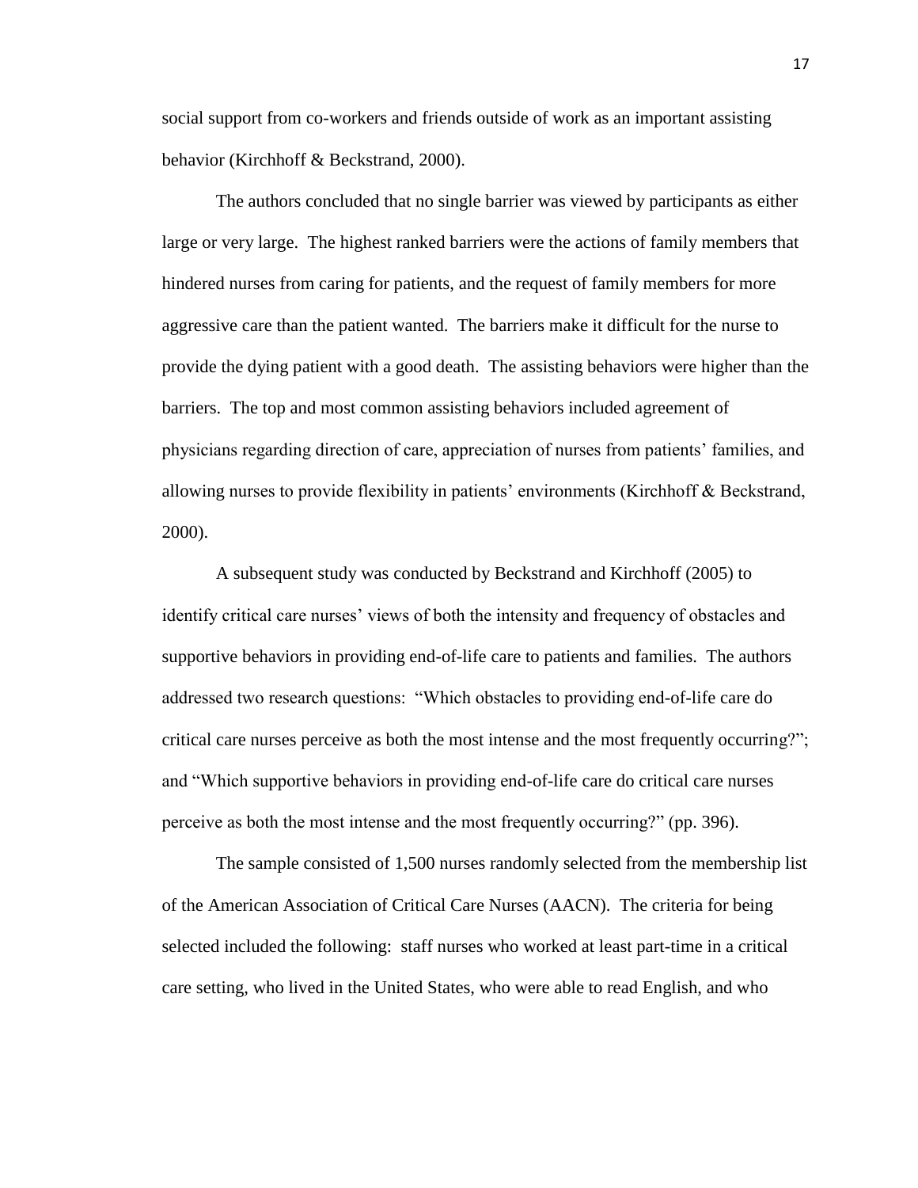social support from co-workers and friends outside of work as an important assisting behavior (Kirchhoff & Beckstrand, 2000).

The authors concluded that no single barrier was viewed by participants as either large or very large. The highest ranked barriers were the actions of family members that hindered nurses from caring for patients, and the request of family members for more aggressive care than the patient wanted. The barriers make it difficult for the nurse to provide the dying patient with a good death. The assisting behaviors were higher than the barriers. The top and most common assisting behaviors included agreement of physicians regarding direction of care, appreciation of nurses from patients' families, and allowing nurses to provide flexibility in patients' environments (Kirchhoff & Beckstrand, 2000).

A subsequent study was conducted by Beckstrand and Kirchhoff (2005) to identify critical care nurses' views of both the intensity and frequency of obstacles and supportive behaviors in providing end-of-life care to patients and families. The authors addressed two research questions: "Which obstacles to providing end-of-life care do critical care nurses perceive as both the most intense and the most frequently occurring?"; and "Which supportive behaviors in providing end-of-life care do critical care nurses perceive as both the most intense and the most frequently occurring?" (pp. 396).

The sample consisted of 1,500 nurses randomly selected from the membership list of the American Association of Critical Care Nurses (AACN). The criteria for being selected included the following: staff nurses who worked at least part-time in a critical care setting, who lived in the United States, who were able to read English, and who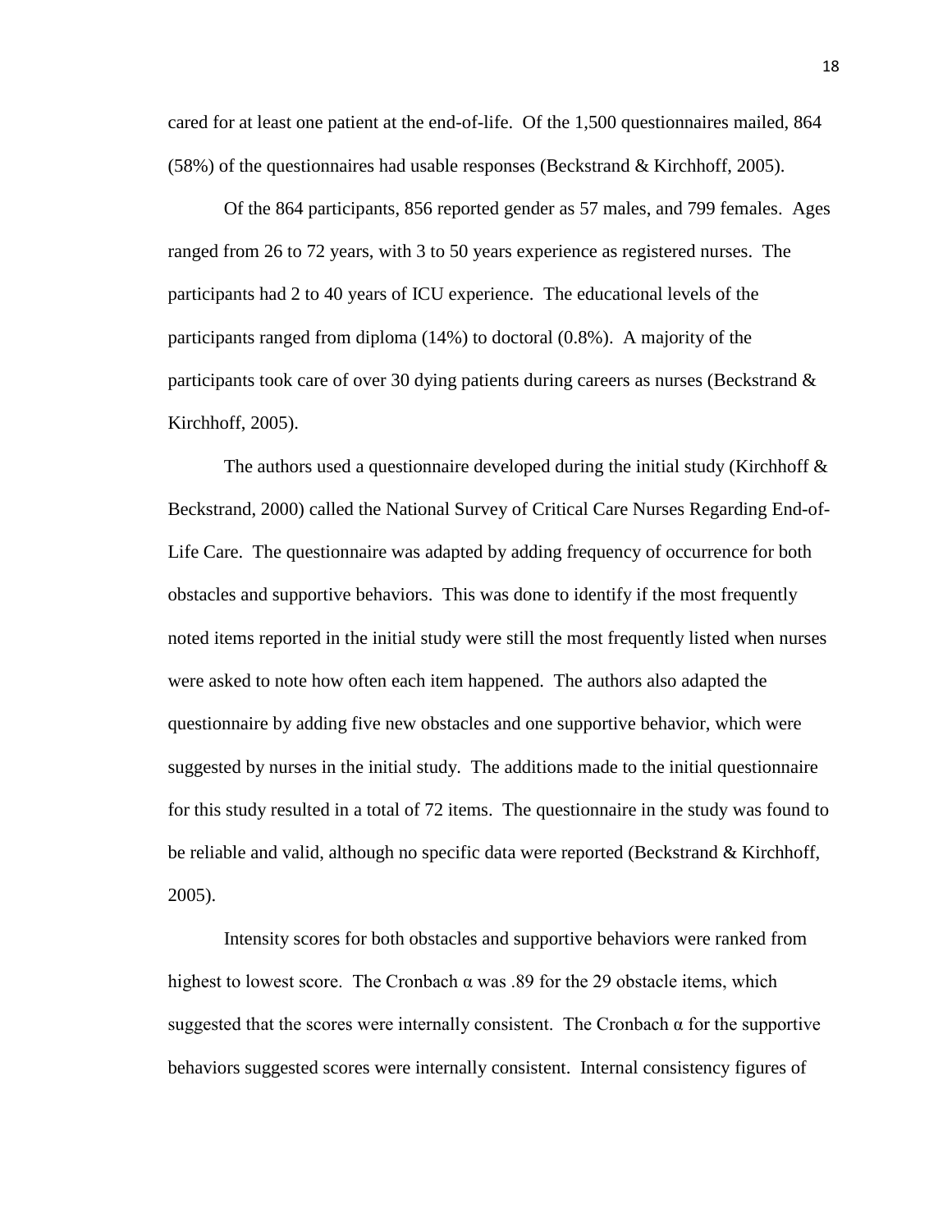cared for at least one patient at the end-of-life. Of the 1,500 questionnaires mailed, 864 (58%) of the questionnaires had usable responses (Beckstrand & Kirchhoff, 2005).

Of the 864 participants, 856 reported gender as 57 males, and 799 females. Ages ranged from 26 to 72 years, with 3 to 50 years experience as registered nurses. The participants had 2 to 40 years of ICU experience. The educational levels of the participants ranged from diploma (14%) to doctoral (0.8%). A majority of the participants took care of over 30 dying patients during careers as nurses (Beckstrand & Kirchhoff, 2005).

The authors used a questionnaire developed during the initial study (Kirchhoff & Beckstrand, 2000) called the National Survey of Critical Care Nurses Regarding End-of-Life Care. The questionnaire was adapted by adding frequency of occurrence for both obstacles and supportive behaviors. This was done to identify if the most frequently noted items reported in the initial study were still the most frequently listed when nurses were asked to note how often each item happened. The authors also adapted the questionnaire by adding five new obstacles and one supportive behavior, which were suggested by nurses in the initial study. The additions made to the initial questionnaire for this study resulted in a total of 72 items. The questionnaire in the study was found to be reliable and valid, although no specific data were reported (Beckstrand & Kirchhoff, 2005).

Intensity scores for both obstacles and supportive behaviors were ranked from highest to lowest score. The Cronbach $\alpha$ was .89 for the 29 obstacle items, which suggested that the scores were internally consistent. The Cronbach $\alpha$ for the supportive behaviors suggested scores were internally consistent. Internal consistency figures of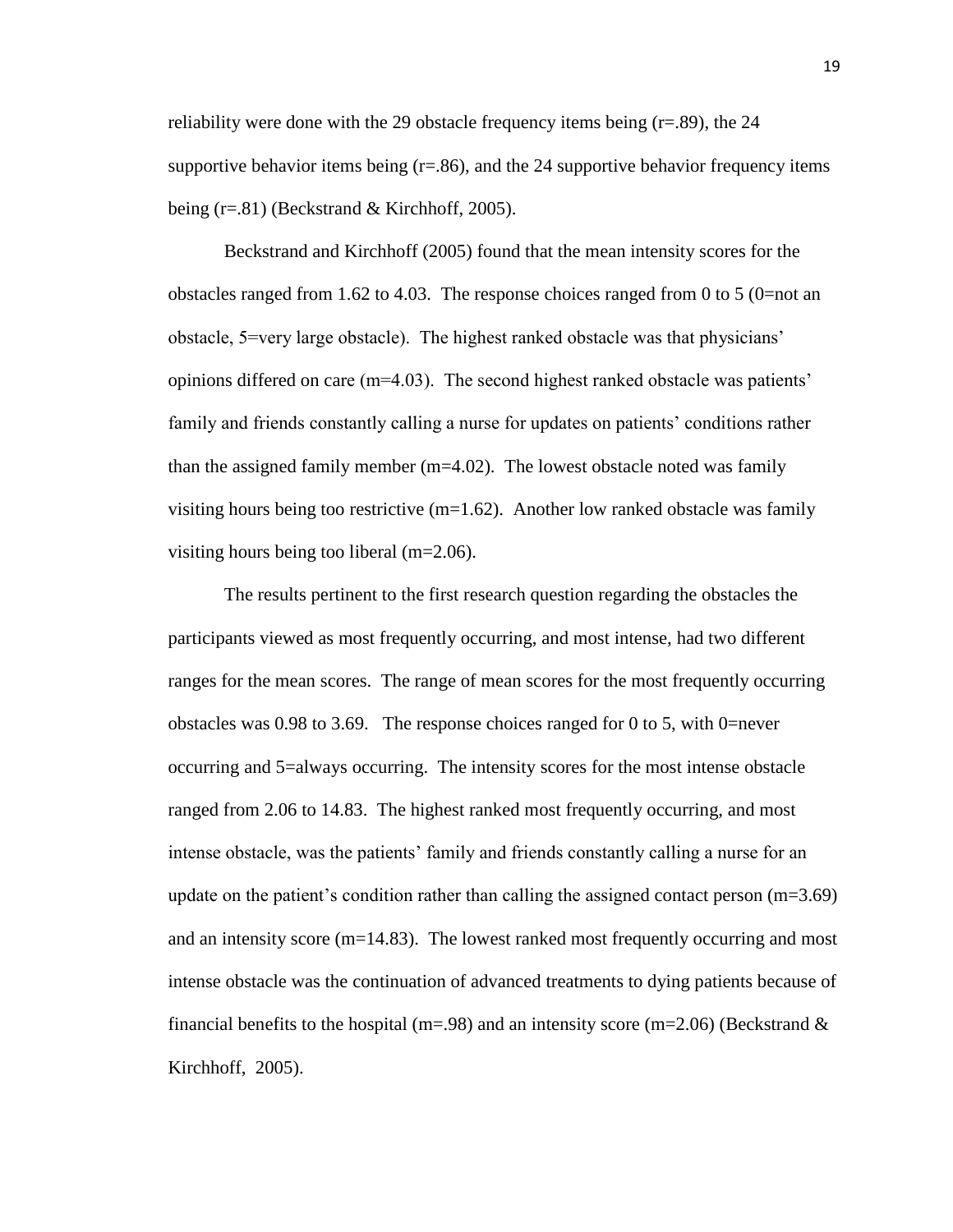reliability were done with the 29 obstacle frequency items being (r=.89), the 24 supportive behavior items being (r=.86), and the 24 supportive behavior frequency items being (r=.81) (Beckstrand & Kirchhoff, 2005).

Beckstrand and Kirchhoff (2005) found that the mean intensity scores for the obstacles ranged from 1.62 to 4.03. The response choices ranged from 0 to 5 (0=not an obstacle, 5=very large obstacle). The highest ranked obstacle was that physicians' opinions differed on care (m=4.03). The second highest ranked obstacle was patients' family and friends constantly calling a nurse for updates on patients' conditions rather than the assigned family member (m=4.02). The lowest obstacle noted was family visiting hours being too restrictive (m=1.62). Another low ranked obstacle was family visiting hours being too liberal (m=2.06).

The results pertinent to the first research question regarding the obstacles the participants viewed as most frequently occurring, and most intense, had two different ranges for the mean scores. The range of mean scores for the most frequently occurring obstacles was 0.98 to 3.69. The response choices ranged for 0 to 5, with 0=never occurring and 5=always occurring. The intensity scores for the most intense obstacle ranged from 2.06 to 14.83. The highest ranked most frequently occurring, and most intense obstacle, was the patients' family and friends constantly calling a nurse for an update on the patient's condition rather than calling the assigned contact person (m=3.69) and an intensity score (m=14.83). The lowest ranked most frequently occurring and most intense obstacle was the continuation of advanced treatments to dying patients because of financial benefits to the hospital (m=.98) and an intensity score (m=2.06) (Beckstrand & Kirchhoff, 2005).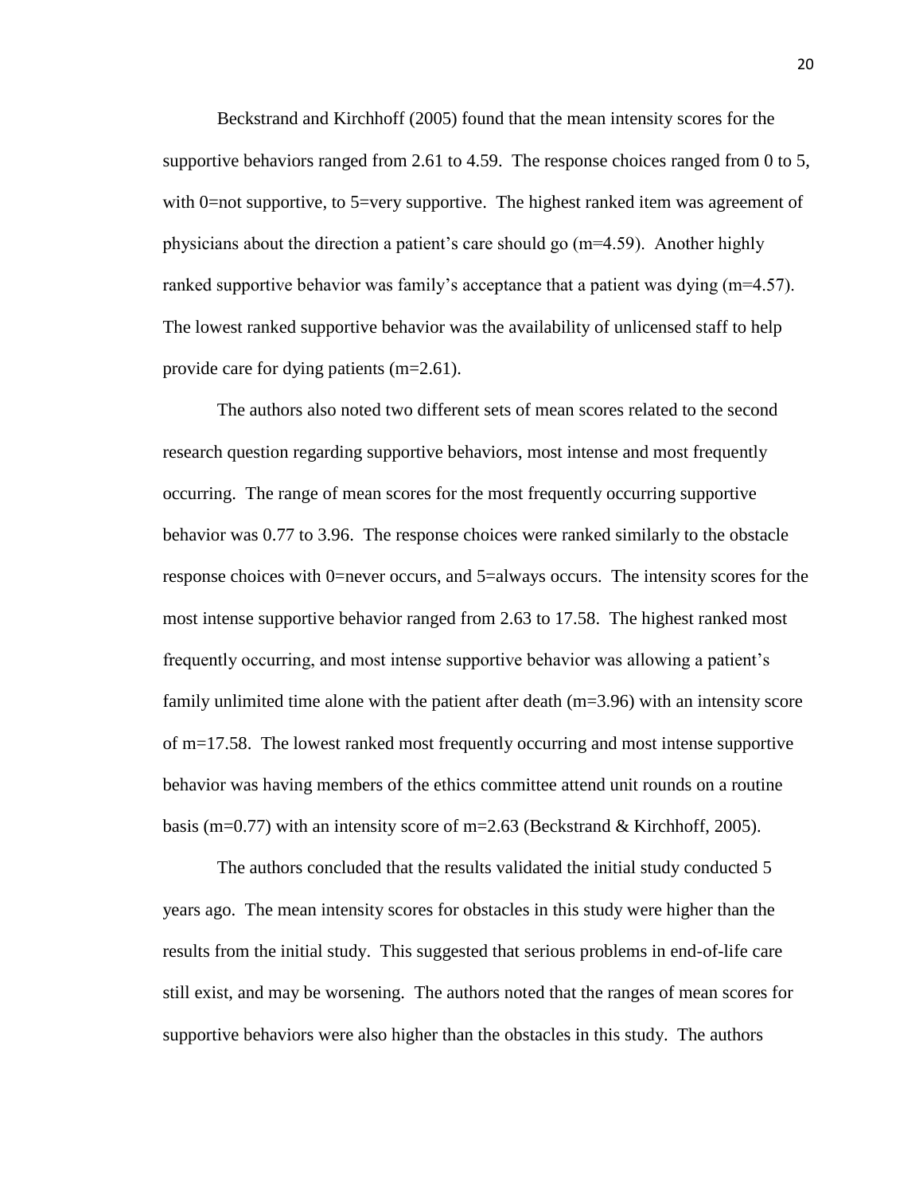Beckstrand and Kirchhoff (2005) found that the mean intensity scores for the supportive behaviors ranged from 2.61 to 4.59. The response choices ranged from 0 to 5, with 0=not supportive, to 5=very supportive. The highest ranked item was agreement of physicians about the direction a patient's care should go (m=4.59). Another highly ranked supportive behavior was family's acceptance that a patient was dying (m=4.57). The lowest ranked supportive behavior was the availability of unlicensed staff to help provide care for dying patients (m=2.61).

The authors also noted two different sets of mean scores related to the second research question regarding supportive behaviors, most intense and most frequently occurring. The range of mean scores for the most frequently occurring supportive behavior was 0.77 to 3.96. The response choices were ranked similarly to the obstacle response choices with 0=never occurs, and 5=always occurs. The intensity scores for the most intense supportive behavior ranged from 2.63 to 17.58. The highest ranked most frequently occurring, and most intense supportive behavior was allowing a patient's family unlimited time alone with the patient after death (m=3.96) with an intensity score of m=17.58. The lowest ranked most frequently occurring and most intense supportive behavior was having members of the ethics committee attend unit rounds on a routine basis (m=0.77) with an intensity score of m=2.63 (Beckstrand & Kirchhoff, 2005).

The authors concluded that the results validated the initial study conducted 5 years ago. The mean intensity scores for obstacles in this study were higher than the results from the initial study. This suggested that serious problems in end-of-life care still exist, and may be worsening. The authors noted that the ranges of mean scores for supportive behaviors were also higher than the obstacles in this study. The authors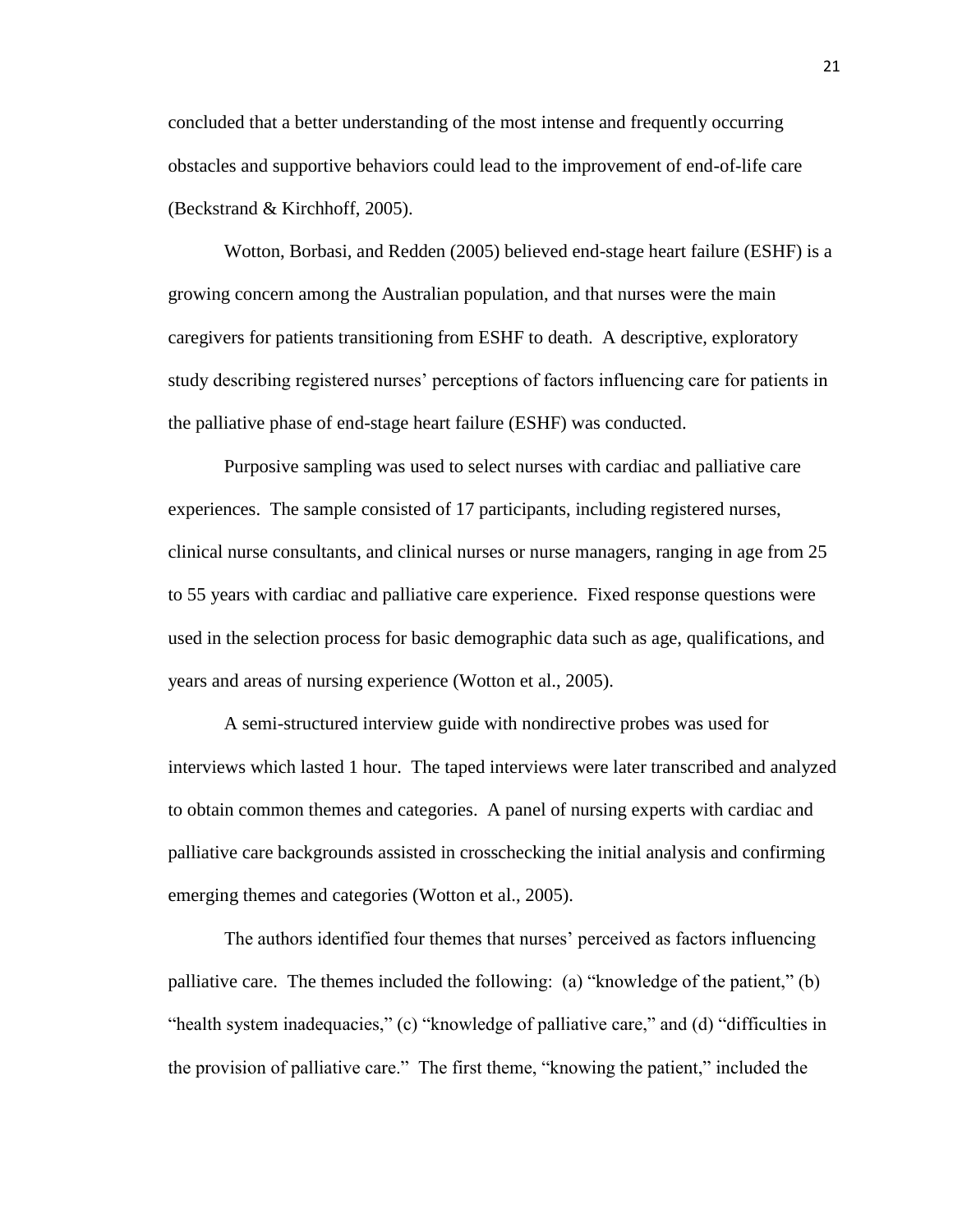concluded that a better understanding of the most intense and frequently occurring obstacles and supportive behaviors could lead to the improvement of end-of-life care (Beckstrand & Kirchhoff, 2005).

Wotton, Borbasi, and Redden (2005) believed end-stage heart failure (ESHF) is a growing concern among the Australian population, and that nurses were the main caregivers for patients transitioning from ESHF to death. A descriptive, exploratory study describing registered nurses' perceptions of factors influencing care for patients in the palliative phase of end-stage heart failure (ESHF) was conducted.

Purposive sampling was used to select nurses with cardiac and palliative care experiences. The sample consisted of 17 participants, including registered nurses, clinical nurse consultants, and clinical nurses or nurse managers, ranging in age from 25 to 55 years with cardiac and palliative care experience. Fixed response questions were used in the selection process for basic demographic data such as age, qualifications, and years and areas of nursing experience (Wotton et al., 2005).

A semi-structured interview guide with nondirective probes was used for interviews which lasted 1 hour. The taped interviews were later transcribed and analyzed to obtain common themes and categories. A panel of nursing experts with cardiac and palliative care backgrounds assisted in crosschecking the initial analysis and confirming emerging themes and categories (Wotton et al., 2005).

The authors identified four themes that nurses' perceived as factors influencing palliative care. The themes included the following: (a) "knowledge of the patient," (b) "health system inadequacies," (c) "knowledge of palliative care," and (d) "difficulties in the provision of palliative care." The first theme, "knowing the patient," included the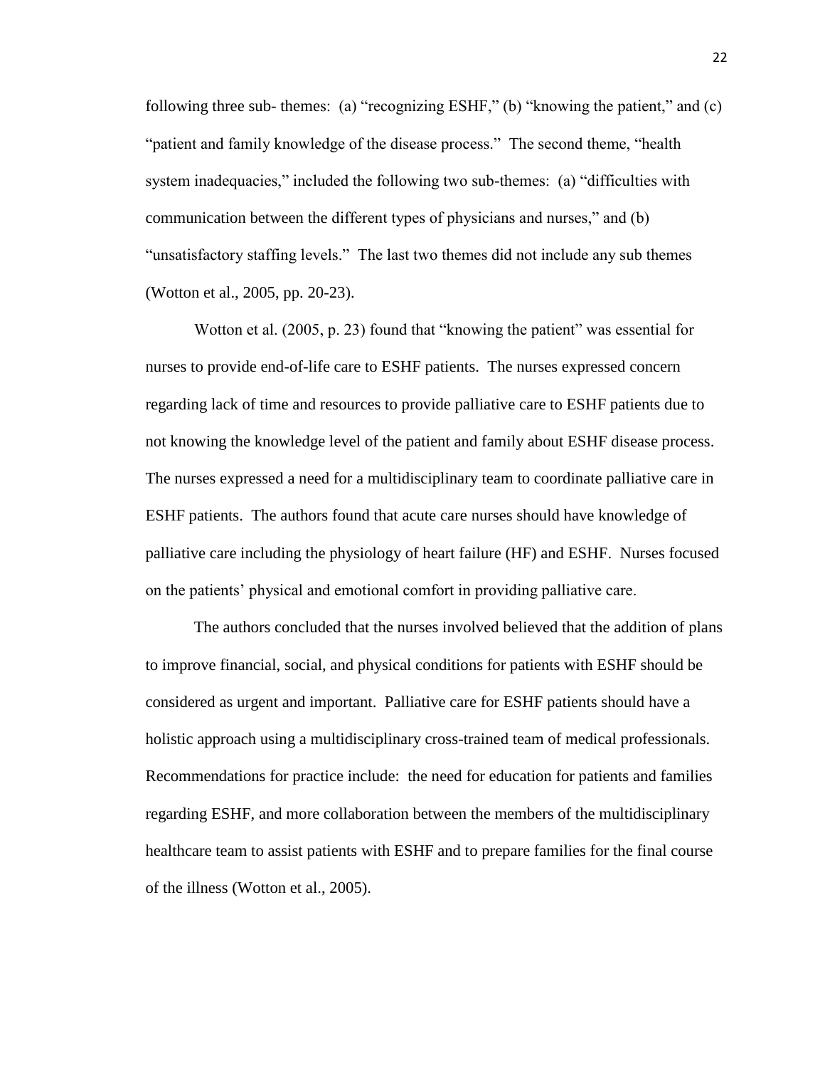following three sub- themes: (a) "recognizing ESHF," (b) "knowing the patient," and (c) "patient and family knowledge of the disease process." The second theme, "health system inadequacies," included the following two sub-themes: (a) "difficulties with communication between the different types of physicians and nurses," and (b) "unsatisfactory staffing levels." The last two themes did not include any sub themes (Wotton et al., 2005, pp. 20-23).

Wotton et al. (2005, p. 23) found that "knowing the patient" was essential for nurses to provide end-of-life care to ESHF patients. The nurses expressed concern regarding lack of time and resources to provide palliative care to ESHF patients due to not knowing the knowledge level of the patient and family about ESHF disease process. The nurses expressed a need for a multidisciplinary team to coordinate palliative care in ESHF patients. The authors found that acute care nurses should have knowledge of palliative care including the physiology of heart failure (HF) and ESHF. Nurses focused on the patients' physical and emotional comfort in providing palliative care.

The authors concluded that the nurses involved believed that the addition of plans to improve financial, social, and physical conditions for patients with ESHF should be considered as urgent and important. Palliative care for ESHF patients should have a holistic approach using a multidisciplinary cross-trained team of medical professionals. Recommendations for practice include: the need for education for patients and families regarding ESHF, and more collaboration between the members of the multidisciplinary healthcare team to assist patients with ESHF and to prepare families for the final course of the illness (Wotton et al., 2005).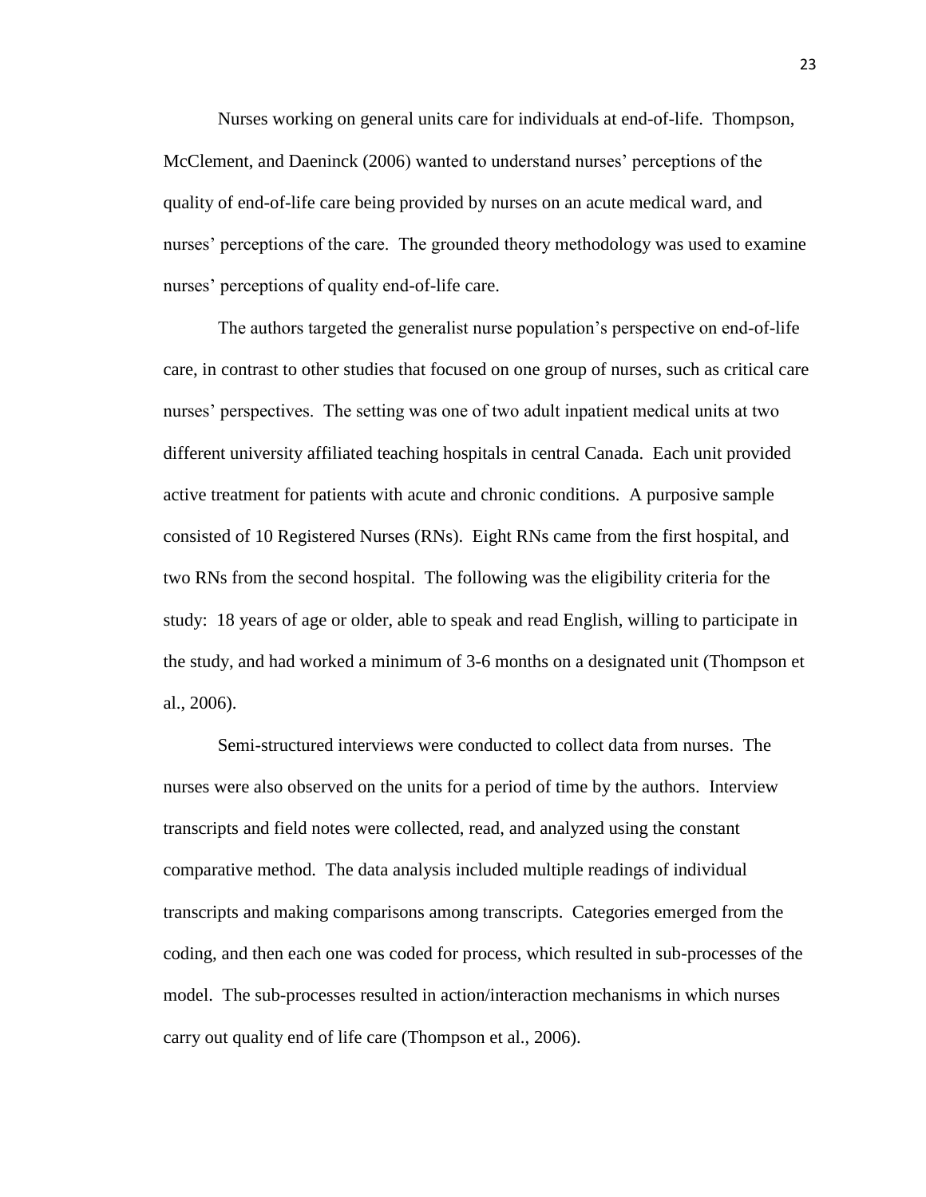Nurses working on general units care for individuals at end-of-life. Thompson, McClement, and Daeninck (2006) wanted to understand nurses' perceptions of the quality of end-of-life care being provided by nurses on an acute medical ward, and nurses' perceptions of the care. The grounded theory methodology was used to examine nurses' perceptions of quality end-of-life care.

The authors targeted the generalist nurse population's perspective on end-of-life care, in contrast to other studies that focused on one group of nurses, such as critical care nurses' perspectives. The setting was one of two adult inpatient medical units at two different university affiliated teaching hospitals in central Canada. Each unit provided active treatment for patients with acute and chronic conditions. A purposive sample consisted of 10 Registered Nurses (RNs). Eight RNs came from the first hospital, and two RNs from the second hospital. The following was the eligibility criteria for the study: 18 years of age or older, able to speak and read English, willing to participate in the study, and had worked a minimum of 3-6 months on a designated unit (Thompson et al., 2006).

Semi-structured interviews were conducted to collect data from nurses. The nurses were also observed on the units for a period of time by the authors. Interview transcripts and field notes were collected, read, and analyzed using the constant comparative method. The data analysis included multiple readings of individual transcripts and making comparisons among transcripts. Categories emerged from the coding, and then each one was coded for process, which resulted in sub-processes of the model. The sub-processes resulted in action/interaction mechanisms in which nurses carry out quality end of life care (Thompson et al., 2006).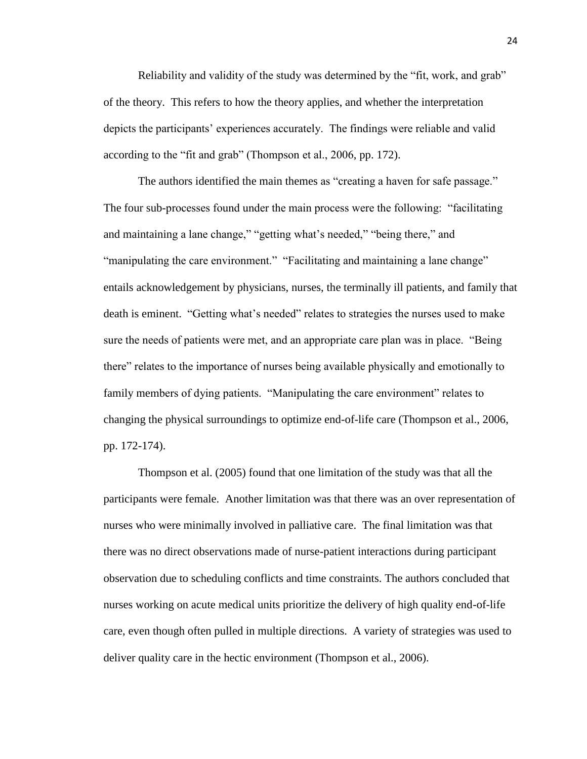Reliability and validity of the study was determined by the "fit, work, and grab" of the theory. This refers to how the theory applies, and whether the interpretation depicts the participants' experiences accurately. The findings were reliable and valid according to the "fit and grab" (Thompson et al., 2006, pp. 172).

The authors identified the main themes as "creating a haven for safe passage." The four sub-processes found under the main process were the following: "facilitating and maintaining a lane change," "getting what's needed," "being there," and "manipulating the care environment." "Facilitating and maintaining a lane change" entails acknowledgement by physicians, nurses, the terminally ill patients, and family that death is eminent. "Getting what's needed" relates to strategies the nurses used to make sure the needs of patients were met, and an appropriate care plan was in place. "Being there" relates to the importance of nurses being available physically and emotionally to family members of dying patients. "Manipulating the care environment" relates to changing the physical surroundings to optimize end-of-life care (Thompson et al., 2006, pp. 172-174).

Thompson et al. (2005) found that one limitation of the study was that all the participants were female. Another limitation was that there was an over representation of nurses who were minimally involved in palliative care. The final limitation was that there was no direct observations made of nurse-patient interactions during participant observation due to scheduling conflicts and time constraints. The authors concluded that nurses working on acute medical units prioritize the delivery of high quality end-of-life care, even though often pulled in multiple directions. A variety of strategies was used to deliver quality care in the hectic environment (Thompson et al., 2006).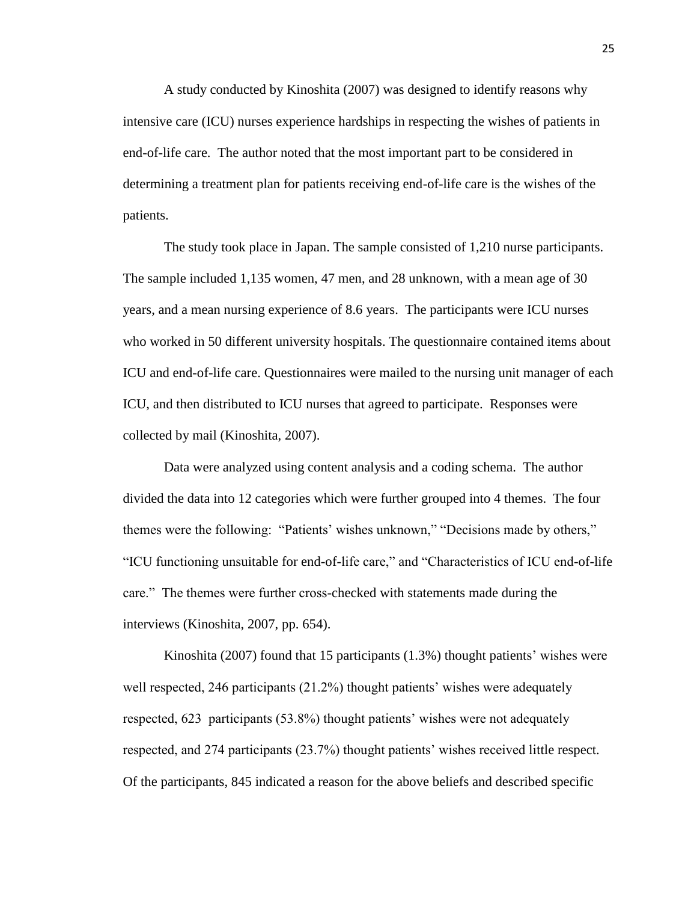A study conducted by Kinoshita (2007) was designed to identify reasons why intensive care (ICU) nurses experience hardships in respecting the wishes of patients in end-of-life care. The author noted that the most important part to be considered in determining a treatment plan for patients receiving end-of-life care is the wishes of the patients.

The study took place in Japan. The sample consisted of 1,210 nurse participants. The sample included 1,135 women, 47 men, and 28 unknown, with a mean age of 30 years, and a mean nursing experience of 8.6 years. The participants were ICU nurses who worked in 50 different university hospitals. The questionnaire contained items about ICU and end-of-life care. Questionnaires were mailed to the nursing unit manager of each ICU, and then distributed to ICU nurses that agreed to participate. Responses were collected by mail (Kinoshita, 2007).

Data were analyzed using content analysis and a coding schema. The author divided the data into 12 categories which were further grouped into 4 themes. The four themes were the following: "Patients' wishes unknown," "Decisions made by others," "ICU functioning unsuitable for end-of-life care," and "Characteristics of ICU end-of-life care." The themes were further cross-checked with statements made during the interviews (Kinoshita, 2007, pp. 654).

Kinoshita (2007) found that 15 participants (1.3%) thought patients' wishes were well respected, 246 participants (21.2%) thought patients' wishes were adequately respected, 623 participants (53.8%) thought patients' wishes were not adequately respected, and 274 participants (23.7%) thought patients' wishes received little respect. Of the participants, 845 indicated a reason for the above beliefs and described specific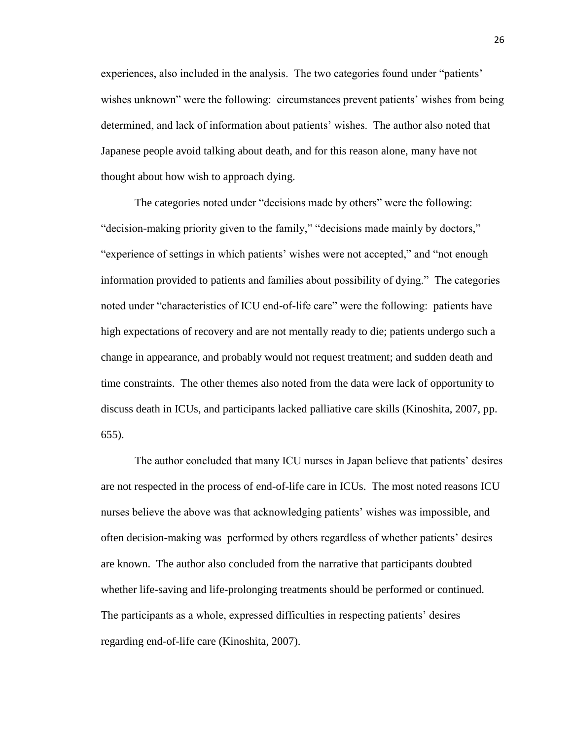experiences, also included in the analysis. The two categories found under "patients' wishes unknown" were the following: circumstances prevent patients' wishes from being determined, and lack of information about patients' wishes. The author also noted that Japanese people avoid talking about death, and for this reason alone, many have not thought about how wish to approach dying.

The categories noted under "decisions made by others" were the following: "decision-making priority given to the family," "decisions made mainly by doctors," "experience of settings in which patients' wishes were not accepted," and "not enough information provided to patients and families about possibility of dying." The categories noted under "characteristics of ICU end-of-life care" were the following: patients have high expectations of recovery and are not mentally ready to die; patients undergo such a change in appearance, and probably would not request treatment; and sudden death and time constraints. The other themes also noted from the data were lack of opportunity to discuss death in ICUs, and participants lacked palliative care skills (Kinoshita, 2007, pp. 655).

The author concluded that many ICU nurses in Japan believe that patients' desires are not respected in the process of end-of-life care in ICUs. The most noted reasons ICU nurses believe the above was that acknowledging patients' wishes was impossible, and often decision-making was performed by others regardless of whether patients' desires are known. The author also concluded from the narrative that participants doubted whether life-saving and life-prolonging treatments should be performed or continued. The participants as a whole, expressed difficulties in respecting patients' desires regarding end-of-life care (Kinoshita, 2007).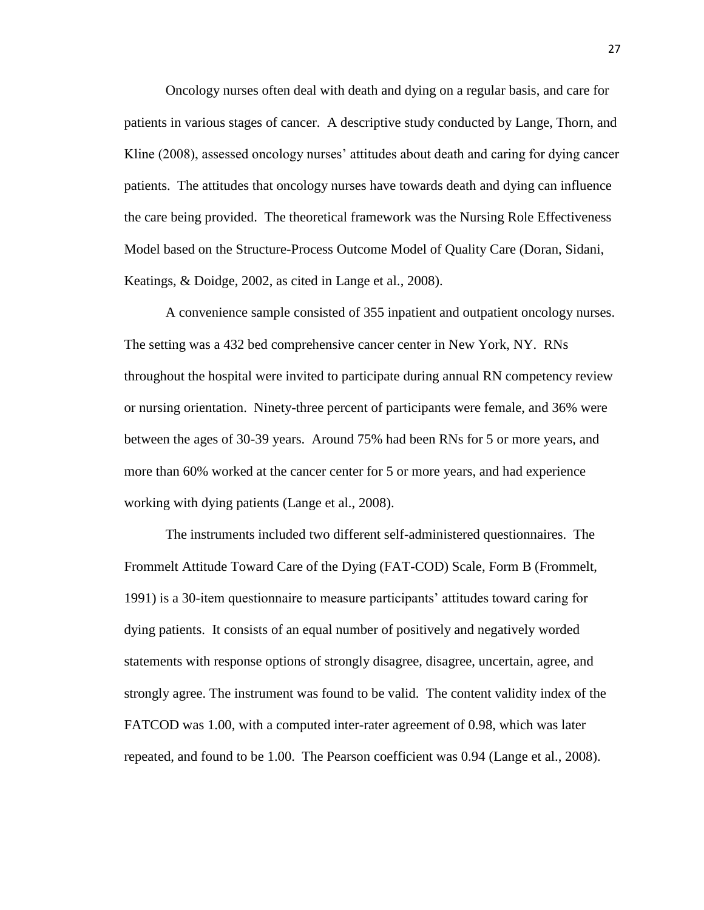Oncology nurses often deal with death and dying on a regular basis, and care for patients in various stages of cancer. A descriptive study conducted by Lange, Thorn, and Kline (2008), assessed oncology nurses' attitudes about death and caring for dying cancer patients. The attitudes that oncology nurses have towards death and dying can influence the care being provided. The theoretical framework was the Nursing Role Effectiveness Model based on the Structure-Process Outcome Model of Quality Care (Doran, Sidani, Keatings, & Doidge, 2002, as cited in Lange et al., 2008).

A convenience sample consisted of 355 inpatient and outpatient oncology nurses. The setting was a 432 bed comprehensive cancer center in New York, NY. RNs throughout the hospital were invited to participate during annual RN competency review or nursing orientation. Ninety-three percent of participants were female, and 36% were between the ages of 30-39 years. Around 75% had been RNs for 5 or more years, and more than 60% worked at the cancer center for 5 or more years, and had experience working with dying patients (Lange et al., 2008).

The instruments included two different self-administered questionnaires. The Frommelt Attitude Toward Care of the Dying (FAT-COD) Scale, Form B (Frommelt, 1991) is a 30-item questionnaire to measure participants' attitudes toward caring for dying patients. It consists of an equal number of positively and negatively worded statements with response options of strongly disagree, disagree, uncertain, agree, and strongly agree. The instrument was found to be valid. The content validity index of the FATCOD was 1.00, with a computed inter-rater agreement of 0.98, which was later repeated, and found to be 1.00. The Pearson coefficient was 0.94 (Lange et al., 2008).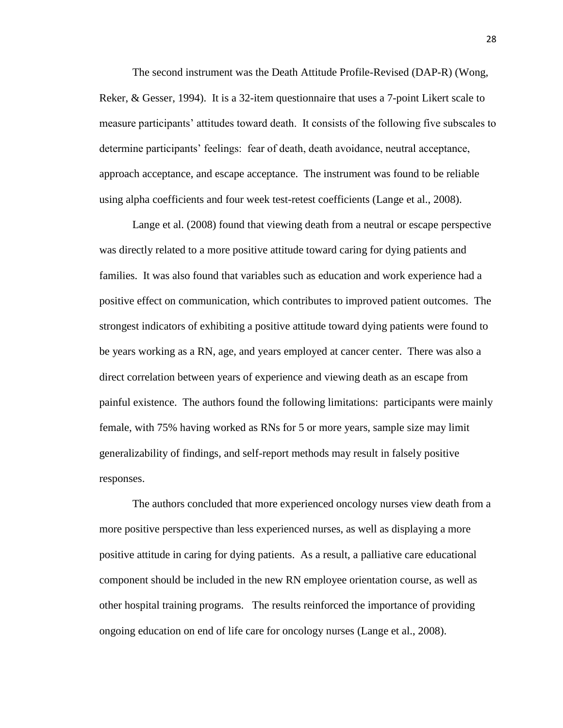The second instrument was the Death Attitude Profile-Revised (DAP-R) (Wong, Reker, & Gesser, 1994). It is a 32-item questionnaire that uses a 7-point Likert scale to measure participants' attitudes toward death. It consists of the following five subscales to determine participants' feelings: fear of death, death avoidance, neutral acceptance, approach acceptance, and escape acceptance. The instrument was found to be reliable using alpha coefficients and four week test-retest coefficients (Lange et al., 2008).

Lange et al. (2008) found that viewing death from a neutral or escape perspective was directly related to a more positive attitude toward caring for dying patients and families. It was also found that variables such as education and work experience had a positive effect on communication, which contributes to improved patient outcomes. The strongest indicators of exhibiting a positive attitude toward dying patients were found to be years working as a RN, age, and years employed at cancer center. There was also a direct correlation between years of experience and viewing death as an escape from painful existence. The authors found the following limitations: participants were mainly female, with 75% having worked as RNs for 5 or more years, sample size may limit generalizability of findings, and self-report methods may result in falsely positive responses.

The authors concluded that more experienced oncology nurses view death from a more positive perspective than less experienced nurses, as well as displaying a more positive attitude in caring for dying patients. As a result, a palliative care educational component should be included in the new RN employee orientation course, as well as other hospital training programs. The results reinforced the importance of providing ongoing education on end of life care for oncology nurses (Lange et al., 2008).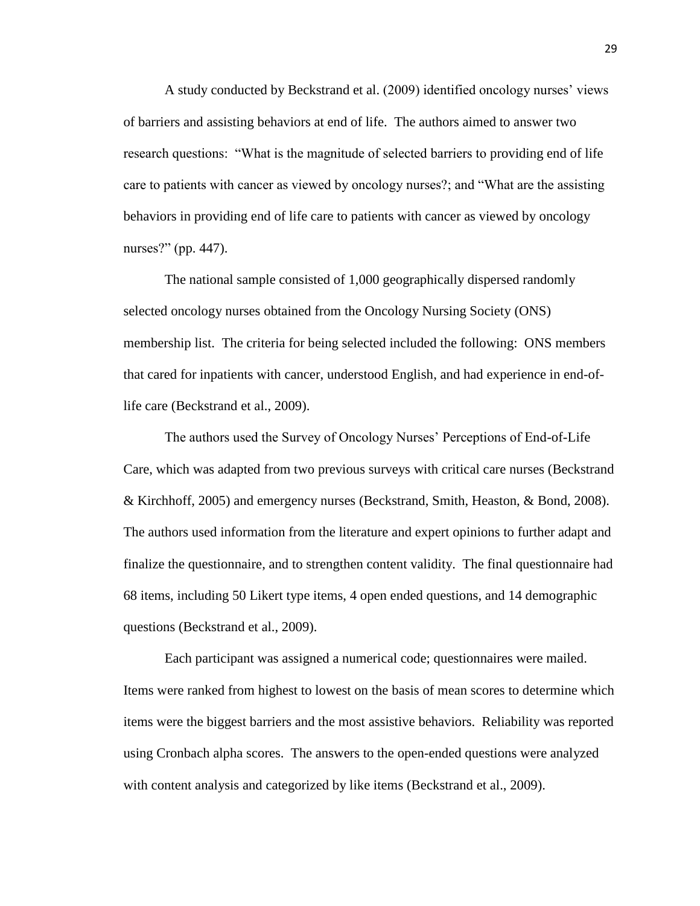A study conducted by Beckstrand et al. (2009) identified oncology nurses' views of barriers and assisting behaviors at end of life. The authors aimed to answer two research questions: "What is the magnitude of selected barriers to providing end of life care to patients with cancer as viewed by oncology nurses?; and "What are the assisting behaviors in providing end of life care to patients with cancer as viewed by oncology nurses?" (pp. 447).

The national sample consisted of 1,000 geographically dispersed randomly selected oncology nurses obtained from the Oncology Nursing Society (ONS) membership list. The criteria for being selected included the following: ONS members that cared for inpatients with cancer, understood English, and had experience in end-of-life care (Beckstrand et al., 2009).

The authors used the Survey of Oncology Nurses' Perceptions of End-of-Life Care, which was adapted from two previous surveys with critical care nurses (Beckstrand & Kirchhoff, 2005) and emergency nurses (Beckstrand, Smith, Heaston, & Bond, 2008). The authors used information from the literature and expert opinions to further adapt and finalize the questionnaire, and to strengthen content validity. The final questionnaire had 68 items, including 50 Likert type items, 4 open ended questions, and 14 demographic questions (Beckstrand et al., 2009).

Each participant was assigned a numerical code; questionnaires were mailed. Items were ranked from highest to lowest on the basis of mean scores to determine which items were the biggest barriers and the most assistive behaviors. Reliability was reported using Cronbach alpha scores. The answers to the open-ended questions were analyzed with content analysis and categorized by like items (Beckstrand et al., 2009).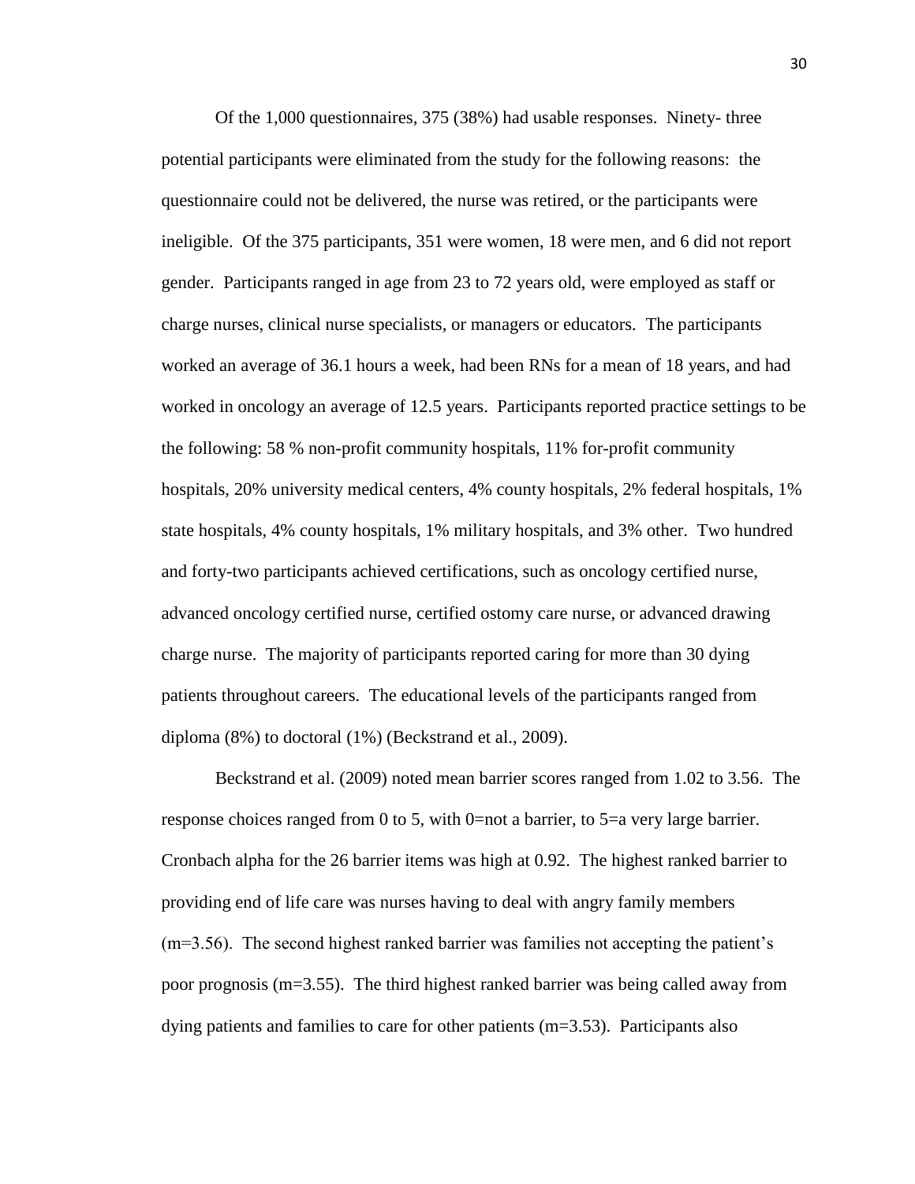Of the 1,000 questionnaires, 375 (38%) had usable responses. Ninety- three potential participants were eliminated from the study for the following reasons: the questionnaire could not be delivered, the nurse was retired, or the participants were ineligible. Of the 375 participants, 351 were women, 18 were men, and 6 did not report gender. Participants ranged in age from 23 to 72 years old, were employed as staff or charge nurses, clinical nurse specialists, or managers or educators. The participants worked an average of 36.1 hours a week, had been RNs for a mean of 18 years, and had worked in oncology an average of 12.5 years. Participants reported practice settings to be the following: 58 % non-profit community hospitals, 11% for-profit community hospitals, 20% university medical centers, 4% county hospitals, 2% federal hospitals, 1% state hospitals, 4% county hospitals, 1% military hospitals, and 3% other. Two hundred and forty-two participants achieved certifications, such as oncology certified nurse, advanced oncology certified nurse, certified ostomy care nurse, or advanced drawing charge nurse. The majority of participants reported caring for more than 30 dying patients throughout careers. The educational levels of the participants ranged from diploma (8%) to doctoral (1%) (Beckstrand et al., 2009).

Beckstrand et al. (2009) noted mean barrier scores ranged from 1.02 to 3.56. The response choices ranged from 0 to 5, with 0=not a barrier, to 5=a very large barrier. Cronbach alpha for the 26 barrier items was high at 0.92. The highest ranked barrier to providing end of life care was nurses having to deal with angry family members (m=3.56). The second highest ranked barrier was families not accepting the patient's poor prognosis (m=3.55). The third highest ranked barrier was being called away from dying patients and families to care for other patients (m=3.53). Participants also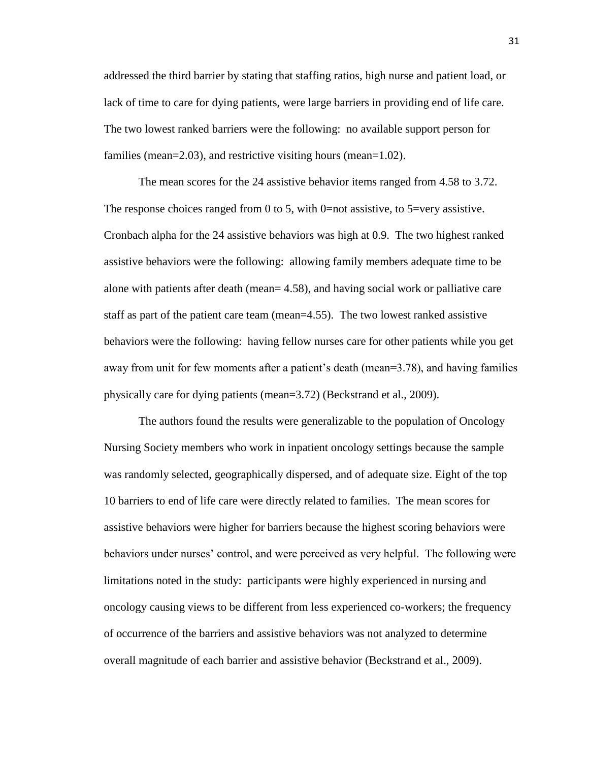addressed the third barrier by stating that staffing ratios, high nurse and patient load, or lack of time to care for dying patients, were large barriers in providing end of life care. The two lowest ranked barriers were the following: no available support person for families (mean=2.03), and restrictive visiting hours (mean=1.02).

The mean scores for the 24 assistive behavior items ranged from 4.58 to 3.72. The response choices ranged from 0 to 5, with 0=not assistive, to 5=very assistive. Cronbach alpha for the 24 assistive behaviors was high at 0.9. The two highest ranked assistive behaviors were the following: allowing family members adequate time to be alone with patients after death (mean= 4.58), and having social work or palliative care staff as part of the patient care team (mean=4.55). The two lowest ranked assistive behaviors were the following: having fellow nurses care for other patients while you get away from unit for few moments after a patient's death (mean=3.78), and having families physically care for dying patients (mean=3.72) (Beckstrand et al., 2009).

The authors found the results were generalizable to the population of Oncology Nursing Society members who work in inpatient oncology settings because the sample was randomly selected, geographically dispersed, and of adequate size. Eight of the top 10 barriers to end of life care were directly related to families. The mean scores for assistive behaviors were higher for barriers because the highest scoring behaviors were behaviors under nurses' control, and were perceived as very helpful. The following were limitations noted in the study: participants were highly experienced in nursing and oncology causing views to be different from less experienced co-workers; the frequency of occurrence of the barriers and assistive behaviors was not analyzed to determine overall magnitude of each barrier and assistive behavior (Beckstrand et al., 2009).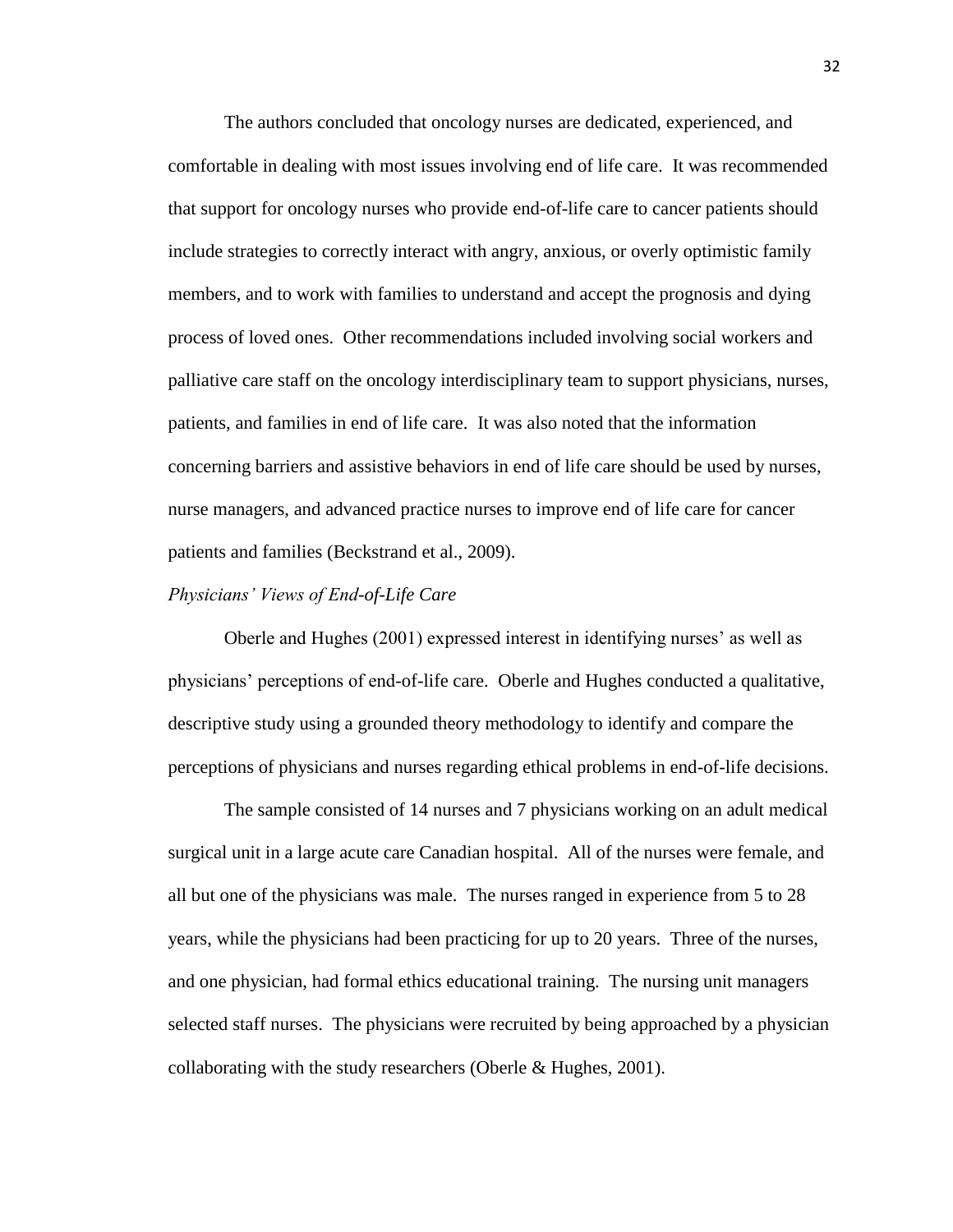The authors concluded that oncology nurses are dedicated, experienced, and comfortable in dealing with most issues involving end of life care. It was recommended that support for oncology nurses who provide end-of-life care to cancer patients should include strategies to correctly interact with angry, anxious, or overly optimistic family members, and to work with families to understand and accept the prognosis and dying process of loved ones. Other recommendations included involving social workers and palliative care staff on the oncology interdisciplinary team to support physicians, nurses, patients, and families in end of life care. It was also noted that the information concerning barriers and assistive behaviors in end of life care should be used by nurses, nurse managers, and advanced practice nurses to improve end of life care for cancer patients and families (Beckstrand et al., 2009).

### *Physicians' Views of End-of-Life Care*

Oberle and Hughes (2001) expressed interest in identifying nurses' as well as physicians' perceptions of end-of-life care. Oberle and Hughes conducted a qualitative, descriptive study using a grounded theory methodology to identify and compare the perceptions of physicians and nurses regarding ethical problems in end-of-life decisions.

The sample consisted of 14 nurses and 7 physicians working on an adult medical surgical unit in a large acute care Canadian hospital. All of the nurses were female, and all but one of the physicians was male. The nurses ranged in experience from 5 to 28 years, while the physicians had been practicing for up to 20 years. Three of the nurses, and one physician, had formal ethics educational training. The nursing unit managers selected staff nurses. The physicians were recruited by being approached by a physician collaborating with the study researchers (Oberle & Hughes, 2001).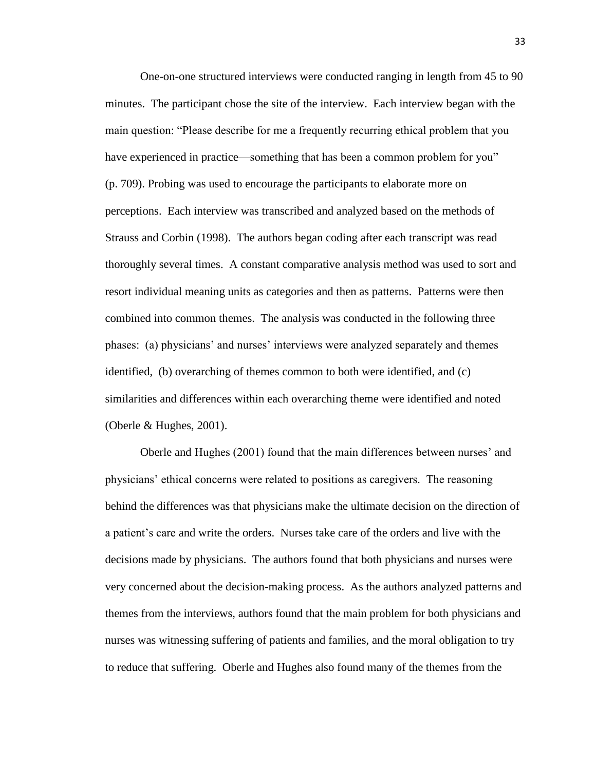One-on-one structured interviews were conducted ranging in length from 45 to 90 minutes. The participant chose the site of the interview. Each interview began with the main question: "Please describe for me a frequently recurring ethical problem that you have experienced in practice—something that has been a common problem for you" (p. 709). Probing was used to encourage the participants to elaborate more on perceptions. Each interview was transcribed and analyzed based on the methods of Strauss and Corbin (1998). The authors began coding after each transcript was read thoroughly several times. A constant comparative analysis method was used to sort and resort individual meaning units as categories and then as patterns. Patterns were then combined into common themes. The analysis was conducted in the following three phases: (a) physicians' and nurses' interviews were analyzed separately and themes identified, (b) overarching of themes common to both were identified, and (c) similarities and differences within each overarching theme were identified and noted (Oberle & Hughes, 2001).

Oberle and Hughes (2001) found that the main differences between nurses' and physicians' ethical concerns were related to positions as caregivers. The reasoning behind the differences was that physicians make the ultimate decision on the direction of a patient's care and write the orders. Nurses take care of the orders and live with the decisions made by physicians. The authors found that both physicians and nurses were very concerned about the decision-making process. As the authors analyzed patterns and themes from the interviews, authors found that the main problem for both physicians and nurses was witnessing suffering of patients and families, and the moral obligation to try to reduce that suffering. Oberle and Hughes also found many of the themes from the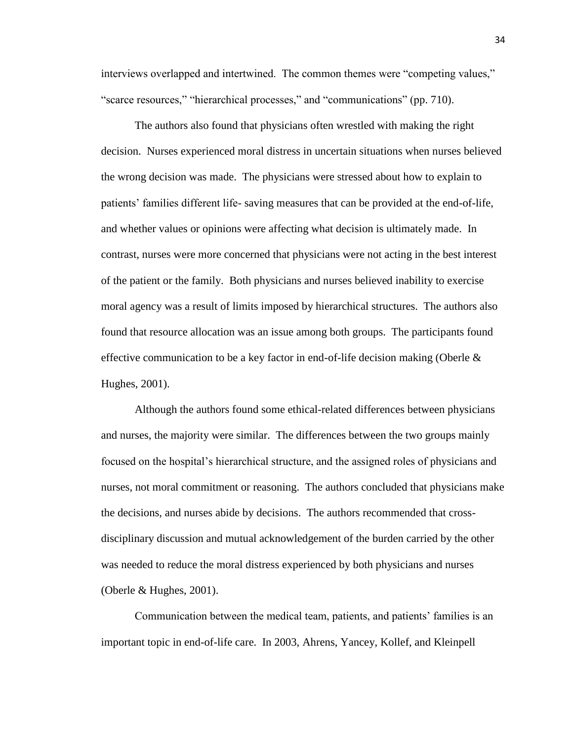interviews overlapped and intertwined. The common themes were "competing values," "scarce resources," "hierarchical processes," and "communications" (pp. 710).

The authors also found that physicians often wrestled with making the right decision. Nurses experienced moral distress in uncertain situations when nurses believed the wrong decision was made. The physicians were stressed about how to explain to patients' families different life- saving measures that can be provided at the end-of-life, and whether values or opinions were affecting what decision is ultimately made. In contrast, nurses were more concerned that physicians were not acting in the best interest of the patient or the family. Both physicians and nurses believed inability to exercise moral agency was a result of limits imposed by hierarchical structures. The authors also found that resource allocation was an issue among both groups. The participants found effective communication to be a key factor in end-of-life decision making (Oberle & Hughes, 2001).

Although the authors found some ethical-related differences between physicians and nurses, the majority were similar. The differences between the two groups mainly focused on the hospital's hierarchical structure, and the assigned roles of physicians and nurses, not moral commitment or reasoning. The authors concluded that physicians make the decisions, and nurses abide by decisions. The authors recommended that cross-disciplinary discussion and mutual acknowledgement of the burden carried by the other was needed to reduce the moral distress experienced by both physicians and nurses (Oberle & Hughes, 2001).

Communication between the medical team, patients, and patients' families is an important topic in end-of-life care. In 2003, Ahrens, Yancey, Kollef, and Kleinpell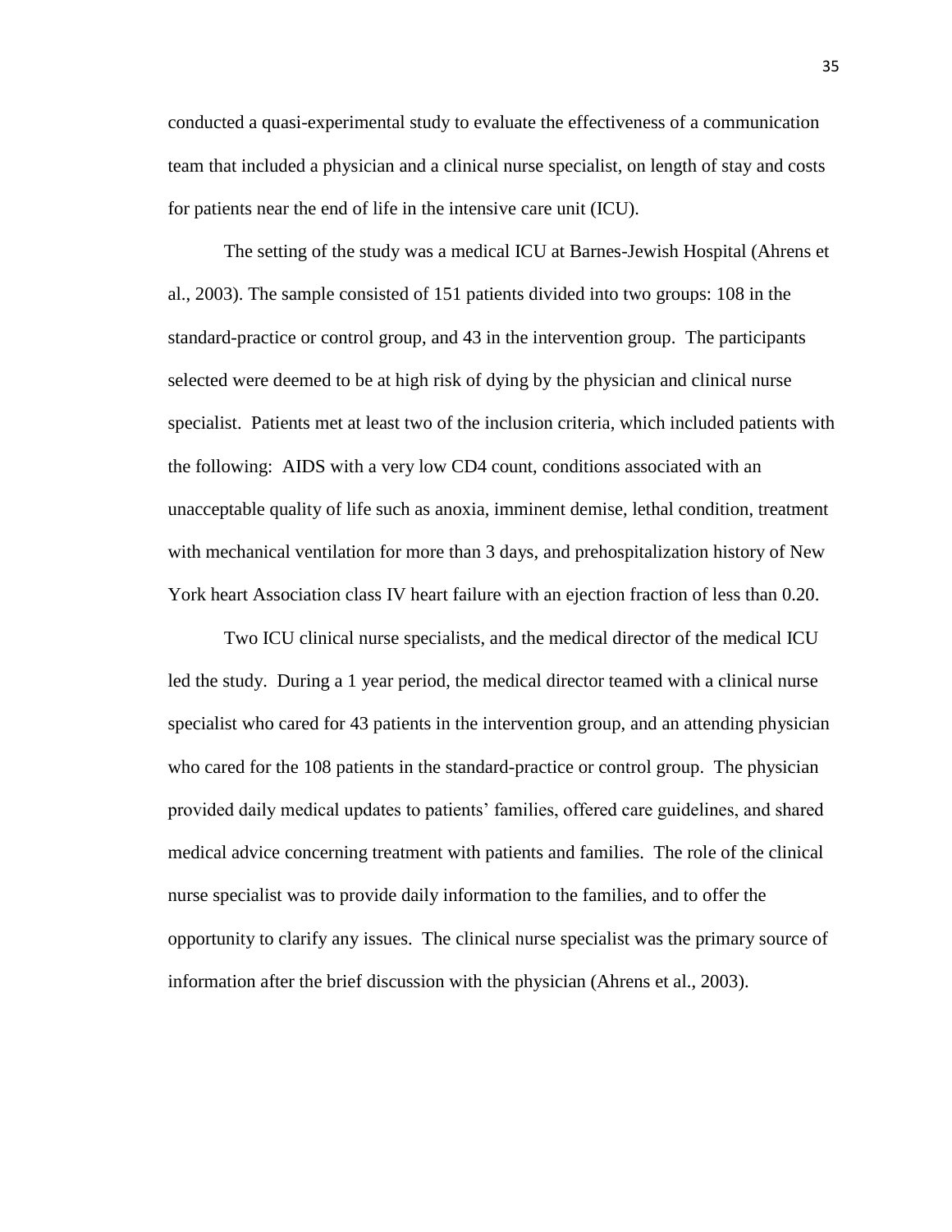conducted a quasi-experimental study to evaluate the effectiveness of a communication team that included a physician and a clinical nurse specialist, on length of stay and costs for patients near the end of life in the intensive care unit (ICU).

The setting of the study was a medical ICU at Barnes-Jewish Hospital (Ahrens et al., 2003). The sample consisted of 151 patients divided into two groups: 108 in the standard-practice or control group, and 43 in the intervention group. The participants selected were deemed to be at high risk of dying by the physician and clinical nurse specialist. Patients met at least two of the inclusion criteria, which included patients with the following: AIDS with a very low CD4 count, conditions associated with an unacceptable quality of life such as anoxia, imminent demise, lethal condition, treatment with mechanical ventilation for more than 3 days, and prehospitalization history of New York heart Association class IV heart failure with an ejection fraction of less than 0.20.

Two ICU clinical nurse specialists, and the medical director of the medical ICU led the study. During a 1 year period, the medical director teamed with a clinical nurse specialist who cared for 43 patients in the intervention group, and an attending physician who cared for the 108 patients in the standard-practice or control group. The physician provided daily medical updates to patients' families, offered care guidelines, and shared medical advice concerning treatment with patients and families. The role of the clinical nurse specialist was to provide daily information to the families, and to offer the opportunity to clarify any issues. The clinical nurse specialist was the primary source of information after the brief discussion with the physician (Ahrens et al., 2003).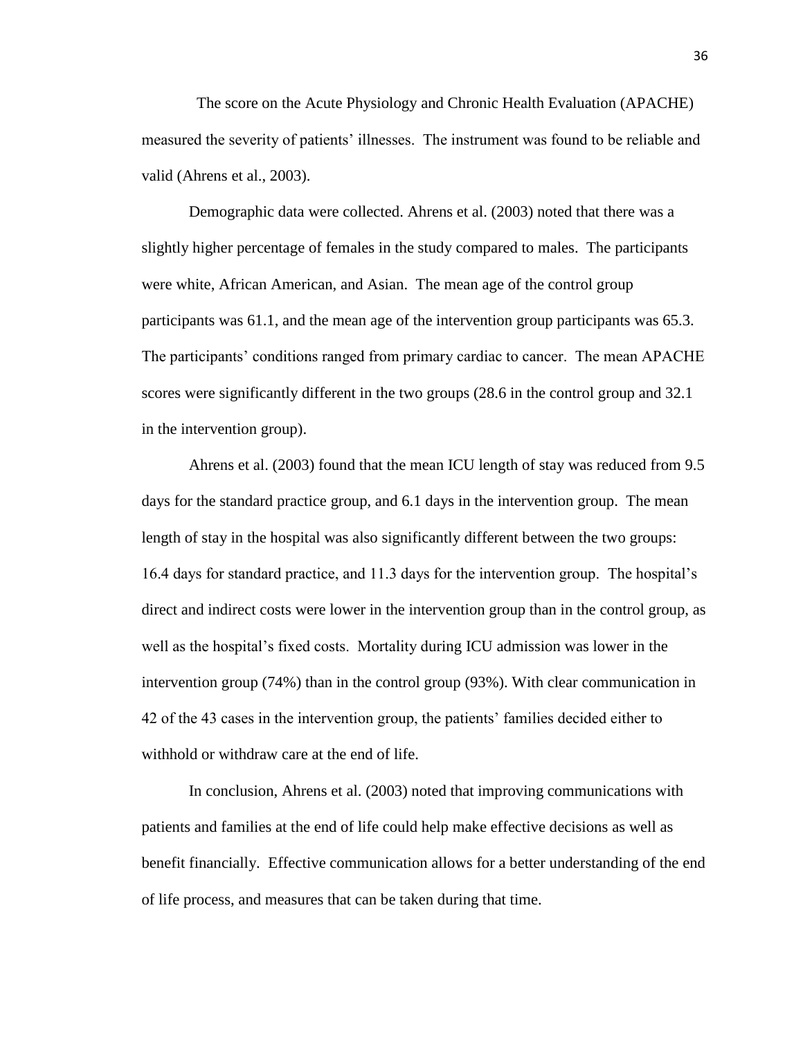The score on the Acute Physiology and Chronic Health Evaluation (APACHE) measured the severity of patients' illnesses. The instrument was found to be reliable and valid (Ahrens et al., 2003).

Demographic data were collected. Ahrens et al. (2003) noted that there was a slightly higher percentage of females in the study compared to males. The participants were white, African American, and Asian. The mean age of the control group participants was 61.1, and the mean age of the intervention group participants was 65.3. The participants' conditions ranged from primary cardiac to cancer. The mean APACHE scores were significantly different in the two groups (28.6 in the control group and 32.1 in the intervention group).

Ahrens et al. (2003) found that the mean ICU length of stay was reduced from 9.5 days for the standard practice group, and 6.1 days in the intervention group. The mean length of stay in the hospital was also significantly different between the two groups: 16.4 days for standard practice, and 11.3 days for the intervention group. The hospital's direct and indirect costs were lower in the intervention group than in the control group, as well as the hospital's fixed costs. Mortality during ICU admission was lower in the intervention group (74%) than in the control group (93%). With clear communication in 42 of the 43 cases in the intervention group, the patients' families decided either to withhold or withdraw care at the end of life.

In conclusion, Ahrens et al. (2003) noted that improving communications with patients and families at the end of life could help make effective decisions as well as benefit financially. Effective communication allows for a better understanding of the end of life process, and measures that can be taken during that time.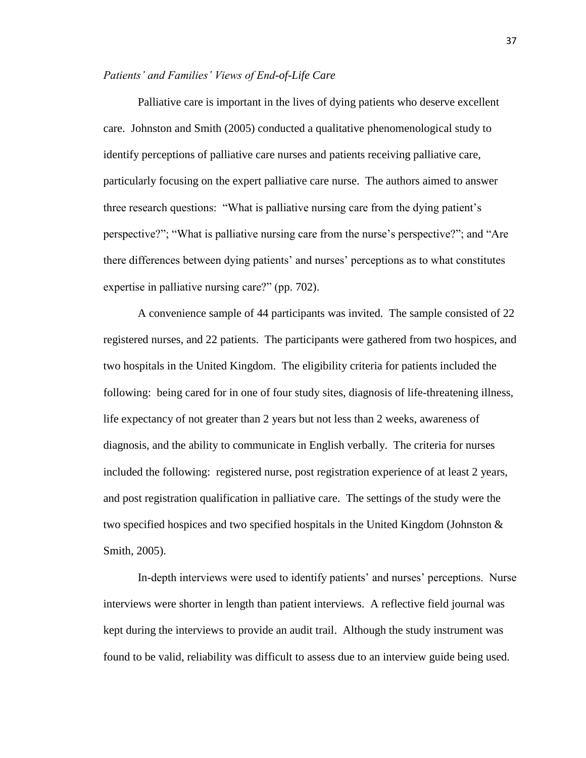*Patients' and Families' Views of End-of-Life Care*

Palliative care is important in the lives of dying patients who deserve excellent care. Johnston and Smith (2005) conducted a qualitative phenomenological study to identify perceptions of palliative care nurses and patients receiving palliative care, particularly focusing on the expert palliative care nurse. The authors aimed to answer three research questions: "What is palliative nursing care from the dying patient's perspective?"; "What is palliative nursing care from the nurse's perspective?"; and "Are there differences between dying patients' and nurses' perceptions as to what constitutes expertise in palliative nursing care?" (pp. 702).

A convenience sample of 44 participants was invited. The sample consisted of 22 registered nurses, and 22 patients. The participants were gathered from two hospices, and two hospitals in the United Kingdom. The eligibility criteria for patients included the following: being cared for in one of four study sites, diagnosis of life-threatening illness, life expectancy of not greater than 2 years but not less than 2 weeks, awareness of diagnosis, and the ability to communicate in English verbally. The criteria for nurses included the following: registered nurse, post registration experience of at least 2 years, and post registration qualification in palliative care. The settings of the study were the two specified hospices and two specified hospitals in the United Kingdom (Johnston & Smith, 2005).

In-depth interviews were used to identify patients' and nurses' perceptions. Nurse interviews were shorter in length than patient interviews. A reflective field journal was kept during the interviews to provide an audit trail. Although the study instrument was found to be valid, reliability was difficult to assess due to an interview guide being used.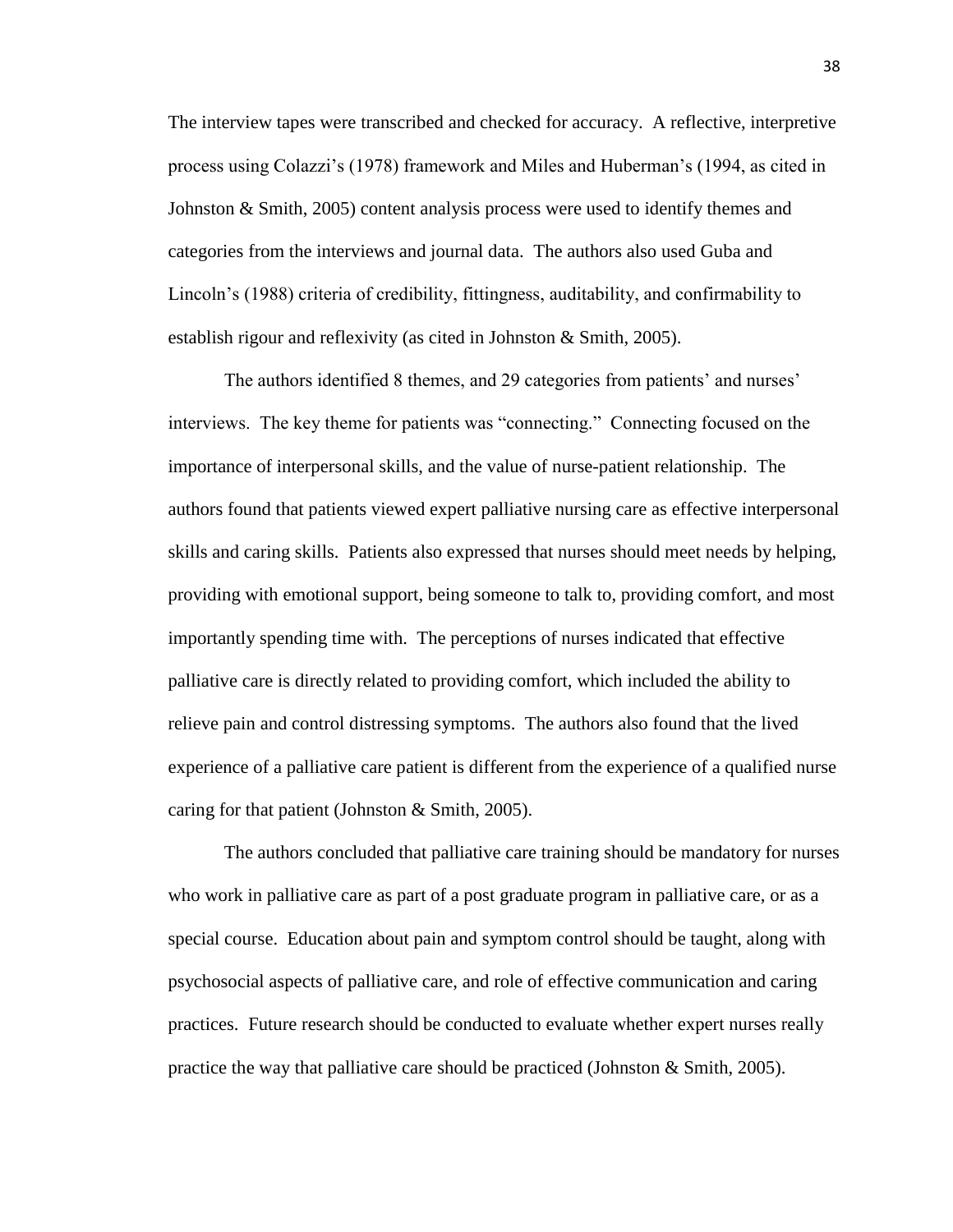The interview tapes were transcribed and checked for accuracy. A reflective, interpretive process using Colazzi's (1978) framework and Miles and Huberman's (1994, as cited in Johnston & Smith, 2005) content analysis process were used to identify themes and categories from the interviews and journal data. The authors also used Guba and Lincoln's (1988) criteria of credibility, fittingness, auditability, and confirmability to establish rigour and reflexivity (as cited in Johnston & Smith, 2005).

The authors identified 8 themes, and 29 categories from patients' and nurses' interviews. The key theme for patients was "connecting." Connecting focused on the importance of interpersonal skills, and the value of nurse-patient relationship. The authors found that patients viewed expert palliative nursing care as effective interpersonal skills and caring skills. Patients also expressed that nurses should meet needs by helping, providing with emotional support, being someone to talk to, providing comfort, and most importantly spending time with. The perceptions of nurses indicated that effective palliative care is directly related to providing comfort, which included the ability to relieve pain and control distressing symptoms. The authors also found that the lived experience of a palliative care patient is different from the experience of a qualified nurse caring for that patient (Johnston & Smith, 2005).

The authors concluded that palliative care training should be mandatory for nurses who work in palliative care as part of a post graduate program in palliative care, or as a special course. Education about pain and symptom control should be taught, along with psychosocial aspects of palliative care, and role of effective communication and caring practices. Future research should be conducted to evaluate whether expert nurses really practice the way that palliative care should be practiced (Johnston & Smith, 2005).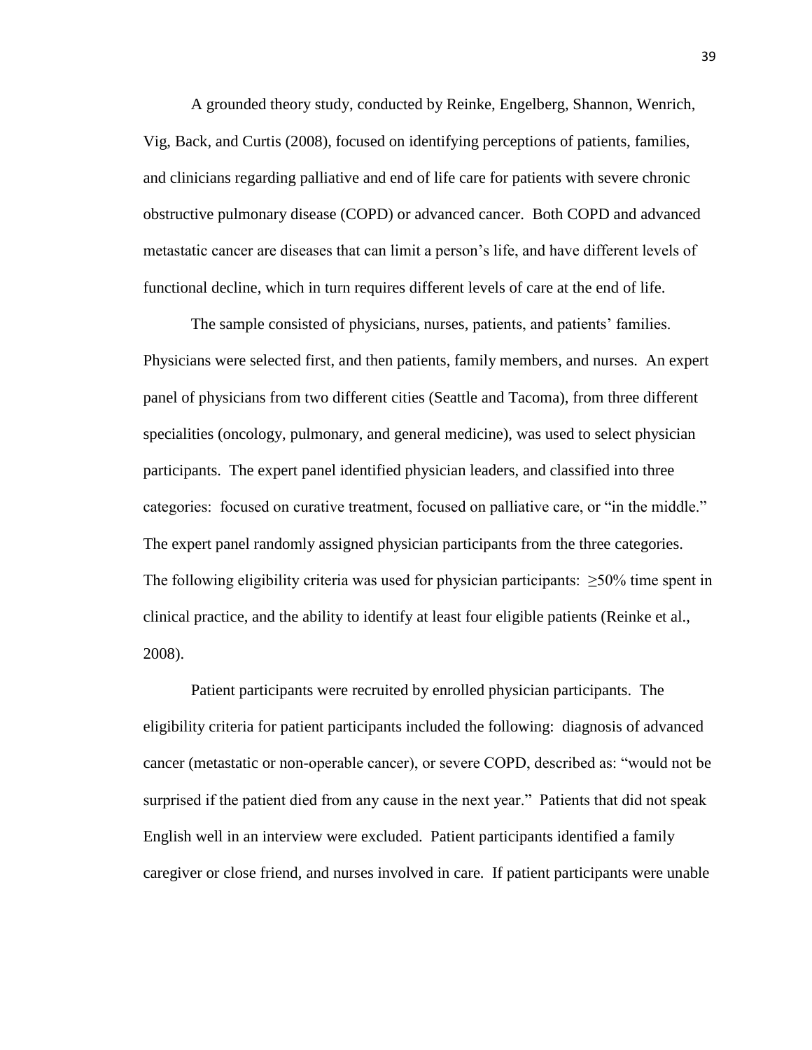A grounded theory study, conducted by Reinke, Engelberg, Shannon, Wenrich, Vig, Back, and Curtis (2008), focused on identifying perceptions of patients, families, and clinicians regarding palliative and end of life care for patients with severe chronic obstructive pulmonary disease (COPD) or advanced cancer. Both COPD and advanced metastatic cancer are diseases that can limit a person's life, and have different levels of functional decline, which in turn requires different levels of care at the end of life.

The sample consisted of physicians, nurses, patients, and patients' families. Physicians were selected first, and then patients, family members, and nurses. An expert panel of physicians from two different cities (Seattle and Tacoma), from three different specialities (oncology, pulmonary, and general medicine), was used to select physician participants. The expert panel identified physician leaders, and classified into three categories: focused on curative treatment, focused on palliative care, or "in the middle." The expert panel randomly assigned physician participants from the three categories. The following eligibility criteria was used for physician participants: ≥50% time spent in clinical practice, and the ability to identify at least four eligible patients (Reinke et al., 2008).

Patient participants were recruited by enrolled physician participants. The eligibility criteria for patient participants included the following: diagnosis of advanced cancer (metastatic or non-operable cancer), or severe COPD, described as: "would not be surprised if the patient died from any cause in the next year." Patients that did not speak English well in an interview were excluded. Patient participants identified a family caregiver or close friend, and nurses involved in care. If patient participants were unable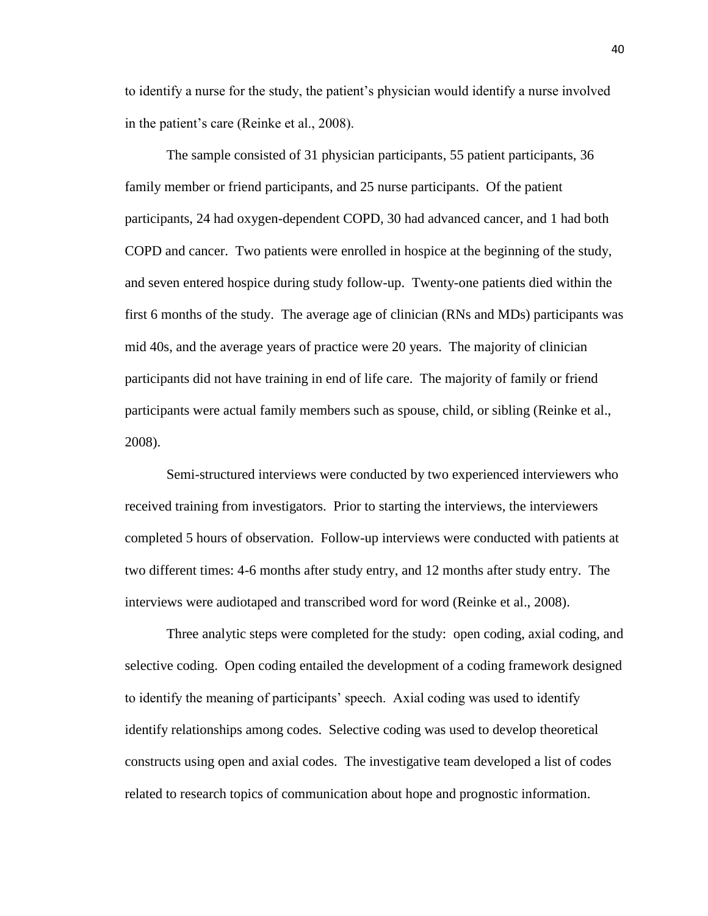to identify a nurse for the study, the patient's physician would identify a nurse involved in the patient's care (Reinke et al., 2008).

The sample consisted of 31 physician participants, 55 patient participants, 36 family member or friend participants, and 25 nurse participants. Of the patient participants, 24 had oxygen-dependent COPD, 30 had advanced cancer, and 1 had both COPD and cancer. Two patients were enrolled in hospice at the beginning of the study, and seven entered hospice during study follow-up. Twenty-one patients died within the first 6 months of the study. The average age of clinician (RNs and MDs) participants was mid 40s, and the average years of practice were 20 years. The majority of clinician participants did not have training in end of life care. The majority of family or friend participants were actual family members such as spouse, child, or sibling (Reinke et al., 2008).

Semi-structured interviews were conducted by two experienced interviewers who received training from investigators. Prior to starting the interviews, the interviewers completed 5 hours of observation. Follow-up interviews were conducted with patients at two different times: 4-6 months after study entry, and 12 months after study entry. The interviews were audiotaped and transcribed word for word (Reinke et al., 2008).

Three analytic steps were completed for the study: open coding, axial coding, and selective coding. Open coding entailed the development of a coding framework designed to identify the meaning of participants' speech. Axial coding was used to identify identify relationships among codes. Selective coding was used to develop theoretical constructs using open and axial codes. The investigative team developed a list of codes related to research topics of communication about hope and prognostic information.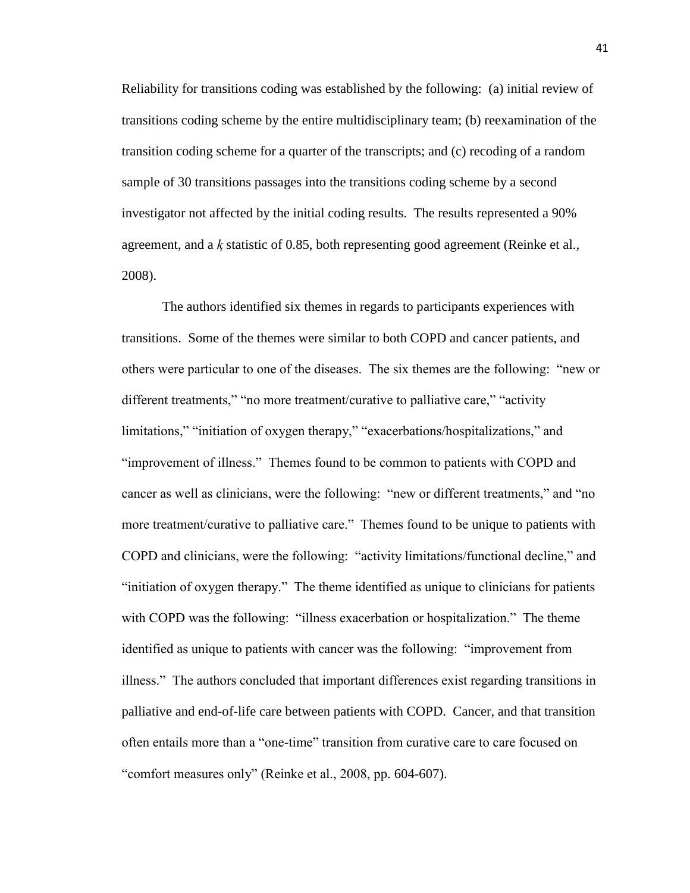Reliability for transitions coding was established by the following: (a) initial review of transitions coding scheme by the entire multidisciplinary team; (b) reexamination of the transition coding scheme for a quarter of the transcripts; and (c) recoding of a random sample of 30 transitions passages into the transitions coding scheme by a second investigator not affected by the initial coding results. The results represented a 90% agreement, and a $k$ statistic of 0.85, both representing good agreement (Reinke et al., 2008).

The authors identified six themes in regards to participants experiences with transitions. Some of the themes were similar to both COPD and cancer patients, and others were particular to one of the diseases. The six themes are the following: "new or different treatments," "no more treatment/curative to palliative care," "activity limitations," "initiation of oxygen therapy," "exacerbations/hospitalizations," and "improvement of illness." Themes found to be common to patients with COPD and cancer as well as clinicians, were the following: "new or different treatments," and "no more treatment/curative to palliative care." Themes found to be unique to patients with COPD and clinicians, were the following: "activity limitations/functional decline," and "initiation of oxygen therapy." The theme identified as unique to clinicians for patients with COPD was the following: "illness exacerbation or hospitalization." The theme identified as unique to patients with cancer was the following: "improvement from illness." The authors concluded that important differences exist regarding transitions in palliative and end-of-life care between patients with COPD. Cancer, and that transition often entails more than a "one-time" transition from curative care to care focused on "comfort measures only" (Reinke et al., 2008, pp. 604-607).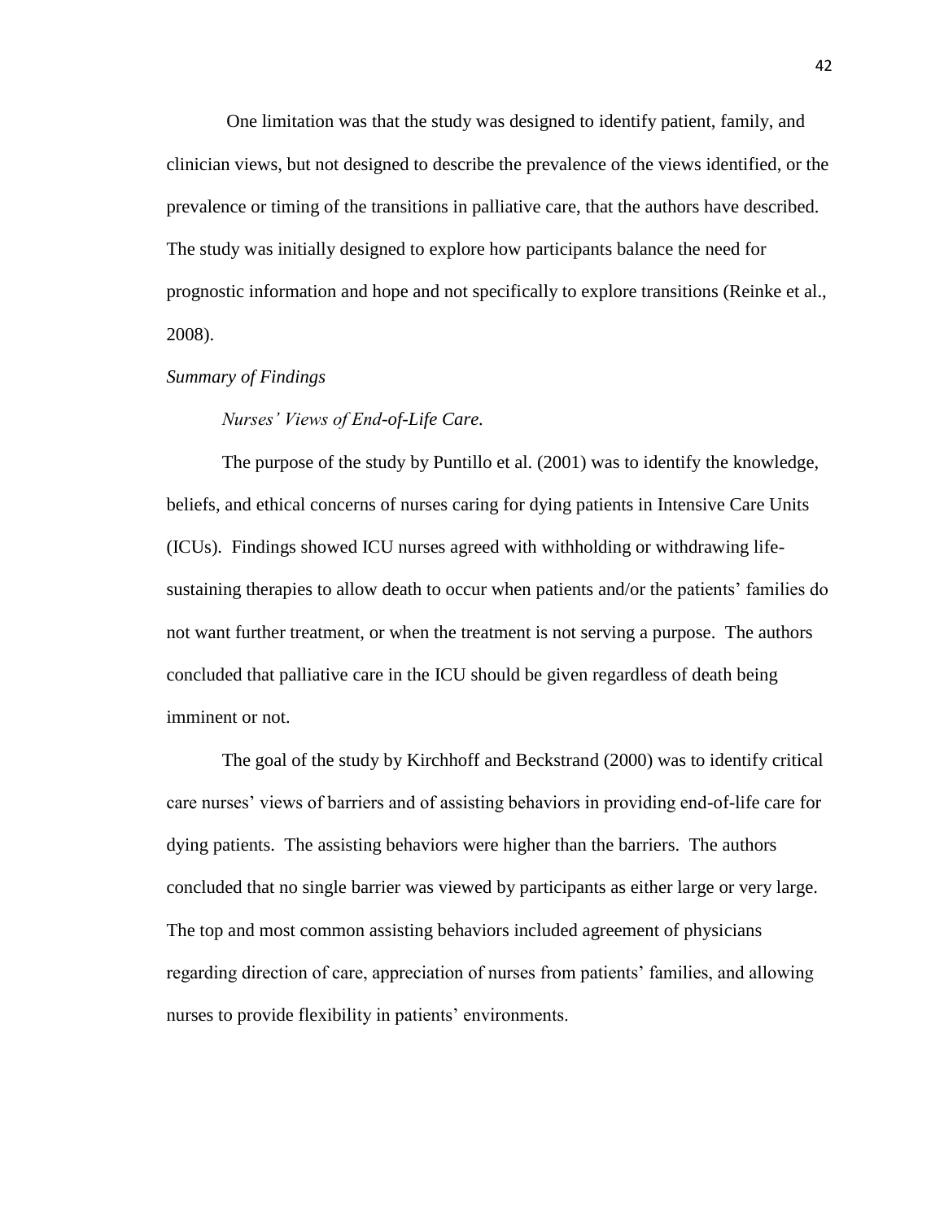One limitation was that the study was designed to identify patient, family, and clinician views, but not designed to describe the prevalence of the views identified, or the prevalence or timing of the transitions in palliative care, that the authors have described. The study was initially designed to explore how participants balance the need for prognostic information and hope and not specifically to explore transitions (Reinke et al., 2008).

### *Summary of Findings*

#### *Nurses' Views of End-of-Life Care.*

The purpose of the study by Puntillo et al. (2001) was to identify the knowledge, beliefs, and ethical concerns of nurses caring for dying patients in Intensive Care Units (ICUs). Findings showed ICU nurses agreed with withholding or withdrawing life-sustaining therapies to allow death to occur when patients and/or the patients' families do not want further treatment, or when the treatment is not serving a purpose. The authors concluded that palliative care in the ICU should be given regardless of death being imminent or not.

The goal of the study by Kirchhoff and Beckstrand (2000) was to identify critical care nurses' views of barriers and of assisting behaviors in providing end-of-life care for dying patients. The assisting behaviors were higher than the barriers. The authors concluded that no single barrier was viewed by participants as either large or very large. The top and most common assisting behaviors included agreement of physicians regarding direction of care, appreciation of nurses from patients' families, and allowing nurses to provide flexibility in patients' environments.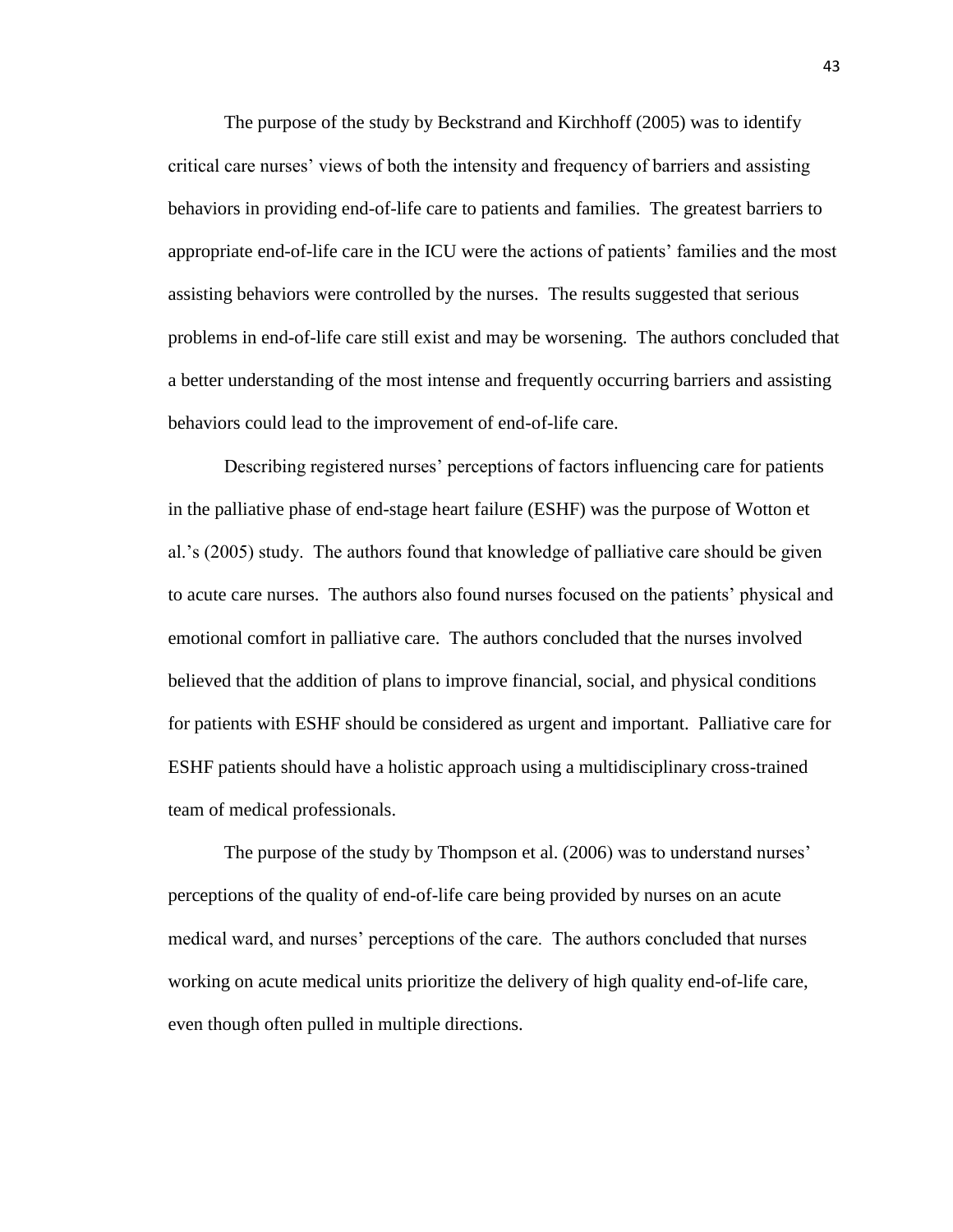The purpose of the study by Beckstrand and Kirchhoff (2005) was to identify critical care nurses' views of both the intensity and frequency of barriers and assisting behaviors in providing end-of-life care to patients and families. The greatest barriers to appropriate end-of-life care in the ICU were the actions of patients' families and the most assisting behaviors were controlled by the nurses. The results suggested that serious problems in end-of-life care still exist and may be worsening. The authors concluded that a better understanding of the most intense and frequently occurring barriers and assisting behaviors could lead to the improvement of end-of-life care.

Describing registered nurses' perceptions of factors influencing care for patients in the palliative phase of end-stage heart failure (ESHF) was the purpose of Wotton et al.'s (2005) study. The authors found that knowledge of palliative care should be given to acute care nurses. The authors also found nurses focused on the patients' physical and emotional comfort in palliative care. The authors concluded that the nurses involved believed that the addition of plans to improve financial, social, and physical conditions for patients with ESHF should be considered as urgent and important. Palliative care for ESHF patients should have a holistic approach using a multidisciplinary cross-trained team of medical professionals.

The purpose of the study by Thompson et al. (2006) was to understand nurses' perceptions of the quality of end-of-life care being provided by nurses on an acute medical ward, and nurses' perceptions of the care. The authors concluded that nurses working on acute medical units prioritize the delivery of high quality end-of-life care, even though often pulled in multiple directions.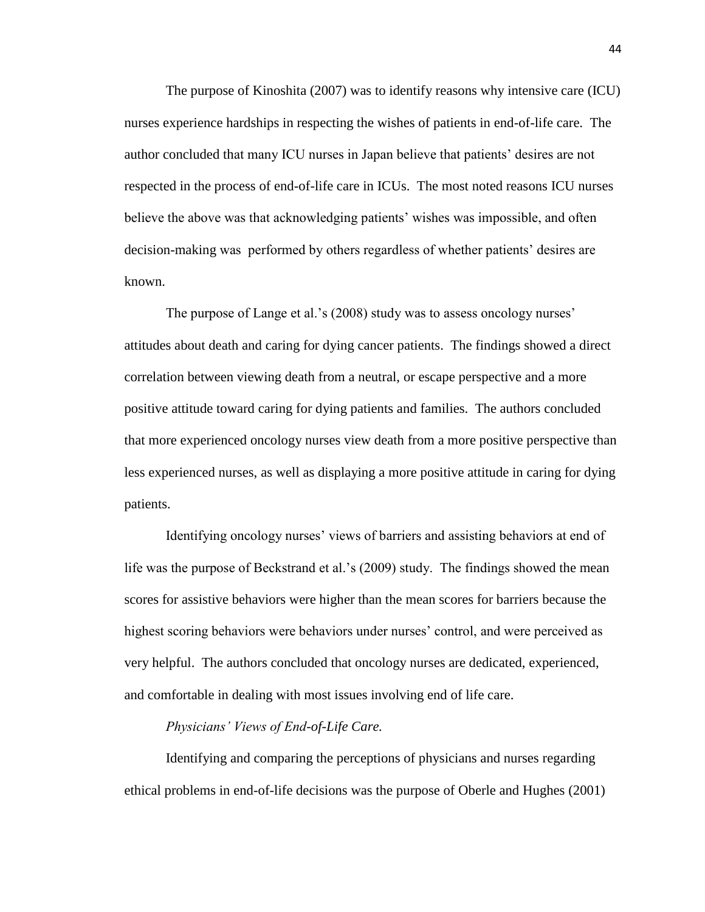The purpose of Kinoshita (2007) was to identify reasons why intensive care (ICU) nurses experience hardships in respecting the wishes of patients in end-of-life care. The author concluded that many ICU nurses in Japan believe that patients' desires are not respected in the process of end-of-life care in ICUs. The most noted reasons ICU nurses believe the above was that acknowledging patients' wishes was impossible, and often decision-making was performed by others regardless of whether patients' desires are known.

The purpose of Lange et al.'s (2008) study was to assess oncology nurses' attitudes about death and caring for dying cancer patients. The findings showed a direct correlation between viewing death from a neutral, or escape perspective and a more positive attitude toward caring for dying patients and families. The authors concluded that more experienced oncology nurses view death from a more positive perspective than less experienced nurses, as well as displaying a more positive attitude in caring for dying patients.

Identifying oncology nurses' views of barriers and assisting behaviors at end of life was the purpose of Beckstrand et al.'s (2009) study. The findings showed the mean scores for assistive behaviors were higher than the mean scores for barriers because the highest scoring behaviors were behaviors under nurses' control, and were perceived as very helpful. The authors concluded that oncology nurses are dedicated, experienced, and comfortable in dealing with most issues involving end of life care.

*Physicians' Views of End-of-Life Care.*

Identifying and comparing the perceptions of physicians and nurses regarding ethical problems in end-of-life decisions was the purpose of Oberle and Hughes (2001)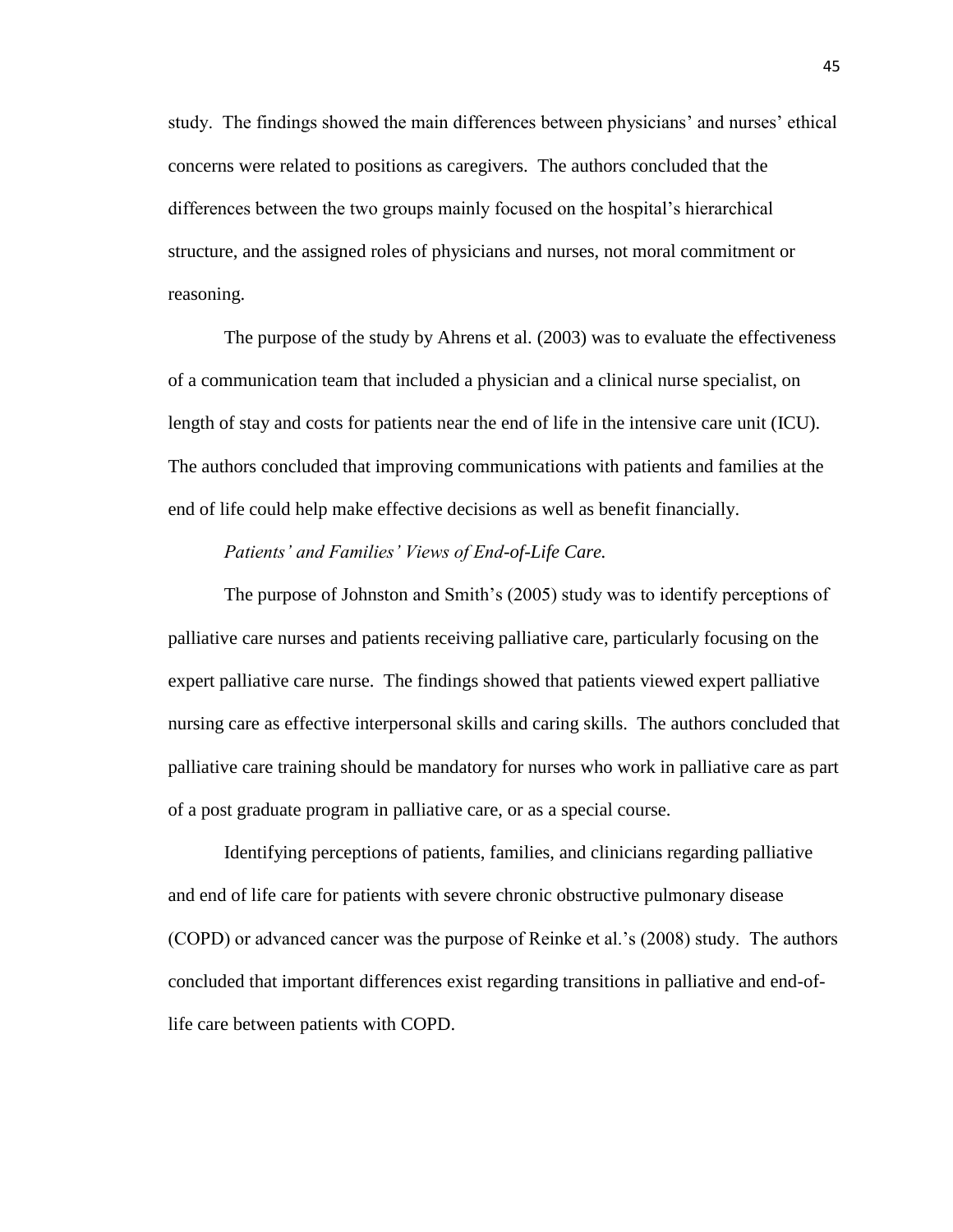study. The findings showed the main differences between physicians' and nurses' ethical concerns were related to positions as caregivers. The authors concluded that the differences between the two groups mainly focused on the hospital's hierarchical structure, and the assigned roles of physicians and nurses, not moral commitment or reasoning.

The purpose of the study by Ahrens et al. (2003) was to evaluate the effectiveness of a communication team that included a physician and a clinical nurse specialist, on length of stay and costs for patients near the end of life in the intensive care unit (ICU). The authors concluded that improving communications with patients and families at the end of life could help make effective decisions as well as benefit financially.

*Patients' and Families' Views of End-of-Life Care.*

The purpose of Johnston and Smith's (2005) study was to identify perceptions of palliative care nurses and patients receiving palliative care, particularly focusing on the expert palliative care nurse. The findings showed that patients viewed expert palliative nursing care as effective interpersonal skills and caring skills. The authors concluded that palliative care training should be mandatory for nurses who work in palliative care as part of a post graduate program in palliative care, or as a special course.

Identifying perceptions of patients, families, and clinicians regarding palliative and end of life care for patients with severe chronic obstructive pulmonary disease (COPD) or advanced cancer was the purpose of Reinke et al.'s (2008) study. The authors concluded that important differences exist regarding transitions in palliative and end-of-life care between patients with COPD.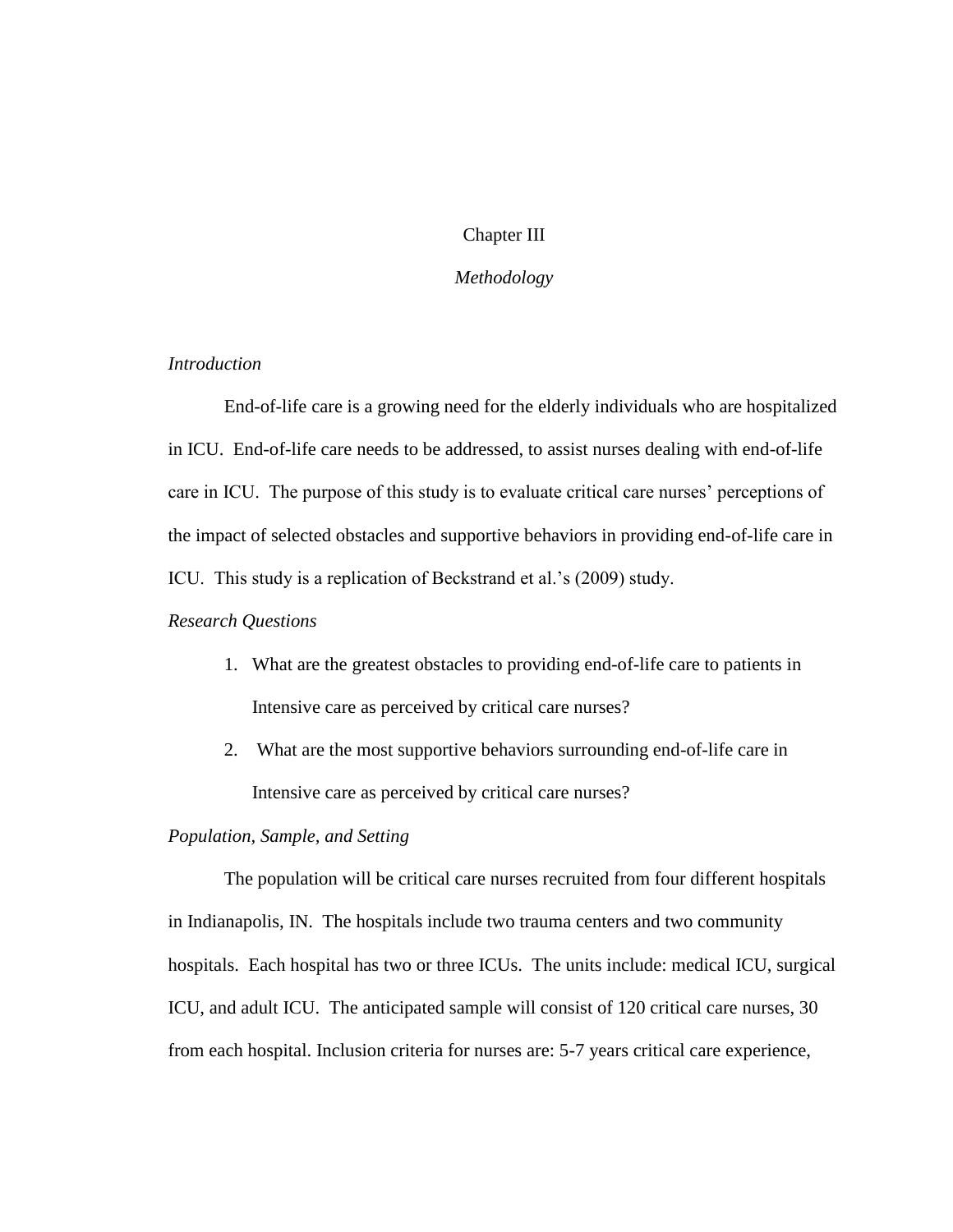# Chapter III

## *Methodology*

### *Introduction*

End-of-life care is a growing need for the elderly individuals who are hospitalized in ICU. End-of-life care needs to be addressed, to assist nurses dealing with end-of-life care in ICU. The purpose of this study is to evaluate critical care nurses' perceptions of the impact of selected obstacles and supportive behaviors in providing end-of-life care in ICU. This study is a replication of Beckstrand et al.'s (2009) study.

### *Research Questions*

1. What are the greatest obstacles to providing end-of-life care to patients in Intensive care as perceived by critical care nurses?
2. What are the most supportive behaviors surrounding end-of-life care in Intensive care as perceived by critical care nurses?

### *Population, Sample, and Setting*

The population will be critical care nurses recruited from four different hospitals in Indianapolis, IN. The hospitals include two trauma centers and two community hospitals. Each hospital has two or three ICUs. The units include: medical ICU, surgical ICU, and adult ICU. The anticipated sample will consist of 120 critical care nurses, 30 from each hospital. Inclusion criteria for nurses are: 5-7 years critical care experience,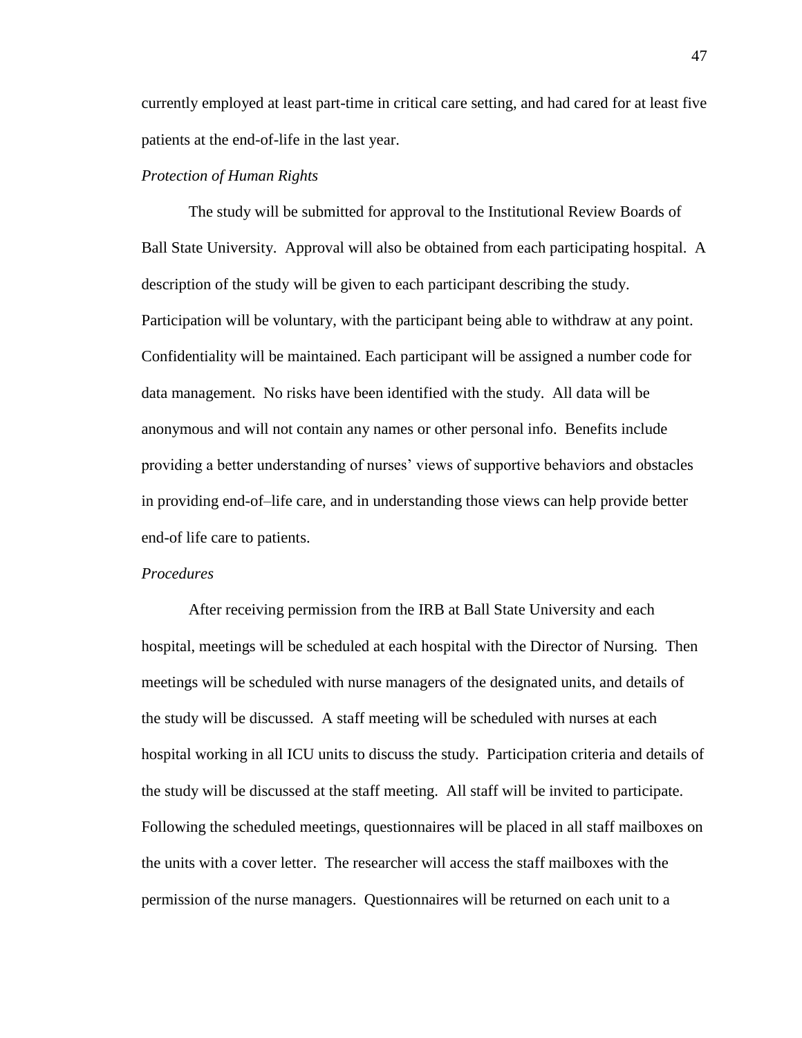currently employed at least part-time in critical care setting, and had cared for at least five patients at the end-of-life in the last year.

*Protection of Human Rights*

The study will be submitted for approval to the Institutional Review Boards of Ball State University. Approval will also be obtained from each participating hospital. A description of the study will be given to each participant describing the study. Participation will be voluntary, with the participant being able to withdraw at any point. Confidentiality will be maintained. Each participant will be assigned a number code for data management. No risks have been identified with the study. All data will be anonymous and will not contain any names or other personal info. Benefits include providing a better understanding of nurses' views of supportive behaviors and obstacles in providing end-of–life care, and in understanding those views can help provide better end-of life care to patients.

*Procedures*

After receiving permission from the IRB at Ball State University and each hospital, meetings will be scheduled at each hospital with the Director of Nursing. Then meetings will be scheduled with nurse managers of the designated units, and details of the study will be discussed. A staff meeting will be scheduled with nurses at each hospital working in all ICU units to discuss the study. Participation criteria and details of the study will be discussed at the staff meeting. All staff will be invited to participate. Following the scheduled meetings, questionnaires will be placed in all staff mailboxes on the units with a cover letter. The researcher will access the staff mailboxes with the permission of the nurse managers. Questionnaires will be returned on each unit to a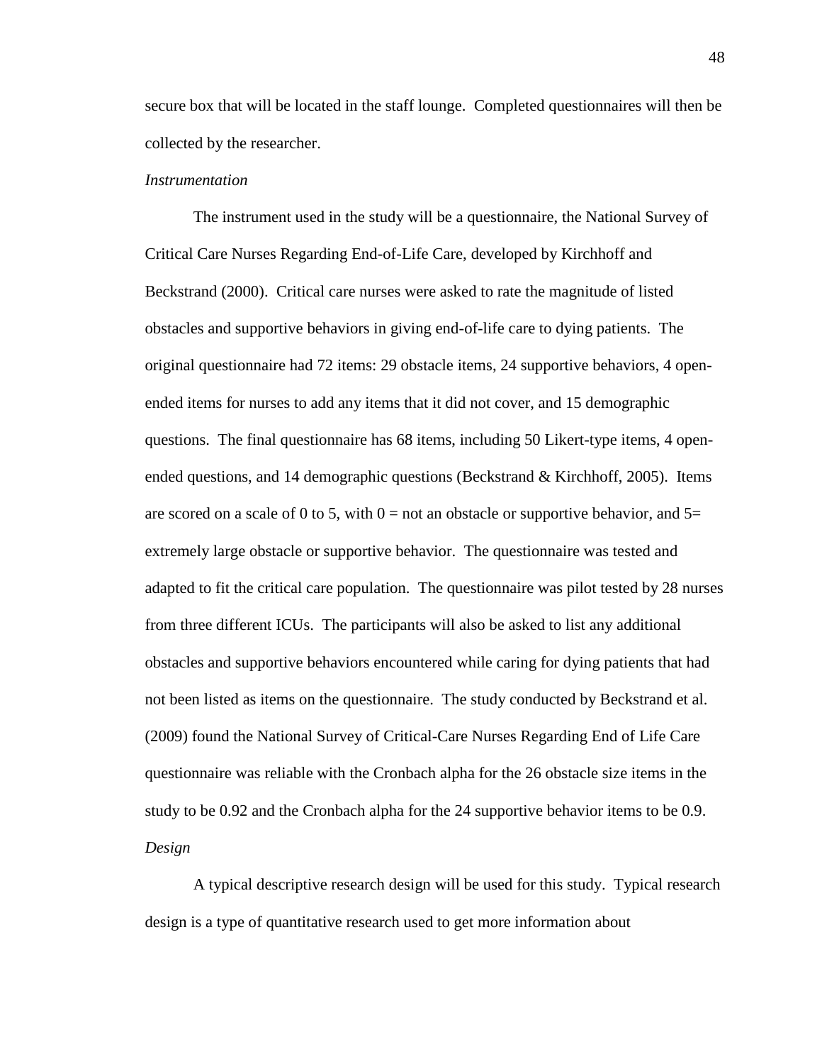secure box that will be located in the staff lounge. Completed questionnaires will then be collected by the researcher.

*Instrumentation*

The instrument used in the study will be a questionnaire, the National Survey of Critical Care Nurses Regarding End-of-Life Care, developed by Kirchhoff and Beckstrand (2000). Critical care nurses were asked to rate the magnitude of listed obstacles and supportive behaviors in giving end-of-life care to dying patients. The original questionnaire had 72 items: 29 obstacle items, 24 supportive behaviors, 4 open-ended items for nurses to add any items that it did not cover, and 15 demographic questions. The final questionnaire has 68 items, including 50 Likert-type items, 4 open-ended questions, and 14 demographic questions (Beckstrand & Kirchhoff, 2005). Items are scored on a scale of 0 to 5, with 0 = not an obstacle or supportive behavior, and 5= extremely large obstacle or supportive behavior. The questionnaire was tested and adapted to fit the critical care population. The questionnaire was pilot tested by 28 nurses from three different ICUs. The participants will also be asked to list any additional obstacles and supportive behaviors encountered while caring for dying patients that had not been listed as items on the questionnaire. The study conducted by Beckstrand et al. (2009) found the National Survey of Critical-Care Nurses Regarding End of Life Care questionnaire was reliable with the Cronbach alpha for the 26 obstacle size items in the study to be 0.92 and the Cronbach alpha for the 24 supportive behavior items to be 0.9.

*Design*

A typical descriptive research design will be used for this study. Typical research design is a type of quantitative research used to get more information about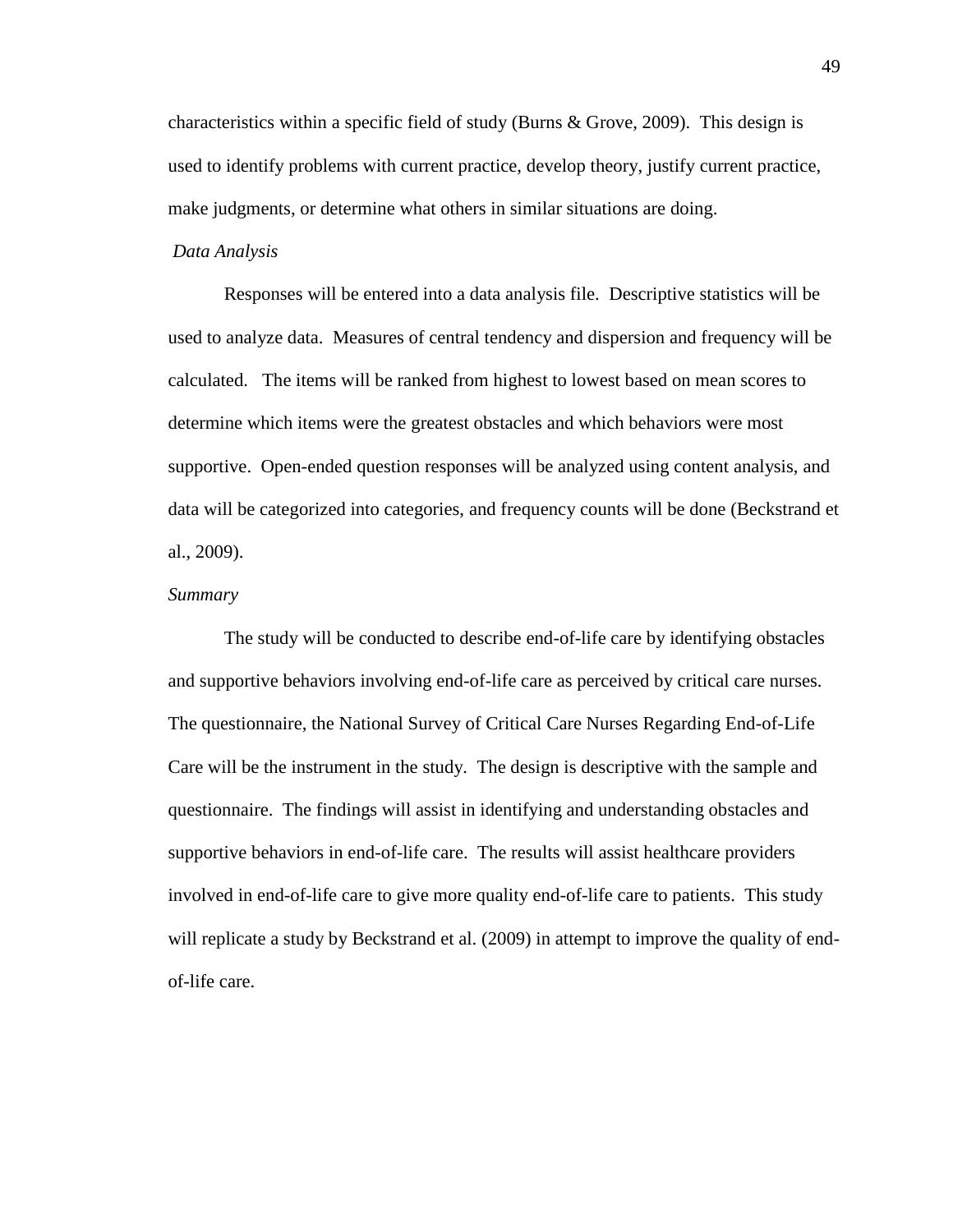characteristics within a specific field of study (Burns & Grove, 2009). This design is used to identify problems with current practice, develop theory, justify current practice, make judgments, or determine what others in similar situations are doing.

### *Data Analysis*

Responses will be entered into a data analysis file. Descriptive statistics will be used to analyze data. Measures of central tendency and dispersion and frequency will be calculated. The items will be ranked from highest to lowest based on mean scores to determine which items were the greatest obstacles and which behaviors were most supportive. Open-ended question responses will be analyzed using content analysis, and data will be categorized into categories, and frequency counts will be done (Beckstrand et al., 2009).

### *Summary*

The study will be conducted to describe end-of-life care by identifying obstacles and supportive behaviors involving end-of-life care as perceived by critical care nurses. The questionnaire, the National Survey of Critical Care Nurses Regarding End-of-Life Care will be the instrument in the study. The design is descriptive with the sample and questionnaire. The findings will assist in identifying and understanding obstacles and supportive behaviors in end-of-life care. The results will assist healthcare providers involved in end-of-life care to give more quality end-of-life care to patients. This study will replicate a study by Beckstrand et al. (2009) in attempt to improve the quality of end-of-life care.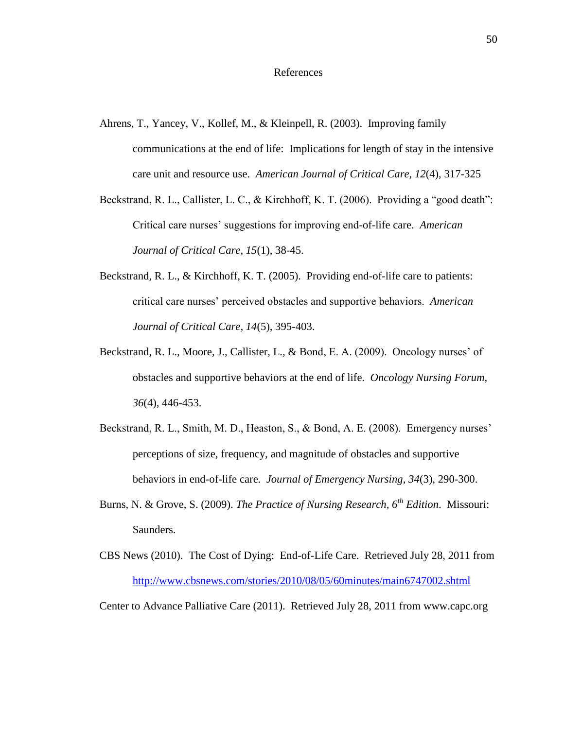# References

Ahrens, T., Yancey, V., Kollef, M., & Kleinpell, R. (2003). Improving family communications at the end of life: Implications for length of stay in the intensive care unit and resource use. *American Journal of Critical Care, 12*(4), 317-325

Beckstrand, R. L., Callister, L. C., & Kirchhoff, K. T. (2006). Providing a "good death": Critical care nurses' suggestions for improving end-of-life care. *American Journal of Critical Care, 15*(1), 38-45.

Beckstrand, R. L., & Kirchhoff, K. T. (2005). Providing end-of-life care to patients: critical care nurses' perceived obstacles and supportive behaviors. *American Journal of Critical Care, 14*(5), 395-403.

Beckstrand, R. L., Moore, J., Callister, L., & Bond, E. A. (2009). Oncology nurses' of obstacles and supportive behaviors at the end of life. *Oncology Nursing Forum, 36*(4), 446-453.

Beckstrand, R. L., Smith, M. D., Heaston, S., & Bond, A. E. (2008). Emergency nurses' perceptions of size, frequency, and magnitude of obstacles and supportive behaviors in end-of-life care. *Journal of Emergency Nursing, 34*(3), 290-300.

Burns, N. & Grove, S. (2009). *The Practice of Nursing Research, 6th Edition*. Missouri: Saunders.

CBS News (2010). The Cost of Dying: End-of-Life Care. Retrieved July 28, 2011 from http://www.cbsnews.com/stories/2010/08/05/60minutes/main6747002.shtml

Center to Advance Palliative Care (2011). Retrieved July 28, 2011 from www.capc.org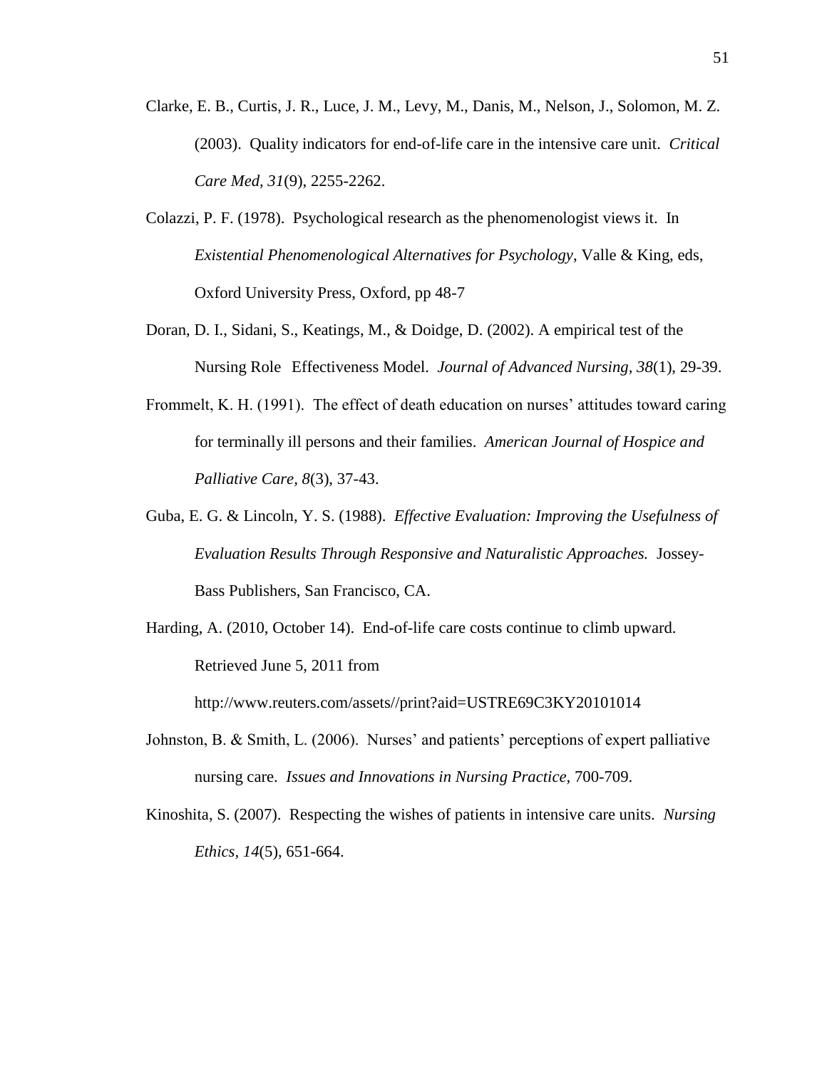Clarke, E. B., Curtis, J. R., Luce, J. M., Levy, M., Danis, M., Nelson, J., Solomon, M. Z. (2003). Quality indicators for end-of-life care in the intensive care unit. *Critical Care Med, 31*(9), 2255-2262.

Colazzi, P. F. (1978). Psychological research as the phenomenologist views it. In *Existential Phenomenological Alternatives for Psychology*, Valle & King, eds, Oxford University Press, Oxford, pp 48-7

Doran, D. I., Sidani, S., Keatings, M., & Doidge, D. (2002). A empirical test of the Nursing Role Effectiveness Model. *Journal of Advanced Nursing, 38*(1), 29-39.

Frommelt, K. H. (1991). The effect of death education on nurses' attitudes toward caring for terminally ill persons and their families. *American Journal of Hospice and Palliative Care, 8*(3), 37-43.

Guba, E. G. & Lincoln, Y. S. (1988). *Effective Evaluation: Improving the Usefulness of Evaluation Results Through Responsive and Naturalistic Approaches.* Jossey-Bass Publishers, San Francisco, CA.

Harding, A. (2010, October 14). End-of-life care costs continue to climb upward. Retrieved June 5, 2011 from http://www.reuters.com/assets//print?aid=USTRE69C3KY20101014

Johnston, B. & Smith, L. (2006). Nurses' and patients' perceptions of expert palliative nursing care. *Issues and Innovations in Nursing Practice,* 700-709.

Kinoshita, S. (2007). Respecting the wishes of patients in intensive care units. *Nursing Ethics, 14*(5), 651-664.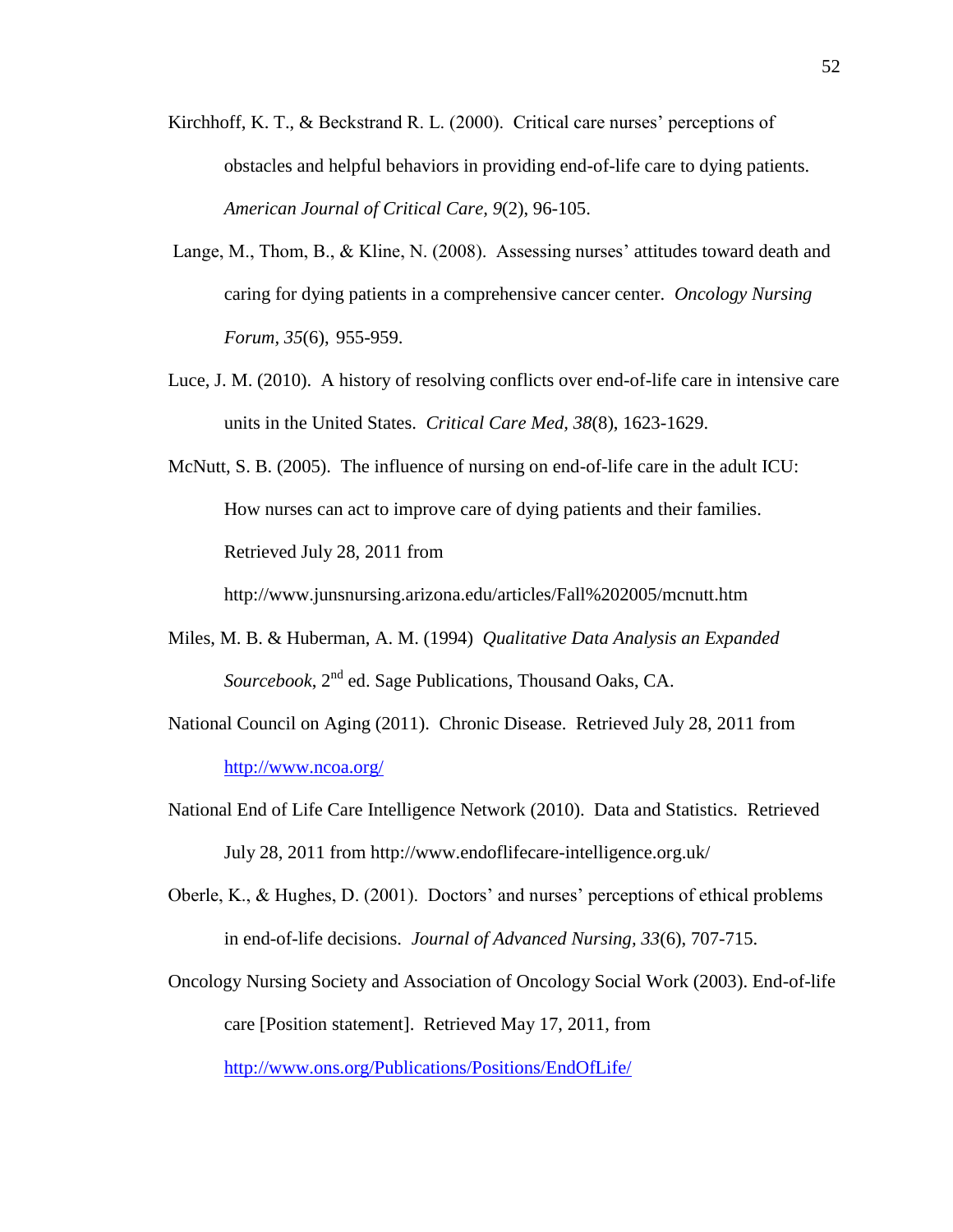Kirchhoff, K. T., & Beckstrand R. L. (2000). Critical care nurses' perceptions of obstacles and helpful behaviors in providing end-of-life care to dying patients. *American Journal of Critical Care, 9*(2), 96-105.

Lange, M., Thom, B., & Kline, N. (2008). Assessing nurses' attitudes toward death and caring for dying patients in a comprehensive cancer center. *Oncology Nursing Forum, 35*(6), 955-959.

Luce, J. M. (2010). A history of resolving conflicts over end-of-life care in intensive care units in the United States. *Critical Care Med, 38*(8), 1623-1629.

McNutt, S. B. (2005). The influence of nursing on end-of-life care in the adult ICU: How nurses can act to improve care of dying patients and their families. Retrieved July 28, 2011 from http://www.junsnursing.arizona.edu/articles/Fall%202005/mcnutt.htm

Miles, M. B. & Huberman, A. M. (1994) *Qualitative Data Analysis an Expanded Sourcebook*, 2nd ed. Sage Publications, Thousand Oaks, CA.

National Council on Aging (2011). Chronic Disease. Retrieved July 28, 2011 from http://www.ncoa.org/

National End of Life Care Intelligence Network (2010). Data and Statistics. Retrieved July 28, 2011 from http://www.endoflifecare-intelligence.org.uk/

Oberle, K., & Hughes, D. (2001). Doctors' and nurses' perceptions of ethical problems in end-of-life decisions. *Journal of Advanced Nursing, 33*(6), 707-715.

Oncology Nursing Society and Association of Oncology Social Work (2003). End-of-life care [Position statement]. Retrieved May 17, 2011, from http://www.ons.org/Publications/Positions/EndOfLife/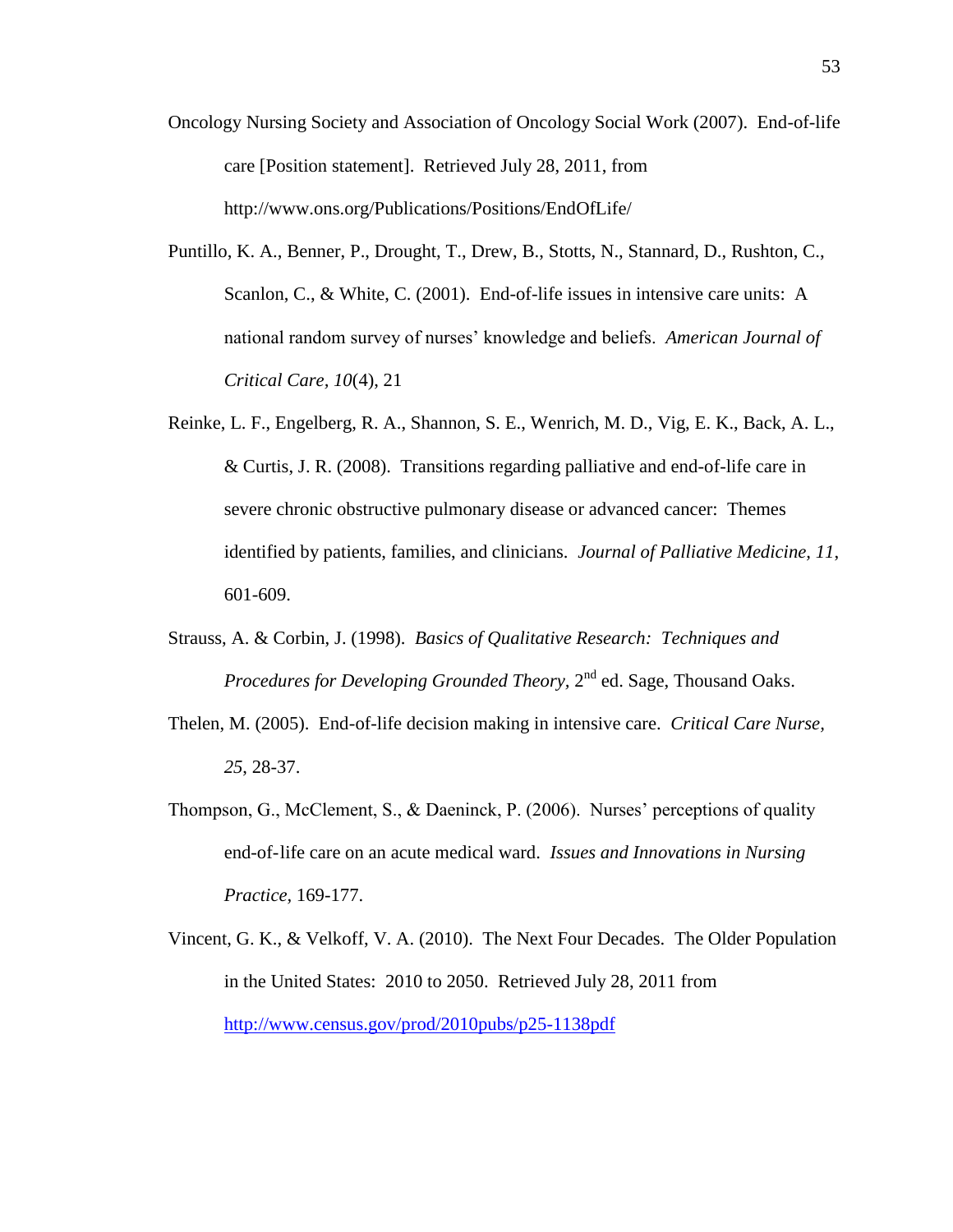Oncology Nursing Society and Association of Oncology Social Work (2007). End-of-life care [Position statement]. Retrieved July 28, 2011, from http://www.ons.org/Publications/Positions/EndOfLife/

Puntillo, K. A., Benner, P., Drought, T., Drew, B., Stotts, N., Stannard, D., Rushton, C., Scanlon, C., & White, C. (2001). End-of-life issues in intensive care units: A national random survey of nurses' knowledge and beliefs. *American Journal of Critical Care*, *10*(4), 21

Reinke, L. F., Engelberg, R. A., Shannon, S. E., Wenrich, M. D., Vig, E. K., Back, A. L., & Curtis, J. R. (2008). Transitions regarding palliative and end-of-life care in severe chronic obstructive pulmonary disease or advanced cancer: Themes identified by patients, families, and clinicians. *Journal of Palliative Medicine, 11*, 601-609.

Strauss, A. & Corbin, J. (1998). *Basics of Qualitative Research: Techniques and Procedures for Developing Grounded Theory*, 2nd ed. Sage, Thousand Oaks.

Thelen, M. (2005). End-of-life decision making in intensive care. *Critical Care Nurse, 25*, 28-37.

Thompson, G., McClement, S., & Daeninck, P. (2006). Nurses' perceptions of quality end-of-life care on an acute medical ward. *Issues and Innovations in Nursing Practice*, 169-177.

Vincent, G. K., & Velkoff, V. A. (2010). The Next Four Decades. The Older Population in the United States: 2010 to 2050. Retrieved July 28, 2011 from http://www.census.gov/prod/2010pubs/p25-1138pdf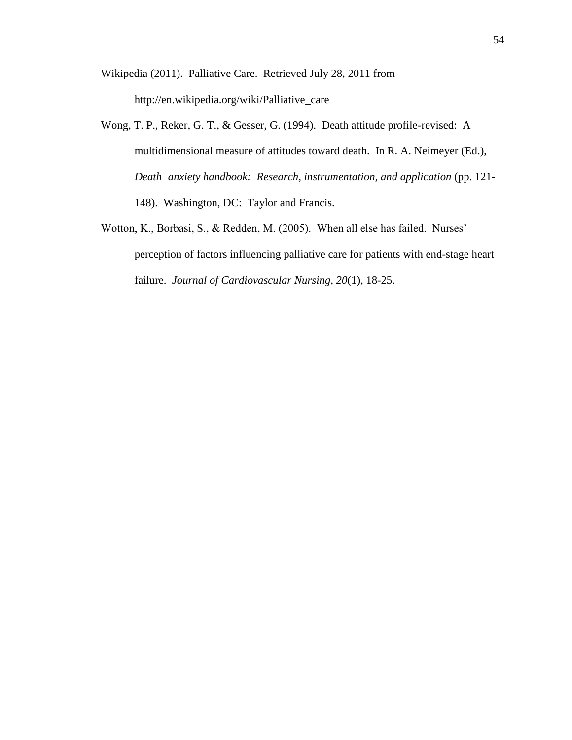Wikipedia (2011). Palliative Care. Retrieved July 28, 2011 from http://en.wikipedia.org/wiki/Palliative_care

Wong, T. P., Reker, G. T., & Gesser, G. (1994). Death attitude profile-revised: A multidimensional measure of attitudes toward death. In R. A. Neimeyer (Ed.), *Death anxiety handbook: Research, instrumentation, and application* (pp. 121-148). Washington, DC: Taylor and Francis.

Wotton, K., Borbasi, S., & Redden, M. (2005). When all else has failed. Nurses' perception of factors influencing palliative care for patients with end-stage heart failure. *Journal of Cardiovascular Nursing, 20*(1), 18-25.